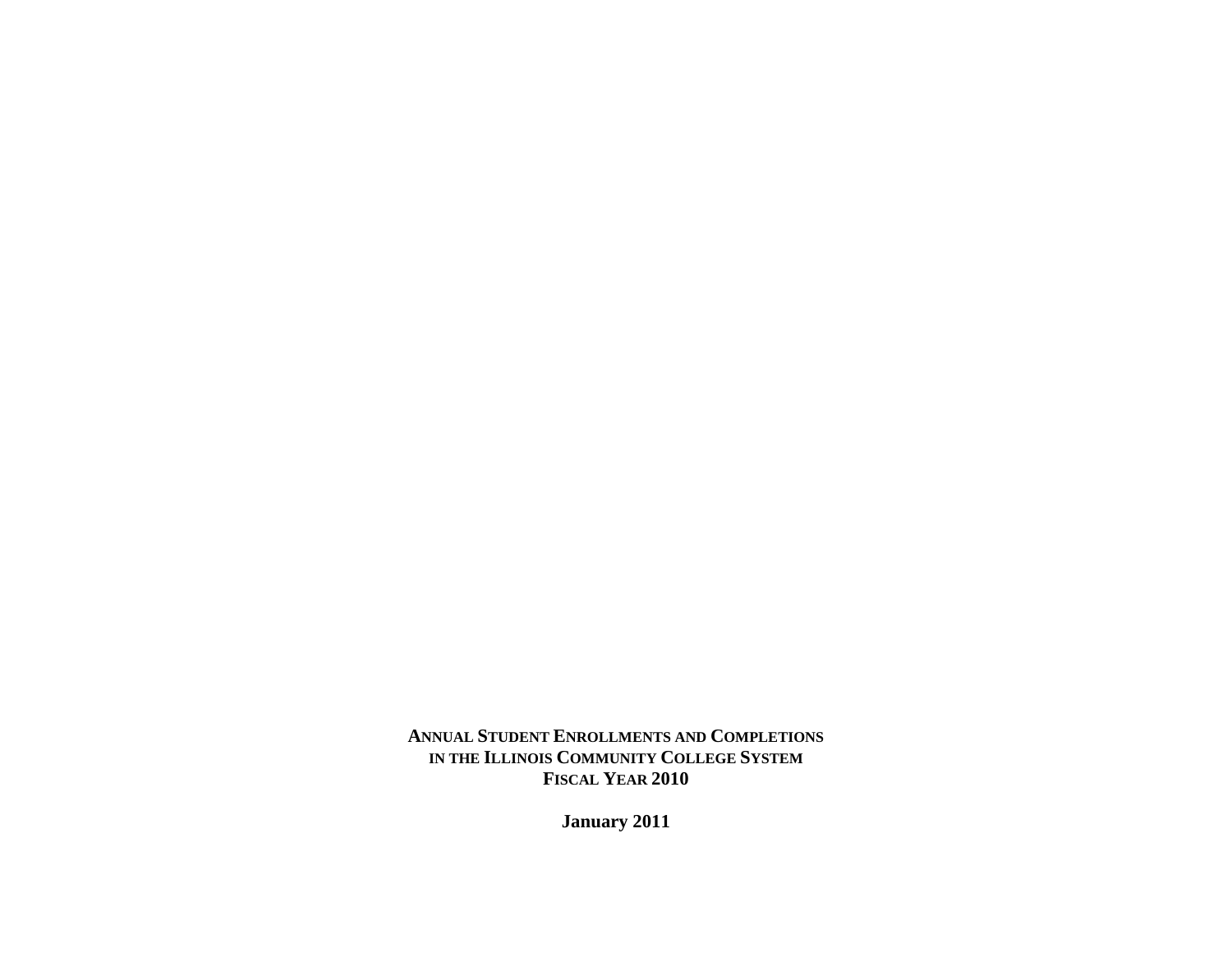# ANNUAL STUDENT ENROLLMENTS AND COMPLETIONS IN THE ILLINOIS COMMUNITY COLLEGE SYSTEM FISCAL YEAR 2010

**January 2011**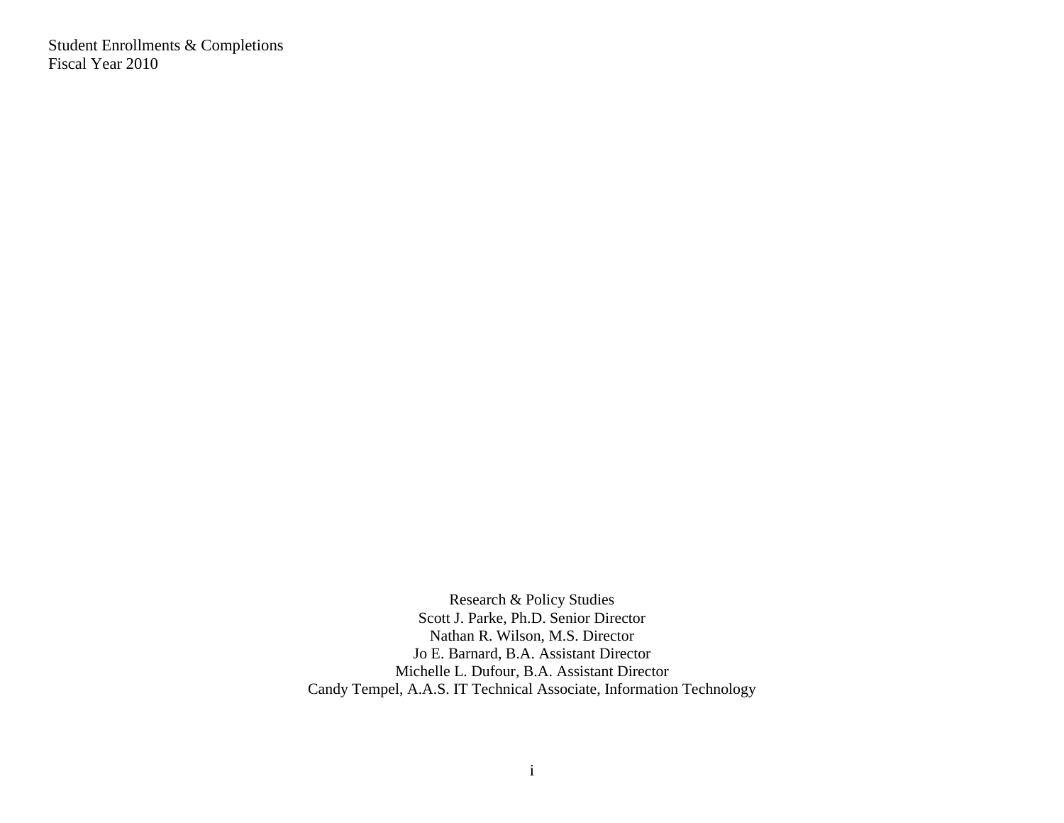Student Enrollments & Completions
Fiscal Year 2010

Research & Policy Studies
Scott J. Parke, Ph.D. Senior Director
Nathan R. Wilson, M.S. Director
Jo E. Barnard, B.A. Assistant Director
Michelle L. Dufour, B.A. Assistant Director
Candy Tempel, A.A.S. IT Technical Associate, Information Technology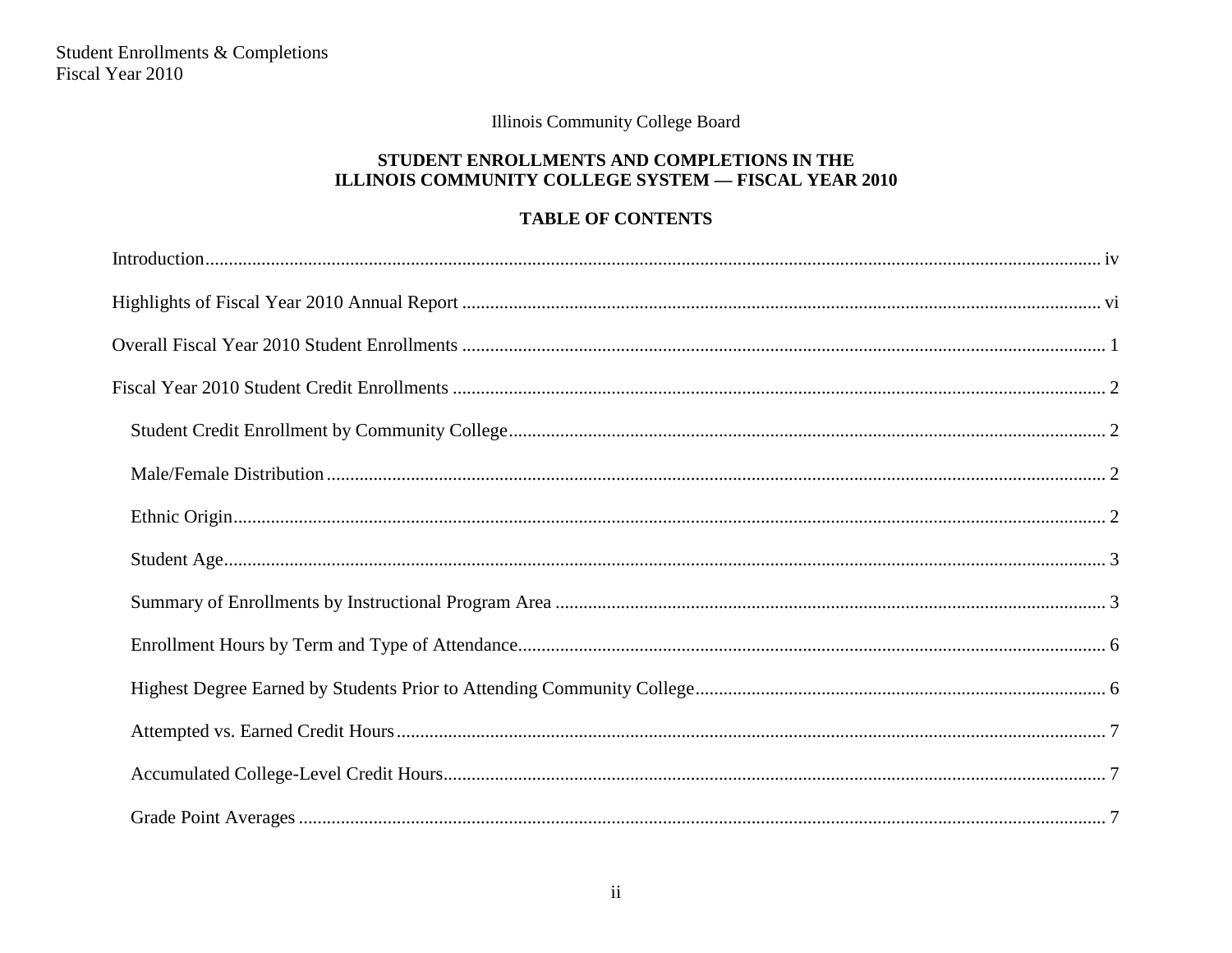Illinois Community College Board

## STUDENT ENROLLMENTS AND COMPLETIONS IN THE ILLINOIS COMMUNITY COLLEGE SYSTEM — FISCAL YEAR 2010

### TABLE OF CONTENTS

Introduction .......... iv

Highlights of Fiscal Year 2010 Annual Report .......... vi

Overall Fiscal Year 2010 Student Enrollments .......... 1

Fiscal Year 2010 Student Credit Enrollments .......... 2

- Student Credit Enrollment by Community College .......... 2
- Male/Female Distribution .......... 2
- Ethnic Origin .......... 2
- Student Age .......... 3
- Summary of Enrollments by Instructional Program Area .......... 3
- Enrollment Hours by Term and Type of Attendance .......... 6
- Highest Degree Earned by Students Prior to Attending Community College .......... 6
- Attempted vs. Earned Credit Hours .......... 7
- Accumulated College-Level Credit Hours .......... 7
- Grade Point Averages .......... 7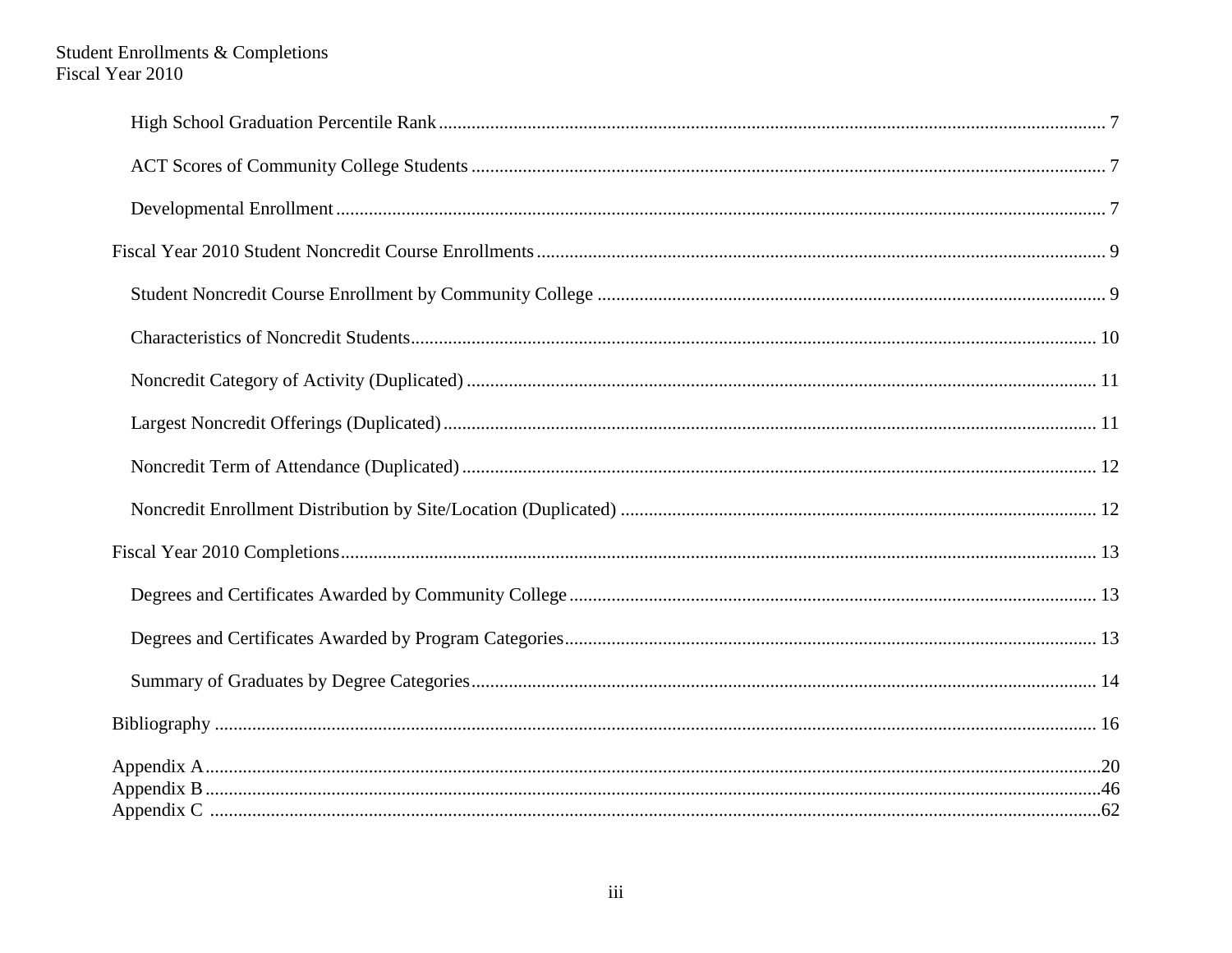High School Graduation Percentile Rank ........................................................................ 7

ACT Scores of Community College Students ........................................................................ 7

Developmental Enrollment ........................................................................ 7

Fiscal Year 2010 Student Noncredit Course Enrollments ........................................................................ 9

Student Noncredit Course Enrollment by Community College ........................................................................ 9

Characteristics of Noncredit Students ........................................................................ 10

Noncredit Category of Activity (Duplicated) ........................................................................ 11

Largest Noncredit Offerings (Duplicated) ........................................................................ 11

Noncredit Term of Attendance (Duplicated) ........................................................................ 12

Noncredit Enrollment Distribution by Site/Location (Duplicated) ........................................................................ 12

Fiscal Year 2010 Completions ........................................................................ 13

Degrees and Certificates Awarded by Community College ........................................................................ 13

Degrees and Certificates Awarded by Program Categories ........................................................................ 13

Summary of Graduates by Degree Categories ........................................................................ 14

Bibliography ........................................................................ 16

Appendix A ........................................................................ 20
Appendix B ........................................................................ 46
Appendix C ........................................................................ 62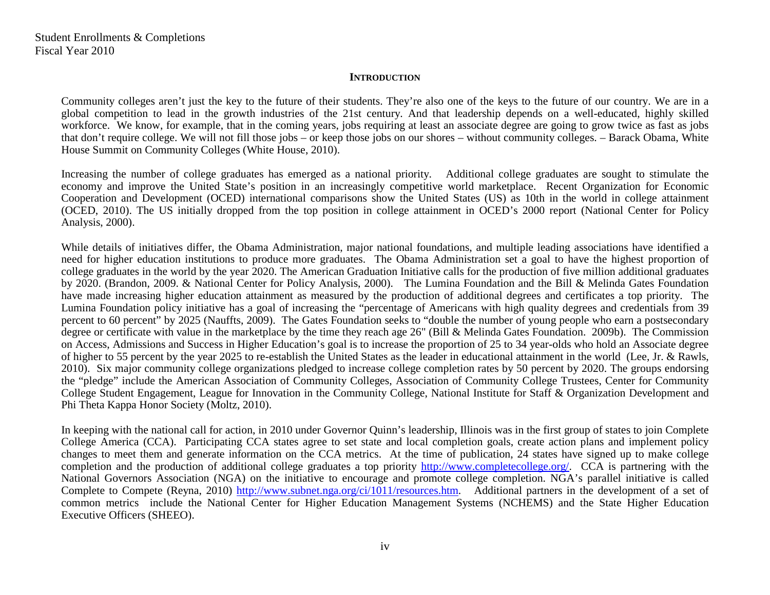## INTRODUCTION

Community colleges aren't just the key to the future of their students. They're also one of the keys to the future of our country. We are in a global competition to lead in the growth industries of the 21st century. And that leadership depends on a well-educated, highly skilled workforce. We know, for example, that in the coming years, jobs requiring at least an associate degree are going to grow twice as fast as jobs that don't require college. We will not fill those jobs – or keep those jobs on our shores – without community colleges. – Barack Obama, White House Summit on Community Colleges (White House, 2010).

Increasing the number of college graduates has emerged as a national priority. Additional college graduates are sought to stimulate the economy and improve the United State's position in an increasingly competitive world marketplace. Recent Organization for Economic Cooperation and Development (OCED) international comparisons show the United States (US) as 10th in the world in college attainment (OCED, 2010). The US initially dropped from the top position in college attainment in OCED's 2000 report (National Center for Policy Analysis, 2000).

While details of initiatives differ, the Obama Administration, major national foundations, and multiple leading associations have identified a need for higher education institutions to produce more graduates. The Obama Administration set a goal to have the highest proportion of college graduates in the world by the year 2020. The American Graduation Initiative calls for the production of five million additional graduates by 2020. (Brandon, 2009. & National Center for Policy Analysis, 2000). The Lumina Foundation and the Bill & Melinda Gates Foundation have made increasing higher education attainment as measured by the production of additional degrees and certificates a top priority. The Lumina Foundation policy initiative has a goal of increasing the "percentage of Americans with high quality degrees and credentials from 39 percent to 60 percent" by 2025 (Nauffts, 2009). The Gates Foundation seeks to "double the number of young people who earn a postsecondary degree or certificate with value in the marketplace by the time they reach age 26" (Bill & Melinda Gates Foundation. 2009b). The Commission on Access, Admissions and Success in Higher Education's goal is to increase the proportion of 25 to 34 year-olds who hold an Associate degree of higher to 55 percent by the year 2025 to re-establish the United States as the leader in educational attainment in the world (Lee, Jr. & Rawls, 2010). Six major community college organizations pledged to increase college completion rates by 50 percent by 2020. The groups endorsing the "pledge" include the American Association of Community Colleges, Association of Community College Trustees, Center for Community College Student Engagement, League for Innovation in the Community College, National Institute for Staff & Organization Development and Phi Theta Kappa Honor Society (Moltz, 2010).

In keeping with the national call for action, in 2010 under Governor Quinn's leadership, Illinois was in the first group of states to join Complete College America (CCA). Participating CCA states agree to set state and local completion goals, create action plans and implement policy changes to meet them and generate information on the CCA metrics. At the time of publication, 24 states have signed up to make college completion and the production of additional college graduates a top priority http://www.completecollege.org/. CCA is partnering with the National Governors Association (NGA) on the initiative to encourage and promote college completion. NGA's parallel initiative is called Complete to Compete (Reyna, 2010) http://www.subnet.nga.org/ci/1011/resources.htm. Additional partners in the development of a set of common metrics include the National Center for Higher Education Management Systems (NCHEMS) and the State Higher Education Executive Officers (SHEEO).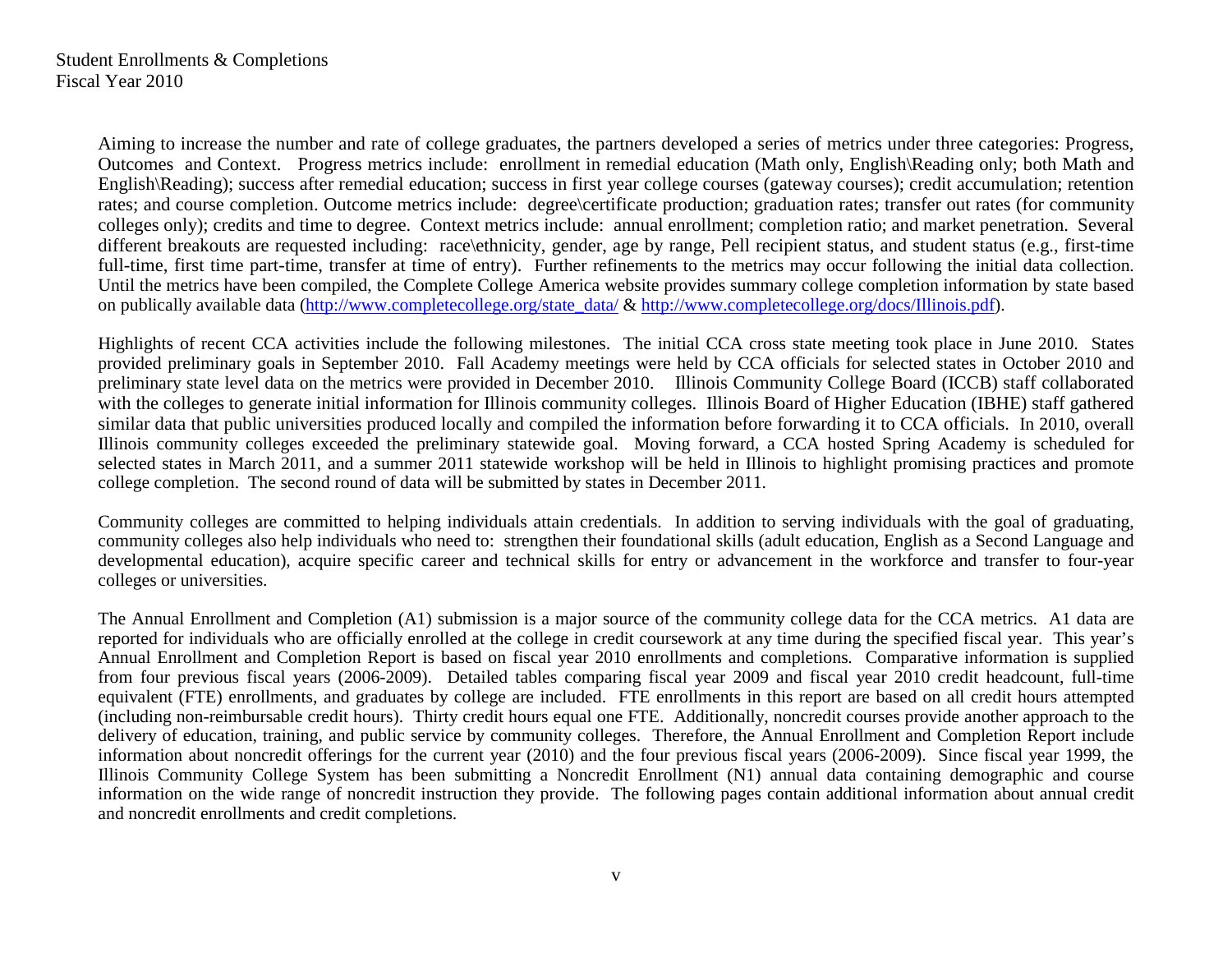Student Enrollments & Completions
Fiscal Year 2010

Aiming to increase the number and rate of college graduates, the partners developed a series of metrics under three categories: Progress, Outcomes and Context. Progress metrics include: enrollment in remedial education (Math only, English\Reading only; both Math and English\Reading); success after remedial education; success in first year college courses (gateway courses); credit accumulation; retention rates; and course completion. Outcome metrics include: degree\certificate production; graduation rates; transfer out rates (for community colleges only); credits and time to degree. Context metrics include: annual enrollment; completion ratio; and market penetration. Several different breakouts are requested including: race\ethnicity, gender, age by range, Pell recipient status, and student status (e.g., first-time full-time, first time part-time, transfer at time of entry). Further refinements to the metrics may occur following the initial data collection. Until the metrics have been compiled, the Complete College America website provides summary college completion information by state based on publically available data (http://www.completecollege.org/state_data/ & http://www.completecollege.org/docs/Illinois.pdf).

Highlights of recent CCA activities include the following milestones. The initial CCA cross state meeting took place in June 2010. States provided preliminary goals in September 2010. Fall Academy meetings were held by CCA officials for selected states in October 2010 and preliminary state level data on the metrics were provided in December 2010. Illinois Community College Board (ICCB) staff collaborated with the colleges to generate initial information for Illinois community colleges. Illinois Board of Higher Education (IBHE) staff gathered similar data that public universities produced locally and compiled the information before forwarding it to CCA officials. In 2010, overall Illinois community colleges exceeded the preliminary statewide goal. Moving forward, a CCA hosted Spring Academy is scheduled for selected states in March 2011, and a summer 2011 statewide workshop will be held in Illinois to highlight promising practices and promote college completion. The second round of data will be submitted by states in December 2011.

Community colleges are committed to helping individuals attain credentials. In addition to serving individuals with the goal of graduating, community colleges also help individuals who need to: strengthen their foundational skills (adult education, English as a Second Language and developmental education), acquire specific career and technical skills for entry or advancement in the workforce and transfer to four-year colleges or universities.

The Annual Enrollment and Completion (A1) submission is a major source of the community college data for the CCA metrics. A1 data are reported for individuals who are officially enrolled at the college in credit coursework at any time during the specified fiscal year. This year's Annual Enrollment and Completion Report is based on fiscal year 2010 enrollments and completions. Comparative information is supplied from four previous fiscal years (2006-2009). Detailed tables comparing fiscal year 2009 and fiscal year 2010 credit headcount, full-time equivalent (FTE) enrollments, and graduates by college are included. FTE enrollments in this report are based on all credit hours attempted (including non-reimbursable credit hours). Thirty credit hours equal one FTE. Additionally, noncredit courses provide another approach to the delivery of education, training, and public service by community colleges. Therefore, the Annual Enrollment and Completion Report include information about noncredit offerings for the current year (2010) and the four previous fiscal years (2006-2009). Since fiscal year 1999, the Illinois Community College System has been submitting a Noncredit Enrollment (N1) annual data containing demographic and course information on the wide range of noncredit instruction they provide. The following pages contain additional information about annual credit and noncredit enrollments and credit completions.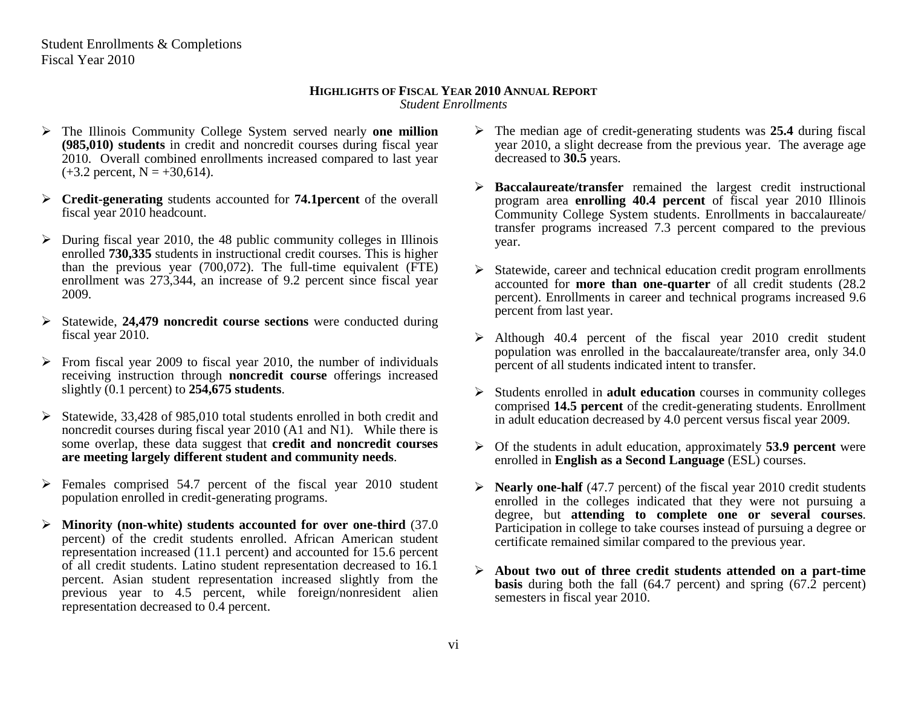Student Enrollments & Completions
Fiscal Year 2010

## HIGHLIGHTS OF FISCAL YEAR 2010 ANNUAL REPORT

*Student Enrollments*

- The Illinois Community College System served nearly **one million (985,010) students** in credit and noncredit courses during fiscal year 2010. Overall combined enrollments increased compared to last year (+3.2 percent, N = +30,614).
- **Credit-generating** students accounted for **74.1percent** of the overall fiscal year 2010 headcount.
- During fiscal year 2010, the 48 public community colleges in Illinois enrolled **730,335** students in instructional credit courses. This is higher than the previous year (700,072). The full-time equivalent (FTE) enrollment was 273,344, an increase of 9.2 percent since fiscal year 2009.
- Statewide, **24,479 noncredit course sections** were conducted during fiscal year 2010.
- From fiscal year 2009 to fiscal year 2010, the number of individuals receiving instruction through **noncredit course** offerings increased slightly (0.1 percent) to **254,675 students**.
- Statewide, 33,428 of 985,010 total students enrolled in both credit and noncredit courses during fiscal year 2010 (A1 and N1). While there is some overlap, these data suggest that **credit and noncredit courses are meeting largely different student and community needs**.
- Females comprised 54.7 percent of the fiscal year 2010 student population enrolled in credit-generating programs.
- **Minority (non-white) students accounted for over one-third** (37.0 percent) of the credit students enrolled. African American student representation increased (11.1 percent) and accounted for 15.6 percent of all credit students. Latino student representation decreased to 16.1 percent. Asian student representation increased slightly from the previous year to 4.5 percent, while foreign/nonresident alien representation decreased to 0.4 percent.
- The median age of credit-generating students was **25.4** during fiscal year 2010, a slight decrease from the previous year. The average age decreased to **30.5** years.
- **Baccalaureate/transfer** remained the largest credit instructional program area **enrolling 40.4 percent** of fiscal year 2010 Illinois Community College System students. Enrollments in baccalaureate/ transfer programs increased 7.3 percent compared to the previous year.
- Statewide, career and technical education credit program enrollments accounted for **more than one-quarter** of all credit students (28.2 percent). Enrollments in career and technical programs increased 9.6 percent from last year.
- Although 40.4 percent of the fiscal year 2010 credit student population was enrolled in the baccalaureate/transfer area, only 34.0 percent of all students indicated intent to transfer.
- Students enrolled in **adult education** courses in community colleges comprised **14.5 percent** of the credit-generating students. Enrollment in adult education decreased by 4.0 percent versus fiscal year 2009.
- Of the students in adult education, approximately **53.9 percent** were enrolled in **English as a Second Language** (ESL) courses.
- **Nearly one-half** (47.7 percent) of the fiscal year 2010 credit students enrolled in the colleges indicated that they were not pursuing a degree, but **attending to complete one or several courses**. Participation in college to take courses instead of pursuing a degree or certificate remained similar compared to the previous year.
- **About two out of three credit students attended on a part-time basis** during both the fall (64.7 percent) and spring (67.2 percent) semesters in fiscal year 2010.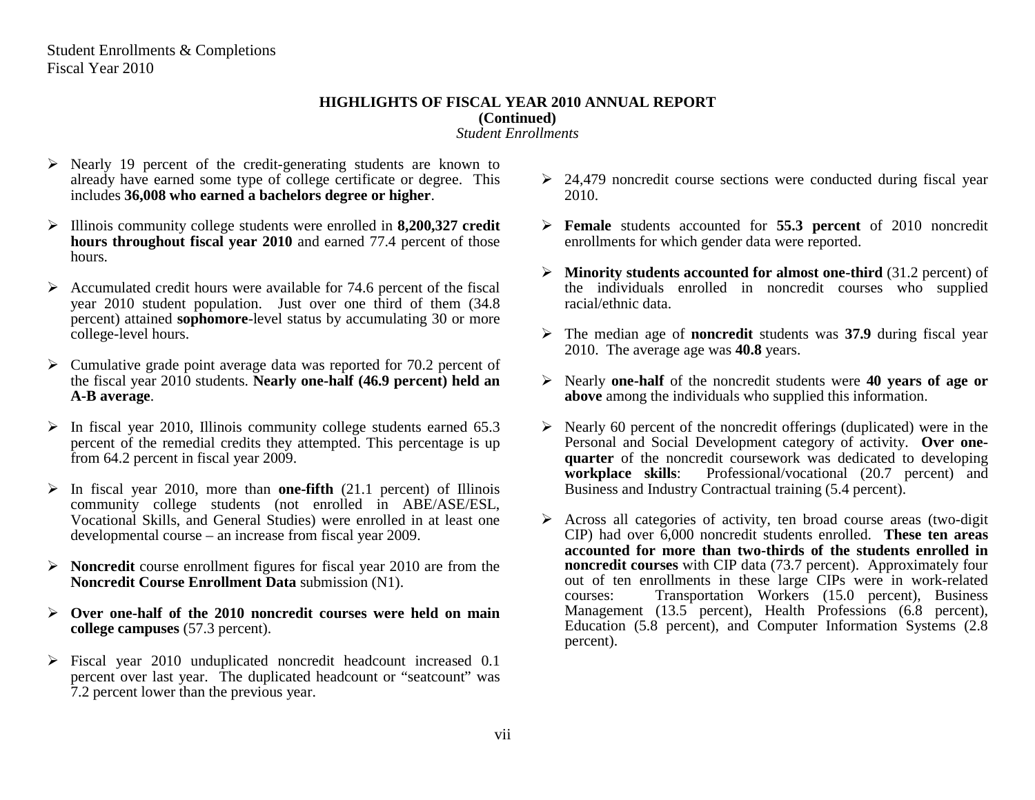## HIGHLIGHTS OF FISCAL YEAR 2010 ANNUAL REPORT

**(Continued)**

*Student Enrollments*

- Nearly 19 percent of the credit-generating students are known to already have earned some type of college certificate or degree. This includes **36,008 who earned a bachelors degree or higher**.
- Illinois community college students were enrolled in **8,200,327 credit hours throughout fiscal year 2010** and earned 77.4 percent of those hours.
- Accumulated credit hours were available for 74.6 percent of the fiscal year 2010 student population. Just over one third of them (34.8 percent) attained **sophomore**-level status by accumulating 30 or more college-level hours.
- Cumulative grade point average data was reported for 70.2 percent of the fiscal year 2010 students. **Nearly one-half (46.9 percent) held an A-B average**.
- In fiscal year 2010, Illinois community college students earned 65.3 percent of the remedial credits they attempted. This percentage is up from 64.2 percent in fiscal year 2009.
- In fiscal year 2010, more than **one-fifth** (21.1 percent) of Illinois community college students (not enrolled in ABE/ASE/ESL, Vocational Skills, and General Studies) were enrolled in at least one developmental course – an increase from fiscal year 2009.
- **Noncredit** course enrollment figures for fiscal year 2010 are from the **Noncredit Course Enrollment Data** submission (N1).
- **Over one-half of the 2010 noncredit courses were held on main college campuses** (57.3 percent).
- Fiscal year 2010 unduplicated noncredit headcount increased 0.1 percent over last year. The duplicated headcount or "seatcount" was 7.2 percent lower than the previous year.
- 24,479 noncredit course sections were conducted during fiscal year 2010.
- **Female** students accounted for **55.3 percent** of 2010 noncredit enrollments for which gender data were reported.
- **Minority students accounted for almost one-third** (31.2 percent) of the individuals enrolled in noncredit courses who supplied racial/ethnic data.
- The median age of **noncredit** students was **37.9** during fiscal year 2010. The average age was **40.8** years.
- Nearly **one-half** of the noncredit students were **40 years of age or above** among the individuals who supplied this information.
- Nearly 60 percent of the noncredit offerings (duplicated) were in the Personal and Social Development category of activity. **Over one-quarter** of the noncredit coursework was dedicated to developing **workplace skills**: Professional/vocational (20.7 percent) and Business and Industry Contractual training (5.4 percent).
- Across all categories of activity, ten broad course areas (two-digit CIP) had over 6,000 noncredit students enrolled. **These ten areas accounted for more than two-thirds of the students enrolled in noncredit courses** with CIP data (73.7 percent). Approximately four out of ten enrollments in these large CIPs were in work-related courses: Transportation Workers (15.0 percent), Business Management (13.5 percent), Health Professions (6.8 percent), Education (5.8 percent), and Computer Information Systems (2.8 percent).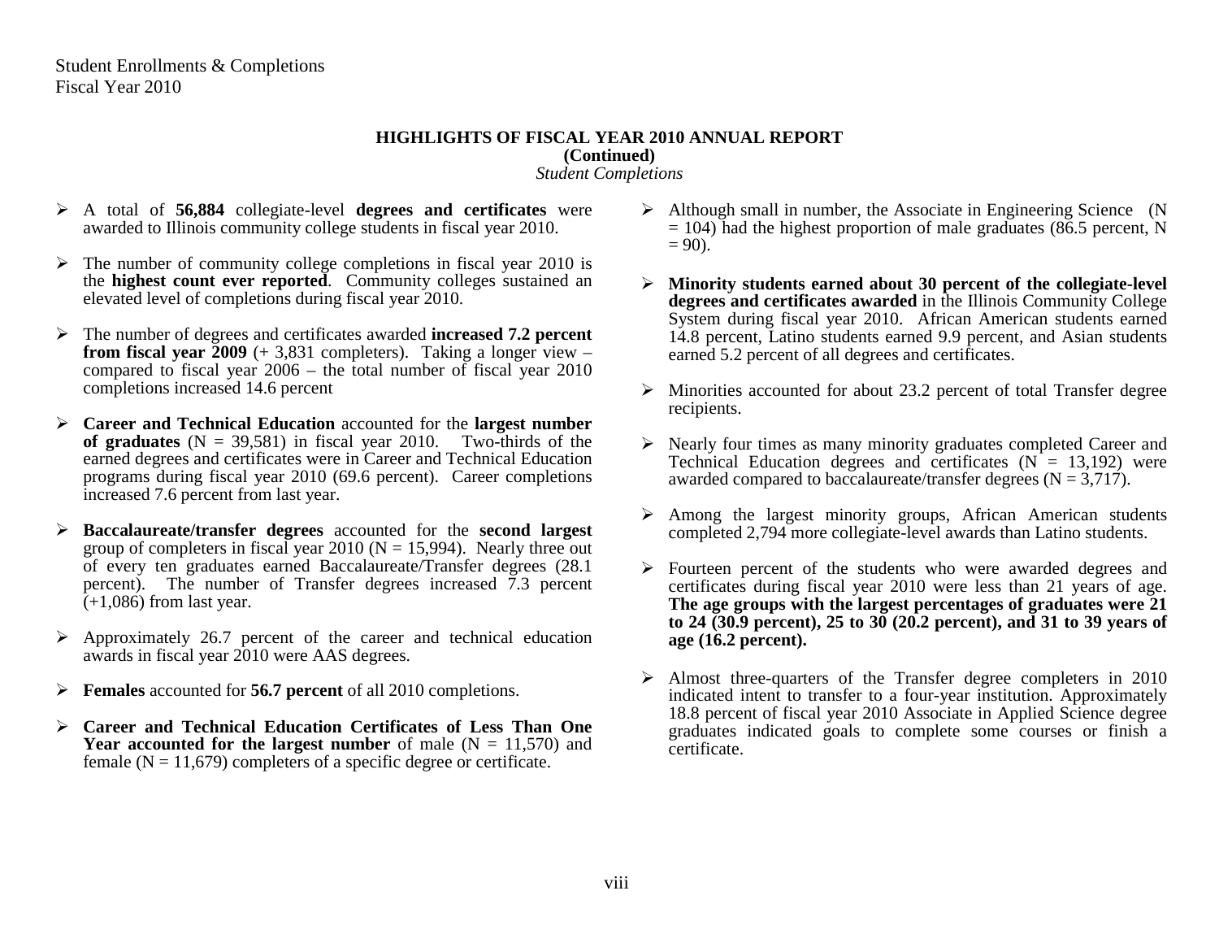Student Enrollments & Completions
Fiscal Year 2010

## HIGHLIGHTS OF FISCAL YEAR 2010 ANNUAL REPORT
**(Continued)**
*Student Completions*

- A total of **56,884** collegiate-level **degrees and certificates** were awarded to Illinois community college students in fiscal year 2010.
- The number of community college completions in fiscal year 2010 is the **highest count ever reported**. Community colleges sustained an elevated level of completions during fiscal year 2010.
- The number of degrees and certificates awarded **increased 7.2 percent from fiscal year 2009** (+ 3,831 completers). Taking a longer view – compared to fiscal year 2006 – the total number of fiscal year 2010 completions increased 14.6 percent
- **Career and Technical Education** accounted for the **largest number of graduates** (N = 39,581) in fiscal year 2010. Two-thirds of the earned degrees and certificates were in Career and Technical Education programs during fiscal year 2010 (69.6 percent). Career completions increased 7.6 percent from last year.
- **Baccalaureate/transfer degrees** accounted for the **second largest** group of completers in fiscal year 2010 (N = 15,994). Nearly three out of every ten graduates earned Baccalaureate/Transfer degrees (28.1 percent). The number of Transfer degrees increased 7.3 percent (+1,086) from last year.
- Approximately 26.7 percent of the career and technical education awards in fiscal year 2010 were AAS degrees.
- **Females** accounted for **56.7 percent** of all 2010 completions.
- **Career and Technical Education Certificates of Less Than One Year accounted for the largest number** of male (N = 11,570) and female (N = 11,679) completers of a specific degree or certificate.
- Although small in number, the Associate in Engineering Science (N = 104) had the highest proportion of male graduates (86.5 percent, N = 90).
- **Minority students earned about 30 percent of the collegiate-level degrees and certificates awarded** in the Illinois Community College System during fiscal year 2010. African American students earned 14.8 percent, Latino students earned 9.9 percent, and Asian students earned 5.2 percent of all degrees and certificates.
- Minorities accounted for about 23.2 percent of total Transfer degree recipients.
- Nearly four times as many minority graduates completed Career and Technical Education degrees and certificates (N = 13,192) were awarded compared to baccalaureate/transfer degrees (N = 3,717).
- Among the largest minority groups, African American students completed 2,794 more collegiate-level awards than Latino students.
- Fourteen percent of the students who were awarded degrees and certificates during fiscal year 2010 were less than 21 years of age. **The age groups with the largest percentages of graduates were 21 to 24 (30.9 percent), 25 to 30 (20.2 percent), and 31 to 39 years of age (16.2 percent).**
- Almost three-quarters of the Transfer degree completers in 2010 indicated intent to transfer to a four-year institution. Approximately 18.8 percent of fiscal year 2010 Associate in Applied Science degree graduates indicated goals to complete some courses or finish a certificate.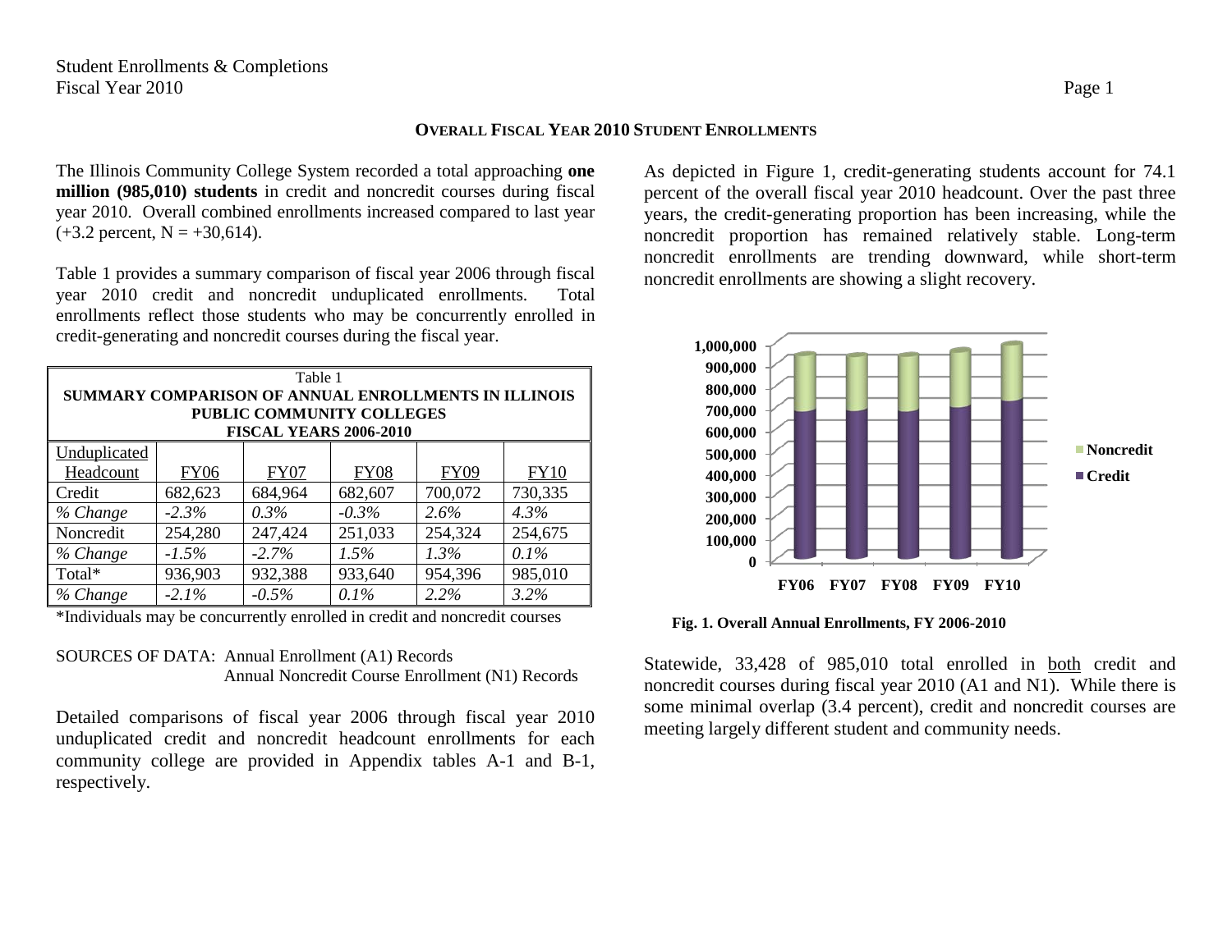## OVERALL FISCAL YEAR 2010 STUDENT ENROLLMENTS

The Illinois Community College System recorded a total approaching **one million (985,010) students** in credit and noncredit courses during fiscal year 2010. Overall combined enrollments increased compared to last year (+3.2 percent, N = +30,614).

Table 1 provides a summary comparison of fiscal year 2006 through fiscal year 2010 credit and noncredit unduplicated enrollments. Total enrollments reflect those students who may be concurrently enrolled in credit-generating and noncredit courses during the fiscal year.

Table 1
**SUMMARY COMPARISON OF ANNUAL ENROLLMENTS IN ILLINOIS PUBLIC COMMUNITY COLLEGES FISCAL YEARS 2006-2010**

| Unduplicated Headcount | FY06 | FY07 | FY08 | FY09 | FY10 |
|---|---|---|---|---|---|
| Credit | 682,623 | 684,964 | 682,607 | 700,072 | 730,335 |
| *% Change* | *-2.3%* | *0.3%* | *-0.3%* | *2.6%* | *4.3%* |
| Noncredit | 254,280 | 247,424 | 251,033 | 254,324 | 254,675 |
| *% Change* | *-1.5%* | *-2.7%* | *1.5%* | *1.3%* | *0.1%* |
| Total* | 936,903 | 932,388 | 933,640 | 954,396 | 985,010 |
| *% Change* | *-2.1%* | *-0.5%* | *0.1%* | *2.2%* | *3.2%* |

*Individuals may be concurrently enrolled in credit and noncredit courses

SOURCES OF DATA: Annual Enrollment (A1) Records
Annual Noncredit Course Enrollment (N1) Records

Detailed comparisons of fiscal year 2006 through fiscal year 2010 unduplicated credit and noncredit headcount enrollments for each community college are provided in Appendix tables A-1 and B-1, respectively.

As depicted in Figure 1, credit-generating students account for 74.1 percent of the overall fiscal year 2010 headcount. Over the past three years, the credit-generating proportion has been increasing, while the noncredit proportion has remained relatively stable. Long-term noncredit enrollments are trending downward, while short-term noncredit enrollments are showing a slight recovery.

**Fig. 1. Overall Annual Enrollments, FY 2006-2010**

Statewide, 33,428 of 985,010 total enrolled in both credit and noncredit courses during fiscal year 2010 (A1 and N1). While there is some minimal overlap (3.4 percent), credit and noncredit courses are meeting largely different student and community needs.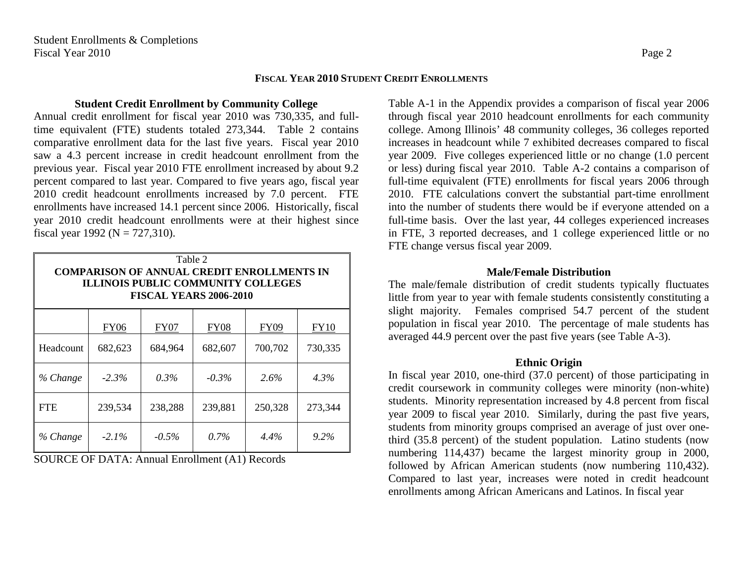## FISCAL YEAR 2010 STUDENT CREDIT ENROLLMENTS

### Student Credit Enrollment by Community College

Annual credit enrollment for fiscal year 2010 was 730,335, and full-time equivalent (FTE) students totaled 273,344. Table 2 contains comparative enrollment data for the last five years. Fiscal year 2010 saw a 4.3 percent increase in credit headcount enrollment from the previous year. Fiscal year 2010 FTE enrollment increased by about 9.2 percent compared to last year. Compared to five years ago, fiscal year 2010 credit headcount enrollments increased by 7.0 percent. FTE enrollments have increased 14.1 percent since 2006. Historically, fiscal year 2010 credit headcount enrollments were at their highest since fiscal year 1992 (N = 727,310).

Table 2
**COMPARISON OF ANNUAL CREDIT ENROLLMENTS IN ILLINOIS PUBLIC COMMUNITY COLLEGES FISCAL YEARS 2006-2010**

| | FY06 | FY07 | FY08 | FY09 | FY10 |
|---|---|---|---|---|---|
| Headcount | 682,623 | 684,964 | 682,607 | 700,702 | 730,335 |
| *% Change* | *-2.3%* | *0.3%* | *-0.3%* | *2.6%* | *4.3%* |
| FTE | 239,534 | 238,288 | 239,881 | 250,328 | 273,344 |
| *% Change* | *-2.1%* | *-0.5%* | *0.7%* | *4.4%* | *9.2%* |

SOURCE OF DATA: Annual Enrollment (A1) Records

Table A-1 in the Appendix provides a comparison of fiscal year 2006 through fiscal year 2010 headcount enrollments for each community college. Among Illinois' 48 community colleges, 36 colleges reported increases in headcount while 7 exhibited decreases compared to fiscal year 2009. Five colleges experienced little or no change (1.0 percent or less) during fiscal year 2010. Table A-2 contains a comparison of full-time equivalent (FTE) enrollments for fiscal years 2006 through 2010. FTE calculations convert the substantial part-time enrollment into the number of students there would be if everyone attended on a full-time basis. Over the last year, 44 colleges experienced increases in FTE, 3 reported decreases, and 1 college experienced little or no FTE change versus fiscal year 2009.

### Male/Female Distribution

The male/female distribution of credit students typically fluctuates little from year to year with female students consistently constituting a slight majority. Females comprised 54.7 percent of the student population in fiscal year 2010. The percentage of male students has averaged 44.9 percent over the past five years (see Table A-3).

### Ethnic Origin

In fiscal year 2010, one-third (37.0 percent) of those participating in credit coursework in community colleges were minority (non-white) students. Minority representation increased by 4.8 percent from fiscal year 2009 to fiscal year 2010. Similarly, during the past five years, students from minority groups comprised an average of just over one-third (35.8 percent) of the student population. Latino students (now numbering 114,437) became the largest minority group in 2000, followed by African American students (now numbering 110,432). Compared to last year, increases were noted in credit headcount enrollments among African Americans and Latinos. In fiscal year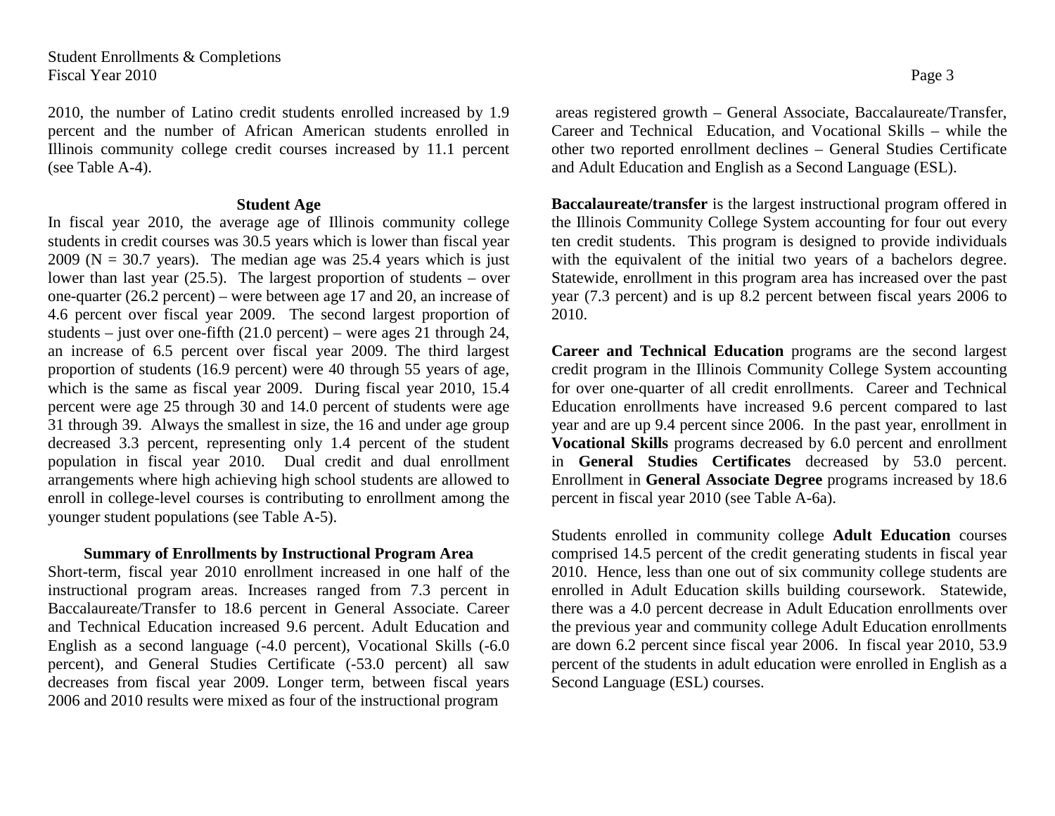2010, the number of Latino credit students enrolled increased by 1.9 percent and the number of African American students enrolled in Illinois community college credit courses increased by 11.1 percent (see Table A-4).

### Student Age

In fiscal year 2010, the average age of Illinois community college students in credit courses was 30.5 years which is lower than fiscal year 2009 (N = 30.7 years). The median age was 25.4 years which is just lower than last year (25.5). The largest proportion of students – over one-quarter (26.2 percent) – were between age 17 and 20, an increase of 4.6 percent over fiscal year 2009. The second largest proportion of students – just over one-fifth (21.0 percent) – were ages 21 through 24, an increase of 6.5 percent over fiscal year 2009. The third largest proportion of students (16.9 percent) were 40 through 55 years of age, which is the same as fiscal year 2009. During fiscal year 2010, 15.4 percent were age 25 through 30 and 14.0 percent of students were age 31 through 39. Always the smallest in size, the 16 and under age group decreased 3.3 percent, representing only 1.4 percent of the student population in fiscal year 2010. Dual credit and dual enrollment arrangements where high achieving high school students are allowed to enroll in college-level courses is contributing to enrollment among the younger student populations (see Table A-5).

### Summary of Enrollments by Instructional Program Area

Short-term, fiscal year 2010 enrollment increased in one half of the instructional program areas. Increases ranged from 7.3 percent in Baccalaureate/Transfer to 18.6 percent in General Associate. Career and Technical Education increased 9.6 percent. Adult Education and English as a second language (-4.0 percent), Vocational Skills (-6.0 percent), and General Studies Certificate (-53.0 percent) all saw decreases from fiscal year 2009. Longer term, between fiscal years 2006 and 2010 results were mixed as four of the instructional program areas registered growth – General Associate, Baccalaureate/Transfer, Career and Technical Education, and Vocational Skills – while the other two reported enrollment declines – General Studies Certificate and Adult Education and English as a Second Language (ESL).

**Baccalaureate/transfer** is the largest instructional program offered in the Illinois Community College System accounting for four out every ten credit students. This program is designed to provide individuals with the equivalent of the initial two years of a bachelors degree. Statewide, enrollment in this program area has increased over the past year (7.3 percent) and is up 8.2 percent between fiscal years 2006 to 2010.

**Career and Technical Education** programs are the second largest credit program in the Illinois Community College System accounting for over one-quarter of all credit enrollments. Career and Technical Education enrollments have increased 9.6 percent compared to last year and are up 9.4 percent since 2006. In the past year, enrollment in **Vocational Skills** programs decreased by 6.0 percent and enrollment in **General Studies Certificates** decreased by 53.0 percent. Enrollment in **General Associate Degree** programs increased by 18.6 percent in fiscal year 2010 (see Table A-6a).

Students enrolled in community college **Adult Education** courses comprised 14.5 percent of the credit generating students in fiscal year 2010. Hence, less than one out of six community college students are enrolled in Adult Education skills building coursework. Statewide, there was a 4.0 percent decrease in Adult Education enrollments over the previous year and community college Adult Education enrollments are down 6.2 percent since fiscal year 2006. In fiscal year 2010, 53.9 percent of the students in adult education were enrolled in English as a Second Language (ESL) courses.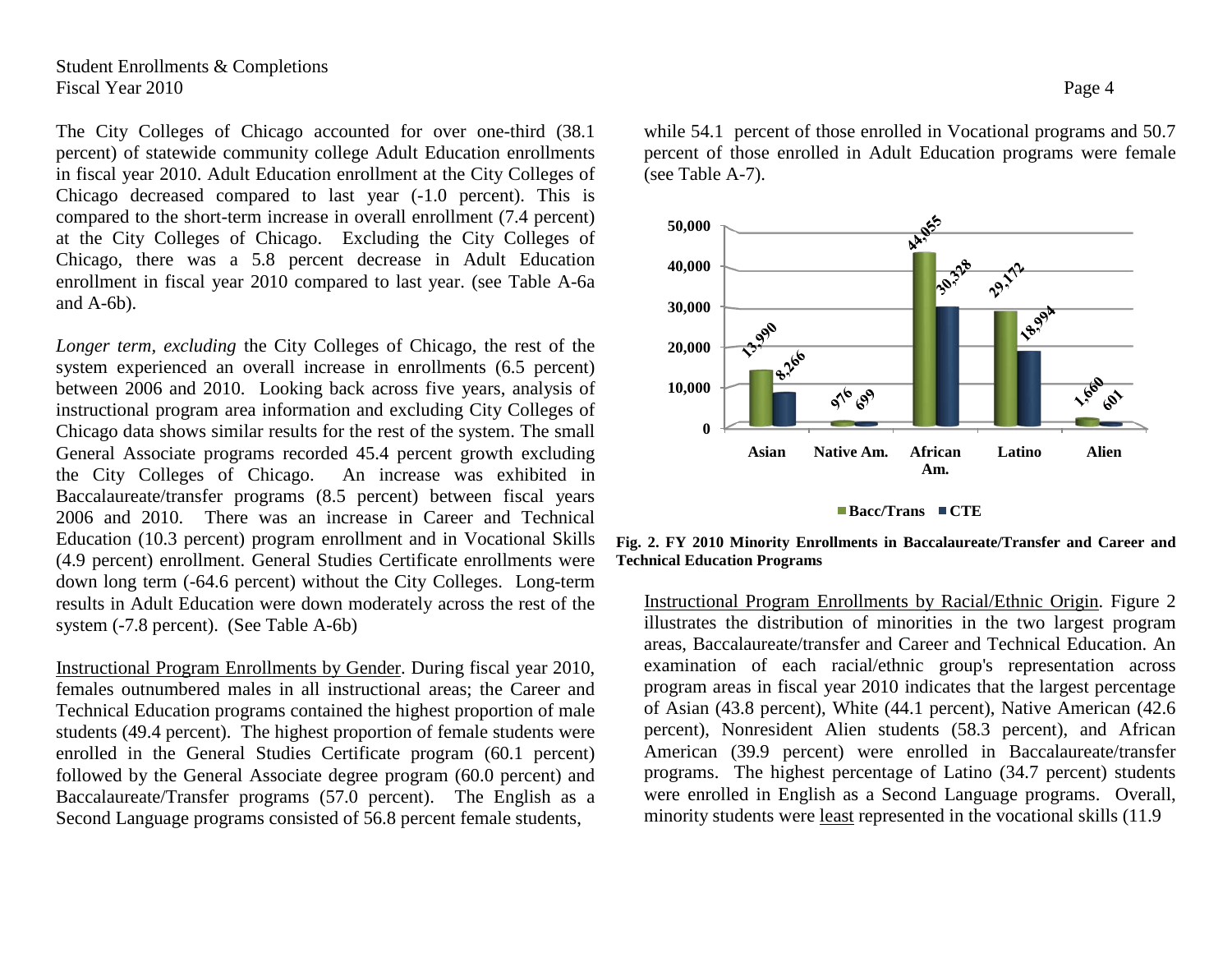The City Colleges of Chicago accounted for over one-third (38.1 percent) of statewide community college Adult Education enrollments in fiscal year 2010. Adult Education enrollment at the City Colleges of Chicago decreased compared to last year (-1.0 percent). This is compared to the short-term increase in overall enrollment (7.4 percent) at the City Colleges of Chicago. Excluding the City Colleges of Chicago, there was a 5.8 percent decrease in Adult Education enrollment in fiscal year 2010 compared to last year. (see Table A-6a and A-6b).

*Longer term, excluding* the City Colleges of Chicago, the rest of the system experienced an overall increase in enrollments (6.5 percent) between 2006 and 2010. Looking back across five years, analysis of instructional program area information and excluding City Colleges of Chicago data shows similar results for the rest of the system. The small General Associate programs recorded 45.4 percent growth excluding the City Colleges of Chicago. An increase was exhibited in Baccalaureate/transfer programs (8.5 percent) between fiscal years 2006 and 2010. There was an increase in Career and Technical Education (10.3 percent) program enrollment and in Vocational Skills (4.9 percent) enrollment. General Studies Certificate enrollments were down long term (-64.6 percent) without the City Colleges. Long-term results in Adult Education were down moderately across the rest of the system (-7.8 percent). (See Table A-6b)

Instructional Program Enrollments by Gender. During fiscal year 2010, females outnumbered males in all instructional areas; the Career and Technical Education programs contained the highest proportion of male students (49.4 percent). The highest proportion of female students were enrolled in the General Studies Certificate program (60.1 percent) followed by the General Associate degree program (60.0 percent) and Baccalaureate/Transfer programs (57.0 percent). The English as a Second Language programs consisted of 56.8 percent female students, while 54.1 percent of those enrolled in Vocational programs and 50.7 percent of those enrolled in Adult Education programs were female (see Table A-7).

| | Asian | Native Am. | African Am. | Latino | Alien |
|---|---|---|---|---|---|
| Bacc/Trans | 13,990 | 976 | 44,055 | 29,172 | 1,660 |
| CTE | 8,266 | 699 | 30,328 | 18,994 | 601 |

**Fig. 2. FY 2010 Minority Enrollments in Baccalaureate/Transfer and Career and Technical Education Programs**

Instructional Program Enrollments by Racial/Ethnic Origin. Figure 2 illustrates the distribution of minorities in the two largest program areas, Baccalaureate/transfer and Career and Technical Education. An examination of each racial/ethnic group's representation across program areas in fiscal year 2010 indicates that the largest percentage of Asian (43.8 percent), White (44.1 percent), Native American (42.6 percent), Nonresident Alien students (58.3 percent), and African American (39.9 percent) were enrolled in Baccalaureate/transfer programs. The highest percentage of Latino (34.7 percent) students were enrolled in English as a Second Language programs. Overall, minority students were least represented in the vocational skills (11.9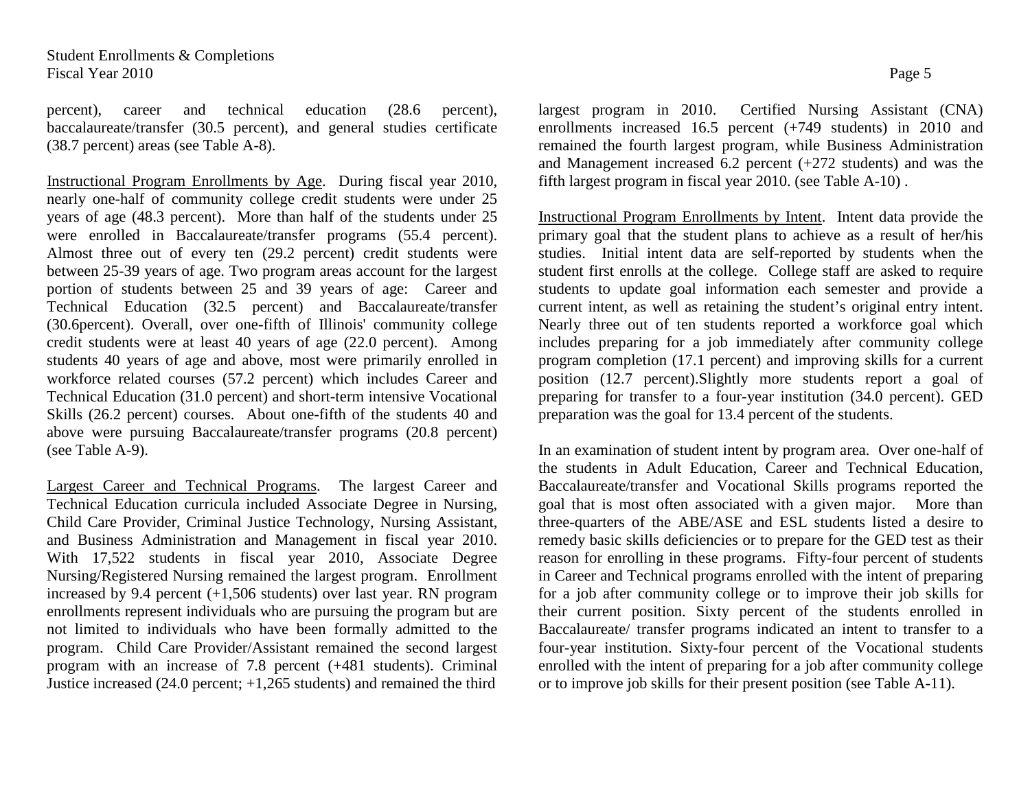percent), career and technical education (28.6 percent), baccalaureate/transfer (30.5 percent), and general studies certificate (38.7 percent) areas (see Table A-8).

Instructional Program Enrollments by Age. During fiscal year 2010, nearly one-half of community college credit students were under 25 years of age (48.3 percent). More than half of the students under 25 were enrolled in Baccalaureate/transfer programs (55.4 percent). Almost three out of every ten (29.2 percent) credit students were between 25-39 years of age. Two program areas account for the largest portion of students between 25 and 39 years of age: Career and Technical Education (32.5 percent) and Baccalaureate/transfer (30.6percent). Overall, over one-fifth of Illinois' community college credit students were at least 40 years of age (22.0 percent). Among students 40 years of age and above, most were primarily enrolled in workforce related courses (57.2 percent) which includes Career and Technical Education (31.0 percent) and short-term intensive Vocational Skills (26.2 percent) courses. About one-fifth of the students 40 and above were pursuing Baccalaureate/transfer programs (20.8 percent) (see Table A-9).

Largest Career and Technical Programs. The largest Career and Technical Education curricula included Associate Degree in Nursing, Child Care Provider, Criminal Justice Technology, Nursing Assistant, and Business Administration and Management in fiscal year 2010. With 17,522 students in fiscal year 2010, Associate Degree Nursing/Registered Nursing remained the largest program. Enrollment increased by 9.4 percent (+1,506 students) over last year. RN program enrollments represent individuals who are pursuing the program but are not limited to individuals who have been formally admitted to the program. Child Care Provider/Assistant remained the second largest program with an increase of 7.8 percent (+481 students). Criminal Justice increased (24.0 percent; +1,265 students) and remained the third largest program in 2010. Certified Nursing Assistant (CNA) enrollments increased 16.5 percent (+749 students) in 2010 and remained the fourth largest program, while Business Administration and Management increased 6.2 percent (+272 students) and was the fifth largest program in fiscal year 2010. (see Table A-10) .

Instructional Program Enrollments by Intent. Intent data provide the primary goal that the student plans to achieve as a result of her/his studies. Initial intent data are self-reported by students when the student first enrolls at the college. College staff are asked to require students to update goal information each semester and provide a current intent, as well as retaining the student's original entry intent. Nearly three out of ten students reported a workforce goal which includes preparing for a job immediately after community college program completion (17.1 percent) and improving skills for a current position (12.7 percent).Slightly more students report a goal of preparing for transfer to a four-year institution (34.0 percent). GED preparation was the goal for 13.4 percent of the students.

In an examination of student intent by program area. Over one-half of the students in Adult Education, Career and Technical Education, Baccalaureate/transfer and Vocational Skills programs reported the goal that is most often associated with a given major. More than three-quarters of the ABE/ASE and ESL students listed a desire to remedy basic skills deficiencies or to prepare for the GED test as their reason for enrolling in these programs. Fifty-four percent of students in Career and Technical programs enrolled with the intent of preparing for a job after community college or to improve their job skills for their current position. Sixty percent of the students enrolled in Baccalaureate/ transfer programs indicated an intent to transfer to a four-year institution. Sixty-four percent of the Vocational students enrolled with the intent of preparing for a job after community college or to improve job skills for their present position (see Table A-11).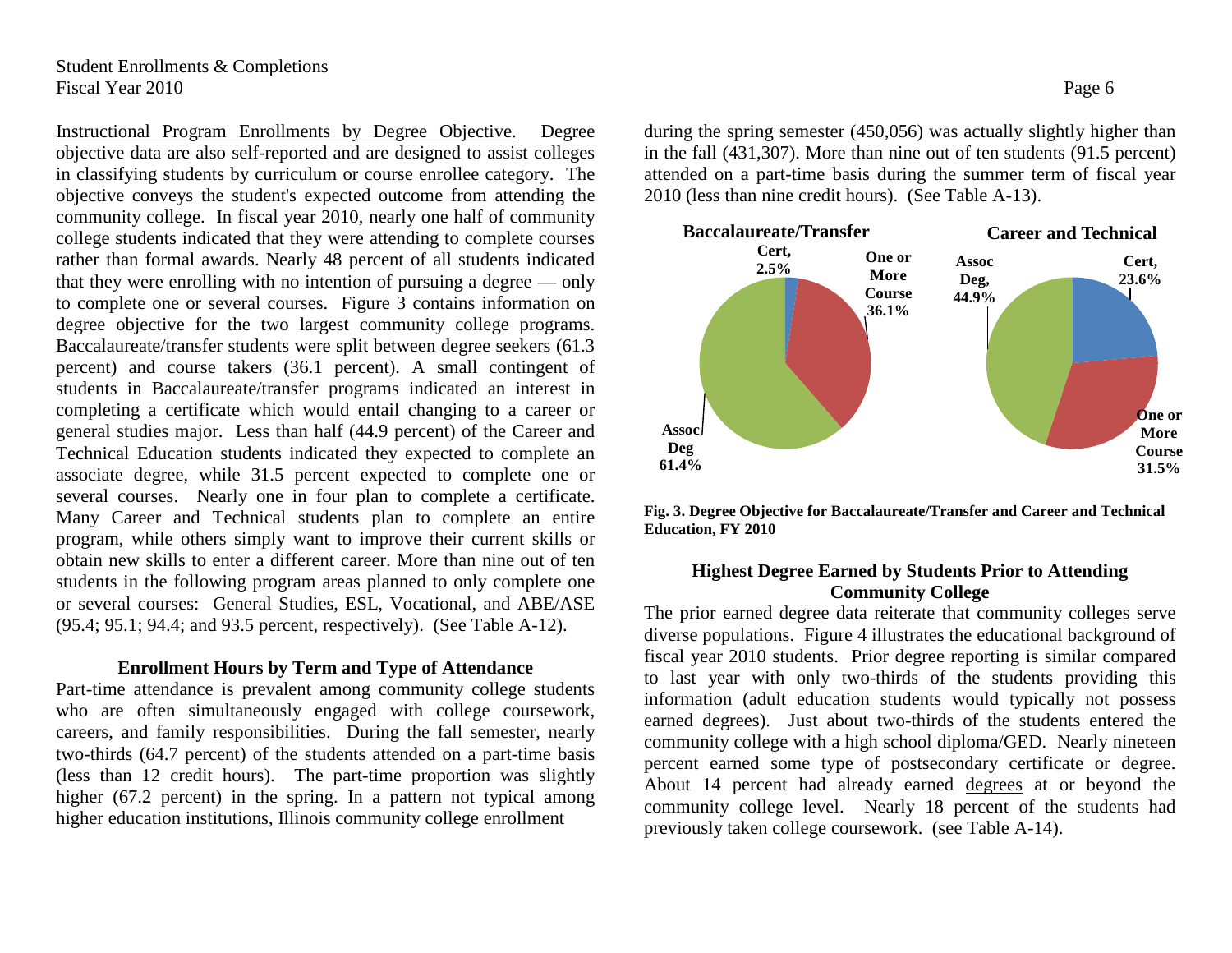Instructional Program Enrollments by Degree Objective. Degree objective data are also self-reported and are designed to assist colleges in classifying students by curriculum or course enrollee category. The objective conveys the student's expected outcome from attending the community college. In fiscal year 2010, nearly one half of community college students indicated that they were attending to complete courses rather than formal awards. Nearly 48 percent of all students indicated that they were enrolling with no intention of pursuing a degree — only to complete one or several courses. Figure 3 contains information on degree objective for the two largest community college programs. Baccalaureate/transfer students were split between degree seekers (61.3 percent) and course takers (36.1 percent). A small contingent of students in Baccalaureate/transfer programs indicated an interest in completing a certificate which would entail changing to a career or general studies major. Less than half (44.9 percent) of the Career and Technical Education students indicated they expected to complete an associate degree, while 31.5 percent expected to complete one or several courses. Nearly one in four plan to complete a certificate. Many Career and Technical students plan to complete an entire program, while others simply want to improve their current skills or obtain new skills to enter a different career. More than nine out of ten students in the following program areas planned to only complete one or several courses: General Studies, ESL, Vocational, and ABE/ASE (95.4; 95.1; 94.4; and 93.5 percent, respectively). (See Table A-12).

### Enrollment Hours by Term and Type of Attendance

Part-time attendance is prevalent among community college students who are often simultaneously engaged with college coursework, careers, and family responsibilities. During the fall semester, nearly two-thirds (64.7 percent) of the students attended on a part-time basis (less than 12 credit hours). The part-time proportion was slightly higher (67.2 percent) in the spring. In a pattern not typical among higher education institutions, Illinois community college enrollment during the spring semester (450,056) was actually slightly higher than in the fall (431,307). More than nine out of ten students (91.5 percent) attended on a part-time basis during the summer term of fiscal year 2010 (less than nine credit hours). (See Table A-13).

**Baccalaureate/Transfer**: Cert, 2.5%; One or More Course 36.1%; Assoc Deg 61.4%

**Career and Technical**: Cert, 23.6%; One or More Course 31.5%; Assoc Deg, 44.9%

**Fig. 3. Degree Objective for Baccalaureate/Transfer and Career and Technical Education, FY 2010**

### Highest Degree Earned by Students Prior to Attending Community College

The prior earned degree data reiterate that community colleges serve diverse populations. Figure 4 illustrates the educational background of fiscal year 2010 students. Prior degree reporting is similar compared to last year with only two-thirds of the students providing this information (adult education students would typically not possess earned degrees). Just about two-thirds of the students entered the community college with a high school diploma/GED. Nearly nineteen percent earned some type of postsecondary certificate or degree. About 14 percent had already earned degrees at or beyond the community college level. Nearly 18 percent of the students had previously taken college coursework. (see Table A-14).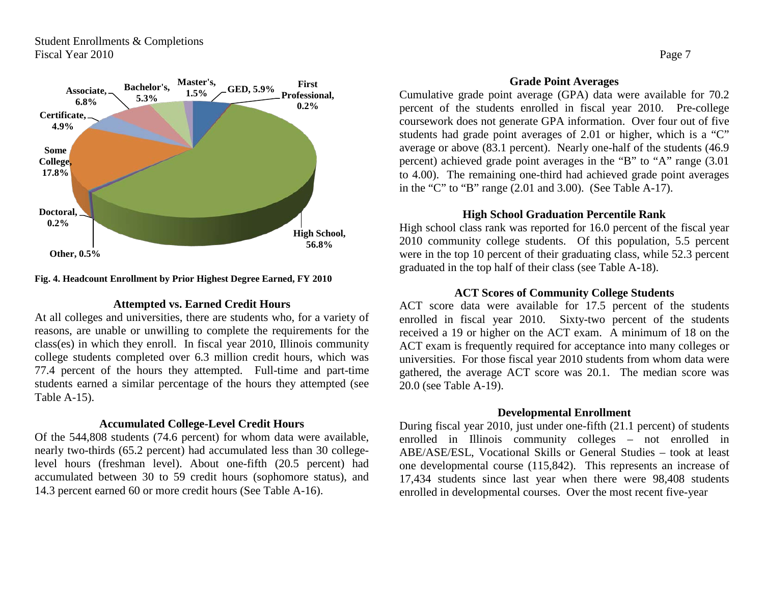Fig. 4. Headcount Enrollment by Prior Highest Degree Earned, FY 2010

### Attempted vs. Earned Credit Hours

At all colleges and universities, there are students who, for a variety of reasons, are unable or unwilling to complete the requirements for the class(es) in which they enroll. In fiscal year 2010, Illinois community college students completed over 6.3 million credit hours, which was 77.4 percent of the hours they attempted. Full-time and part-time students earned a similar percentage of the hours they attempted (see Table A-15).

### Accumulated College-Level Credit Hours

Of the 544,808 students (74.6 percent) for whom data were available, nearly two-thirds (65.2 percent) had accumulated less than 30 college-level hours (freshman level). About one-fifth (20.5 percent) had accumulated between 30 to 59 credit hours (sophomore status), and 14.3 percent earned 60 or more credit hours (See Table A-16).

### Grade Point Averages

Cumulative grade point average (GPA) data were available for 70.2 percent of the students enrolled in fiscal year 2010. Pre-college coursework does not generate GPA information. Over four out of five students had grade point averages of 2.01 or higher, which is a "C" average or above (83.1 percent). Nearly one-half of the students (46.9 percent) achieved grade point averages in the "B" to "A" range (3.01 to 4.00). The remaining one-third had achieved grade point averages in the "C" to "B" range (2.01 and 3.00). (See Table A-17).

### High School Graduation Percentile Rank

High school class rank was reported for 16.0 percent of the fiscal year 2010 community college students. Of this population, 5.5 percent were in the top 10 percent of their graduating class, while 52.3 percent graduated in the top half of their class (see Table A-18).

### ACT Scores of Community College Students

ACT score data were available for 17.5 percent of the students enrolled in fiscal year 2010. Sixty-two percent of the students received a 19 or higher on the ACT exam. A minimum of 18 on the ACT exam is frequently required for acceptance into many colleges or universities. For those fiscal year 2010 students from whom data were gathered, the average ACT score was 20.1. The median score was 20.0 (see Table A-19).

### Developmental Enrollment

During fiscal year 2010, just under one-fifth (21.1 percent) of students enrolled in Illinois community colleges – not enrolled in ABE/ASE/ESL, Vocational Skills or General Studies – took at least one developmental course (115,842). This represents an increase of 17,434 students since last year when there were 98,408 students enrolled in developmental courses. Over the most recent five-year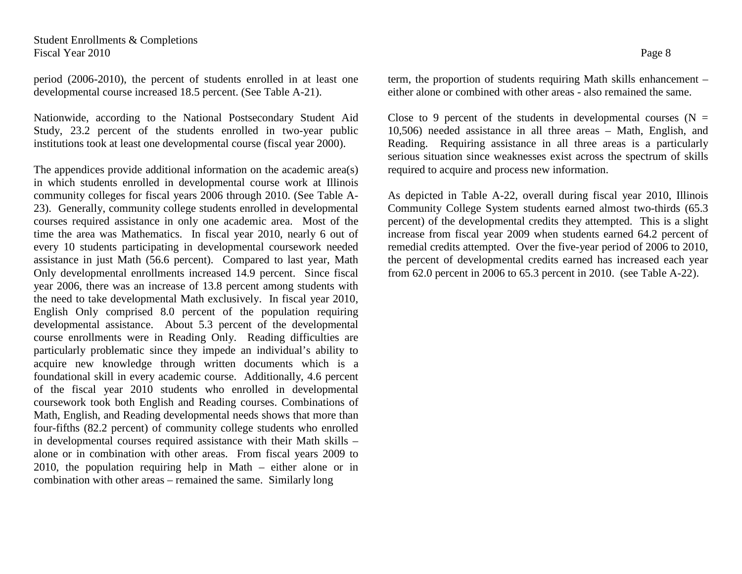period (2006-2010), the percent of students enrolled in at least one developmental course increased 18.5 percent. (See Table A-21).

Nationwide, according to the National Postsecondary Student Aid Study, 23.2 percent of the students enrolled in two-year public institutions took at least one developmental course (fiscal year 2000).

The appendices provide additional information on the academic area(s) in which students enrolled in developmental course work at Illinois community colleges for fiscal years 2006 through 2010. (See Table A-23). Generally, community college students enrolled in developmental courses required assistance in only one academic area. Most of the time the area was Mathematics. In fiscal year 2010, nearly 6 out of every 10 students participating in developmental coursework needed assistance in just Math (56.6 percent). Compared to last year, Math Only developmental enrollments increased 14.9 percent. Since fiscal year 2006, there was an increase of 13.8 percent among students with the need to take developmental Math exclusively. In fiscal year 2010, English Only comprised 8.0 percent of the population requiring developmental assistance. About 5.3 percent of the developmental course enrollments were in Reading Only. Reading difficulties are particularly problematic since they impede an individual's ability to acquire new knowledge through written documents which is a foundational skill in every academic course. Additionally, 4.6 percent of the fiscal year 2010 students who enrolled in developmental coursework took both English and Reading courses. Combinations of Math, English, and Reading developmental needs shows that more than four-fifths (82.2 percent) of community college students who enrolled in developmental courses required assistance with their Math skills – alone or in combination with other areas. From fiscal years 2009 to 2010, the population requiring help in Math – either alone or in combination with other areas – remained the same. Similarly long term, the proportion of students requiring Math skills enhancement – either alone or combined with other areas - also remained the same.

Close to 9 percent of the students in developmental courses (N = 10,506) needed assistance in all three areas – Math, English, and Reading. Requiring assistance in all three areas is a particularly serious situation since weaknesses exist across the spectrum of skills required to acquire and process new information.

As depicted in Table A-22, overall during fiscal year 2010, Illinois Community College System students earned almost two-thirds (65.3 percent) of the developmental credits they attempted. This is a slight increase from fiscal year 2009 when students earned 64.2 percent of remedial credits attempted. Over the five-year period of 2006 to 2010, the percent of developmental credits earned has increased each year from 62.0 percent in 2006 to 65.3 percent in 2010. (see Table A-22).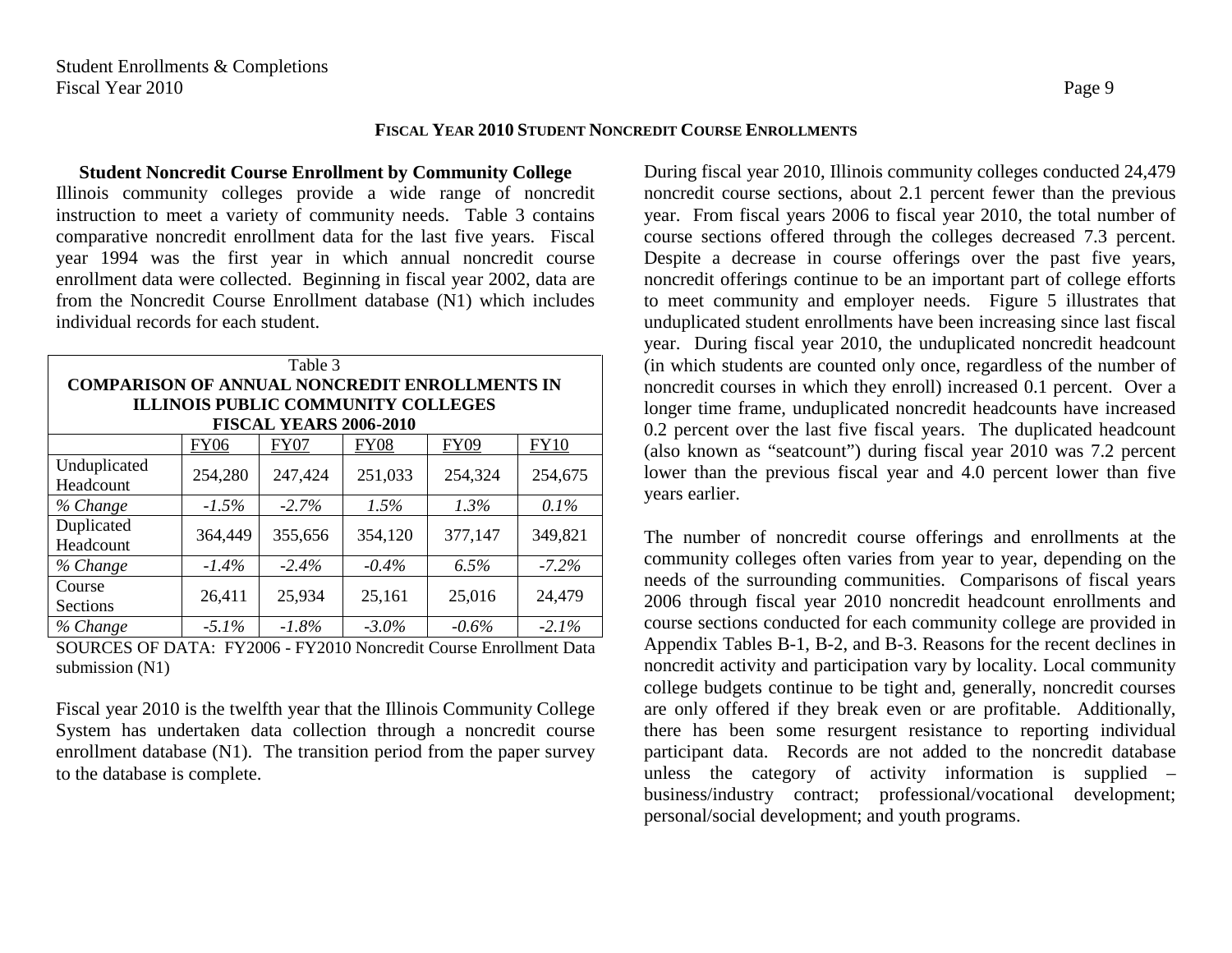## FISCAL YEAR 2010 STUDENT NONCREDIT COURSE ENROLLMENTS

### Student Noncredit Course Enrollment by Community College

Illinois community colleges provide a wide range of noncredit instruction to meet a variety of community needs. Table 3 contains comparative noncredit enrollment data for the last five years. Fiscal year 1994 was the first year in which annual noncredit course enrollment data were collected. Beginning in fiscal year 2002, data are from the Noncredit Course Enrollment database (N1) which includes individual records for each student.

Table 3
**COMPARISON OF ANNUAL NONCREDIT ENROLLMENTS IN ILLINOIS PUBLIC COMMUNITY COLLEGES FISCAL YEARS 2006-2010**

| | FY06 | FY07 | FY08 | FY09 | FY10 |
|---|---|---|---|---|---|
| Unduplicated Headcount | 254,280 | 247,424 | 251,033 | 254,324 | 254,675 |
| *% Change* | *-1.5%* | *-2.7%* | *1.5%* | *1.3%* | *0.1%* |
| Duplicated Headcount | 364,449 | 355,656 | 354,120 | 377,147 | 349,821 |
| *% Change* | *-1.4%* | *-2.4%* | *-0.4%* | *6.5%* | *-7.2%* |
| Course Sections | 26,411 | 25,934 | 25,161 | 25,016 | 24,479 |
| *% Change* | *-5.1%* | *-1.8%* | *-3.0%* | *-0.6%* | *-2.1%* |

SOURCES OF DATA: FY2006 - FY2010 Noncredit Course Enrollment Data submission (N1)

Fiscal year 2010 is the twelfth year that the Illinois Community College System has undertaken data collection through a noncredit course enrollment database (N1). The transition period from the paper survey to the database is complete.

During fiscal year 2010, Illinois community colleges conducted 24,479 noncredit course sections, about 2.1 percent fewer than the previous year. From fiscal years 2006 to fiscal year 2010, the total number of course sections offered through the colleges decreased 7.3 percent. Despite a decrease in course offerings over the past five years, noncredit offerings continue to be an important part of college efforts to meet community and employer needs. Figure 5 illustrates that unduplicated student enrollments have been increasing since last fiscal year. During fiscal year 2010, the unduplicated noncredit headcount (in which students are counted only once, regardless of the number of noncredit courses in which they enroll) increased 0.1 percent. Over a longer time frame, unduplicated noncredit headcounts have increased 0.2 percent over the last five fiscal years. The duplicated headcount (also known as "seatcount") during fiscal year 2010 was 7.2 percent lower than the previous fiscal year and 4.0 percent lower than five years earlier.

The number of noncredit course offerings and enrollments at the community colleges often varies from year to year, depending on the needs of the surrounding communities. Comparisons of fiscal years 2006 through fiscal year 2010 noncredit headcount enrollments and course sections conducted for each community college are provided in Appendix Tables B-1, B-2, and B-3. Reasons for the recent declines in noncredit activity and participation vary by locality. Local community college budgets continue to be tight and, generally, noncredit courses are only offered if they break even or are profitable. Additionally, there has been some resurgent resistance to reporting individual participant data. Records are not added to the noncredit database unless the category of activity information is supplied – business/industry contract; professional/vocational development; personal/social development; and youth programs.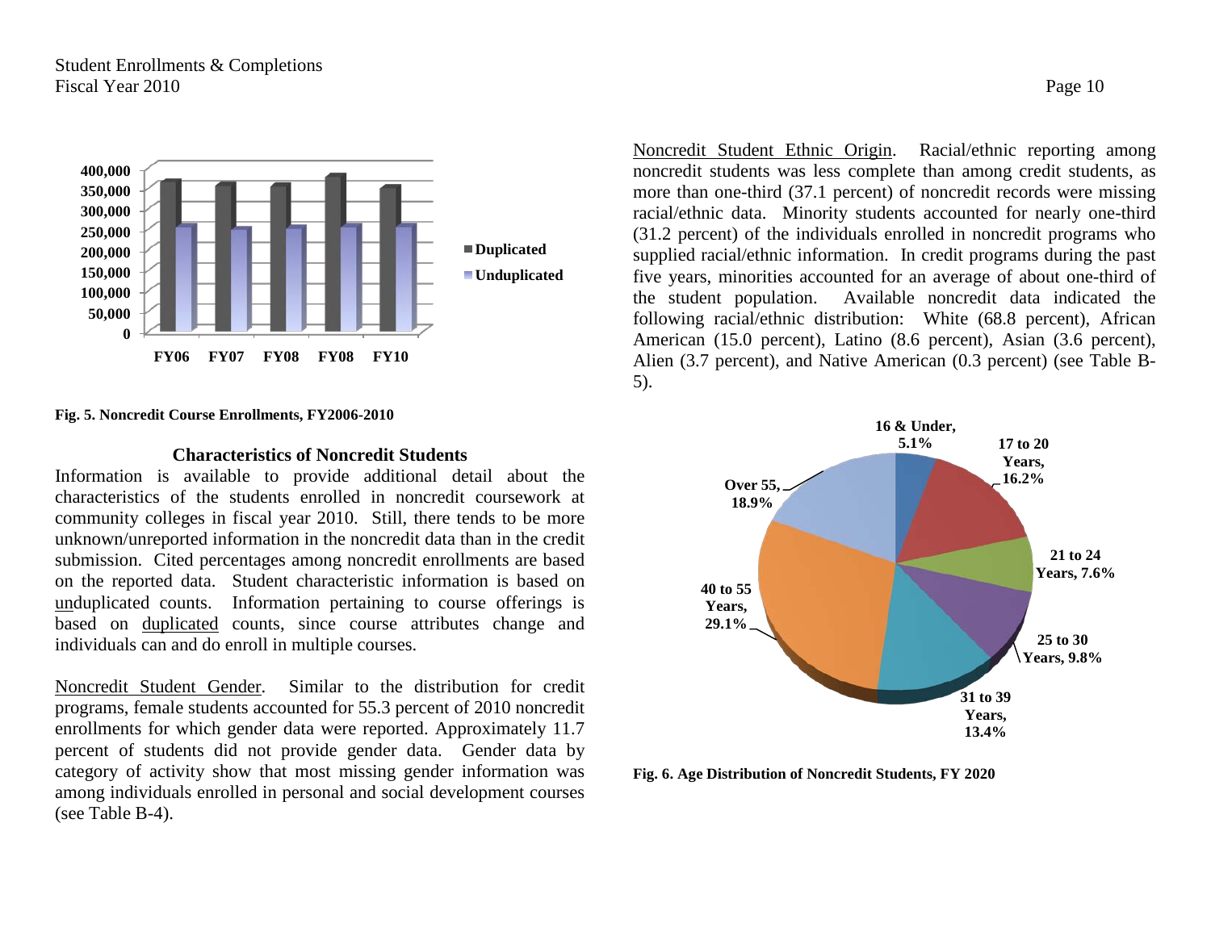Fig. 5. Noncredit Course Enrollments, FY2006-2010

### Characteristics of Noncredit Students

Information is available to provide additional detail about the characteristics of the students enrolled in noncredit coursework at community colleges in fiscal year 2010. Still, there tends to be more unknown/unreported information in the noncredit data than in the credit submission. Cited percentages among noncredit enrollments are based on the reported data. Student characteristic information is based on unduplicated counts. Information pertaining to course offerings is based on duplicated counts, since course attributes change and individuals can and do enroll in multiple courses.

Noncredit Student Gender. Similar to the distribution for credit programs, female students accounted for 55.3 percent of 2010 noncredit enrollments for which gender data were reported. Approximately 11.7 percent of students did not provide gender data. Gender data by category of activity show that most missing gender information was among individuals enrolled in personal and social development courses (see Table B-4).

Noncredit Student Ethnic Origin. Racial/ethnic reporting among noncredit students was less complete than among credit students, as more than one-third (37.1 percent) of noncredit records were missing racial/ethnic data. Minority students accounted for nearly one-third (31.2 percent) of the individuals enrolled in noncredit programs who supplied racial/ethnic information. In credit programs during the past five years, minorities accounted for an average of about one-third of the student population. Available noncredit data indicated the following racial/ethnic distribution: White (68.8 percent), African American (15.0 percent), Latino (8.6 percent), Asian (3.6 percent), Alien (3.7 percent), and Native American (0.3 percent) (see Table B-5).

Fig. 6. Age Distribution of Noncredit Students, FY 2020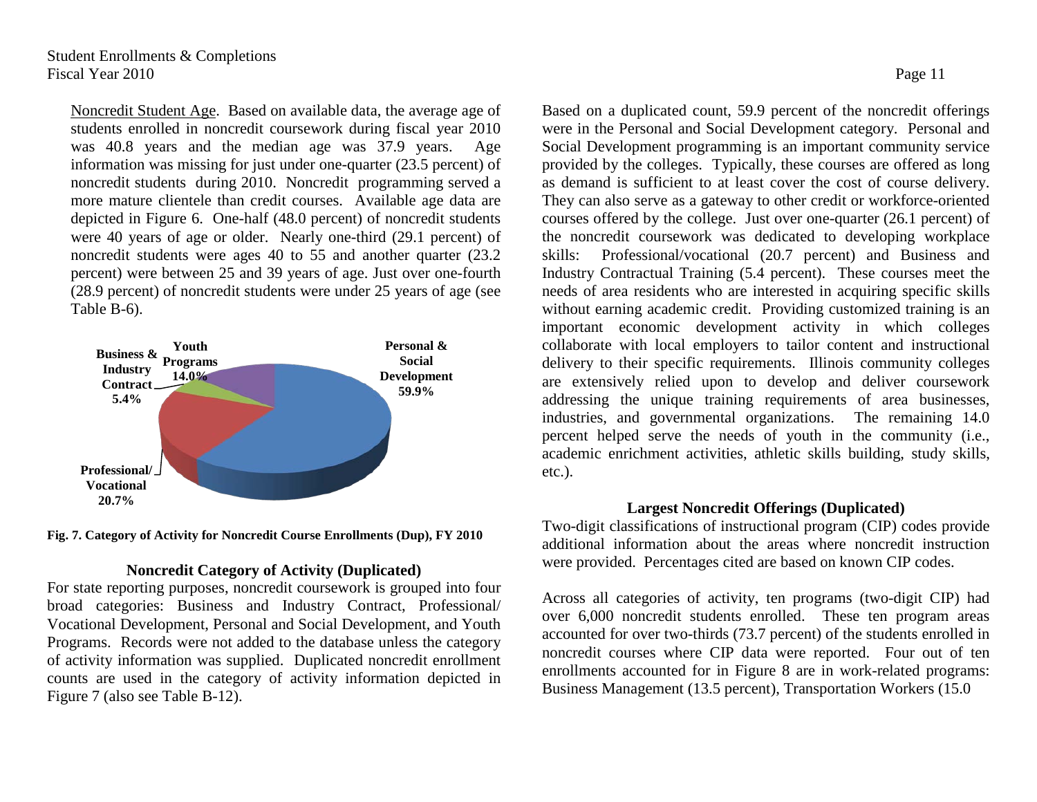Noncredit Student Age. Based on available data, the average age of students enrolled in noncredit coursework during fiscal year 2010 was 40.8 years and the median age was 37.9 years. Age information was missing for just under one-quarter (23.5 percent) of noncredit students during 2010. Noncredit programming served a more mature clientele than credit courses. Available age data are depicted in Figure 6. One-half (48.0 percent) of noncredit students were 40 years of age or older. Nearly one-third (29.1 percent) of noncredit students were ages 40 to 55 and another quarter (23.2 percent) were between 25 and 39 years of age. Just over one-fourth (28.9 percent) of noncredit students were under 25 years of age (see Table B-6).

**Fig. 7. Category of Activity for Noncredit Course Enrollments (Dup), FY 2010**

| Category | Percent |
|---|---|
| Personal & Social Development | 59.9% |
| Professional/ Vocational | 20.7% |
| Youth Programs | 14.0% |
| Business & Industry Contract | 5.4% |

### Noncredit Category of Activity (Duplicated)

For state reporting purposes, noncredit coursework is grouped into four broad categories: Business and Industry Contract, Professional/ Vocational Development, Personal and Social Development, and Youth Programs. Records were not added to the database unless the category of activity information was supplied. Duplicated noncredit enrollment counts are used in the category of activity information depicted in Figure 7 (also see Table B-12).

Based on a duplicated count, 59.9 percent of the noncredit offerings were in the Personal and Social Development category. Personal and Social Development programming is an important community service provided by the colleges. Typically, these courses are offered as long as demand is sufficient to at least cover the cost of course delivery. They can also serve as a gateway to other credit or workforce-oriented courses offered by the college. Just over one-quarter (26.1 percent) of the noncredit coursework was dedicated to developing workplace skills: Professional/vocational (20.7 percent) and Business and Industry Contractual Training (5.4 percent). These courses meet the needs of area residents who are interested in acquiring specific skills without earning academic credit. Providing customized training is an important economic development activity in which colleges collaborate with local employers to tailor content and instructional delivery to their specific requirements. Illinois community colleges are extensively relied upon to develop and deliver coursework addressing the unique training requirements of area businesses, industries, and governmental organizations. The remaining 14.0 percent helped serve the needs of youth in the community (i.e., academic enrichment activities, athletic skills building, study skills, etc.).

### Largest Noncredit Offerings (Duplicated)

Two-digit classifications of instructional program (CIP) codes provide additional information about the areas where noncredit instruction were provided. Percentages cited are based on known CIP codes.

Across all categories of activity, ten programs (two-digit CIP) had over 6,000 noncredit students enrolled. These ten program areas accounted for over two-thirds (73.7 percent) of the students enrolled in noncredit courses where CIP data were reported. Four out of ten enrollments accounted for in Figure 8 are in work-related programs: Business Management (13.5 percent), Transportation Workers (15.0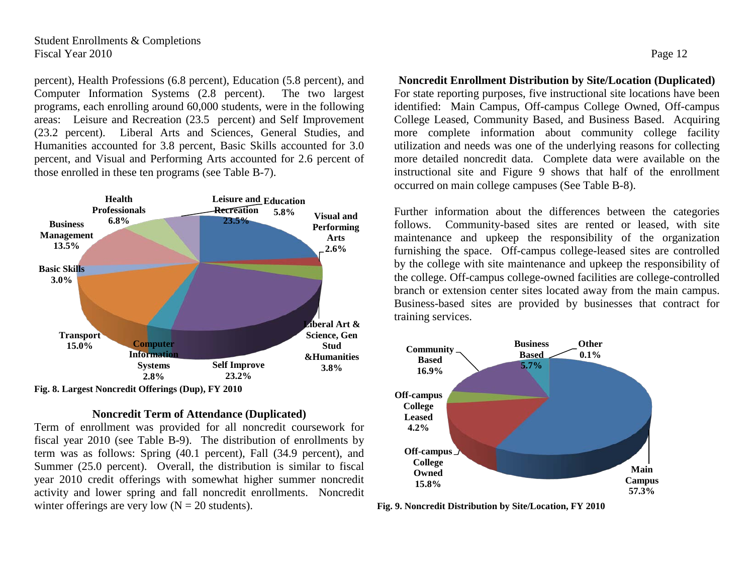percent), Health Professions (6.8 percent), Education (5.8 percent), and Computer Information Systems (2.8 percent). The two largest programs, each enrolling around 60,000 students, were in the following areas: Leisure and Recreation (23.5 percent) and Self Improvement (23.2 percent). Liberal Arts and Sciences, General Studies, and Humanities accounted for 3.8 percent, Basic Skills accounted for 3.0 percent, and Visual and Performing Arts accounted for 2.6 percent of those enrolled in these ten programs (see Table B-7).

Fig. 8. Largest Noncredit Offerings (Dup), FY 2010

### Noncredit Term of Attendance (Duplicated)

Term of enrollment was provided for all noncredit coursework for fiscal year 2010 (see Table B-9). The distribution of enrollments by term was as follows: Spring (40.1 percent), Fall (34.9 percent), and Summer (25.0 percent). Overall, the distribution is similar to fiscal year 2010 credit offerings with somewhat higher summer noncredit activity and lower spring and fall noncredit enrollments. Noncredit winter offerings are very low (N = 20 students).

### Noncredit Enrollment Distribution by Site/Location (Duplicated)

For state reporting purposes, five instructional site locations have been identified: Main Campus, Off-campus College Owned, Off-campus College Leased, Community Based, and Business Based. Acquiring more complete information about community college facility utilization and needs was one of the underlying reasons for collecting more detailed noncredit data. Complete data were available on the instructional site and Figure 9 shows that half of the enrollment occurred on main college campuses (See Table B-8).

Further information about the differences between the categories follows. Community-based sites are rented or leased, with site maintenance and upkeep the responsibility of the organization furnishing the space. Off-campus college-leased sites are controlled by the college with site maintenance and upkeep the responsibility of the college. Off-campus college-owned facilities are college-controlled branch or extension center sites located away from the main campus. Business-based sites are provided by businesses that contract for training services.

Fig. 9. Noncredit Distribution by Site/Location, FY 2010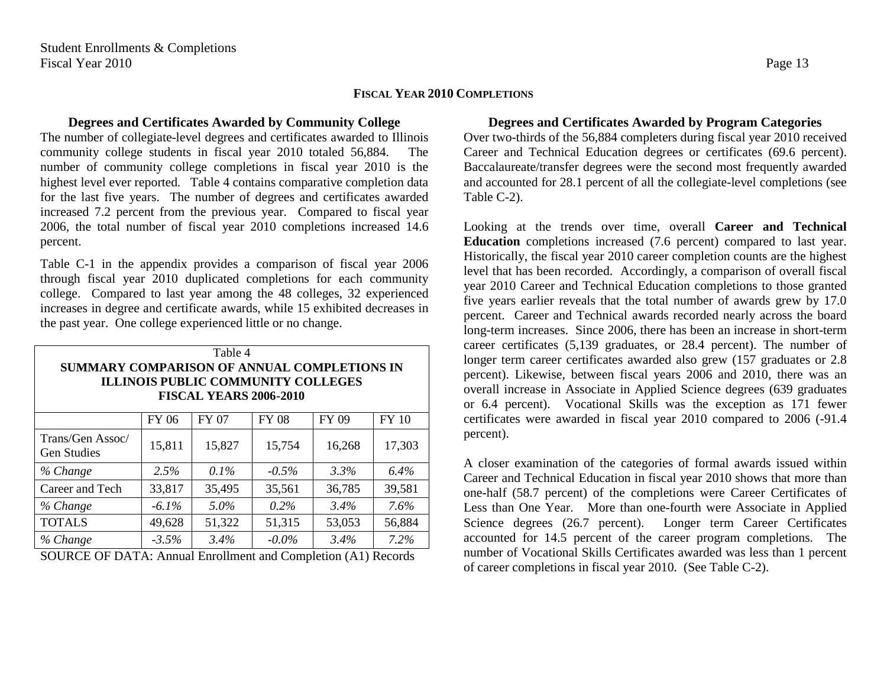## Fiscal Year 2010 Completions

### Degrees and Certificates Awarded by Community College

The number of collegiate-level degrees and certificates awarded to Illinois community college students in fiscal year 2010 totaled 56,884. The number of community college completions in fiscal year 2010 is the highest level ever reported. Table 4 contains comparative completion data for the last five years. The number of degrees and certificates awarded increased 7.2 percent from the previous year. Compared to fiscal year 2006, the total number of fiscal year 2010 completions increased 14.6 percent.

Table C-1 in the appendix provides a comparison of fiscal year 2006 through fiscal year 2010 duplicated completions for each community college. Compared to last year among the 48 colleges, 32 experienced increases in degree and certificate awards, while 15 exhibited decreases in the past year. One college experienced little or no change.

Table 4
**SUMMARY COMPARISON OF ANNUAL COMPLETIONS IN ILLINOIS PUBLIC COMMUNITY COLLEGES FISCAL YEARS 2006-2010**

| | FY 06 | FY 07 | FY 08 | FY 09 | FY 10 |
|---|---|---|---|---|---|
| Trans/Gen Assoc/ Gen Studies | 15,811 | 15,827 | 15,754 | 16,268 | 17,303 |
| *% Change* | *2.5%* | *0.1%* | *-0.5%* | *3.3%* | *6.4%* |
| Career and Tech | 33,817 | 35,495 | 35,561 | 36,785 | 39,581 |
| *% Change* | *-6.1%* | *5.0%* | *0.2%* | *3.4%* | *7.6%* |
| TOTALS | 49,628 | 51,322 | 51,315 | 53,053 | 56,884 |
| *% Change* | *-3.5%* | *3.4%* | *-0.0%* | *3.4%* | *7.2%* |

SOURCE OF DATA: Annual Enrollment and Completion (A1) Records

### Degrees and Certificates Awarded by Program Categories

Over two-thirds of the 56,884 completers during fiscal year 2010 received Career and Technical Education degrees or certificates (69.6 percent). Baccalaureate/transfer degrees were the second most frequently awarded and accounted for 28.1 percent of all the collegiate-level completions (see Table C-2).

Looking at the trends over time, overall **Career and Technical Education** completions increased (7.6 percent) compared to last year. Historically, the fiscal year 2010 career completion counts are the highest level that has been recorded. Accordingly, a comparison of overall fiscal year 2010 Career and Technical Education completions to those granted five years earlier reveals that the total number of awards grew by 17.0 percent. Career and Technical awards recorded nearly across the board long-term increases. Since 2006, there has been an increase in short-term career certificates (5,139 graduates, or 28.4 percent). The number of longer term career certificates awarded also grew (157 graduates or 2.8 percent). Likewise, between fiscal years 2006 and 2010, there was an overall increase in Associate in Applied Science degrees (639 graduates or 6.4 percent). Vocational Skills was the exception as 171 fewer certificates were awarded in fiscal year 2010 compared to 2006 (-91.4 percent).

A closer examination of the categories of formal awards issued within Career and Technical Education in fiscal year 2010 shows that more than one-half (58.7 percent) of the completions were Career Certificates of Less than One Year. More than one-fourth were Associate in Applied Science degrees (26.7 percent). Longer term Career Certificates accounted for 14.5 percent of the career program completions. The number of Vocational Skills Certificates awarded was less than 1 percent of career completions in fiscal year 2010. (See Table C-2).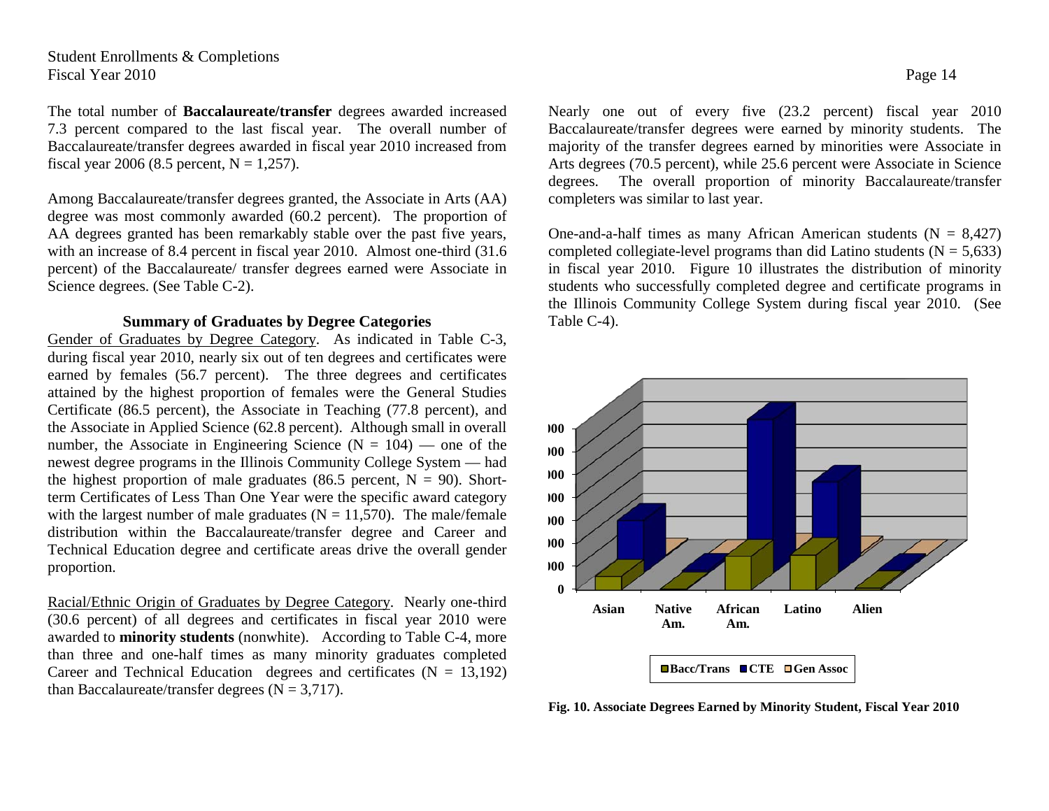The total number of **Baccalaureate/transfer** degrees awarded increased 7.3 percent compared to the last fiscal year. The overall number of Baccalaureate/transfer degrees awarded in fiscal year 2010 increased from fiscal year 2006 (8.5 percent, N = 1,257).

Among Baccalaureate/transfer degrees granted, the Associate in Arts (AA) degree was most commonly awarded (60.2 percent). The proportion of AA degrees granted has been remarkably stable over the past five years, with an increase of 8.4 percent in fiscal year 2010. Almost one-third (31.6 percent) of the Baccalaureate/ transfer degrees earned were Associate in Science degrees. (See Table C-2).

### Summary of Graduates by Degree Categories

Gender of Graduates by Degree Category. As indicated in Table C-3, during fiscal year 2010, nearly six out of ten degrees and certificates were earned by females (56.7 percent). The three degrees and certificates attained by the highest proportion of females were the General Studies Certificate (86.5 percent), the Associate in Teaching (77.8 percent), and the Associate in Applied Science (62.8 percent). Although small in overall number, the Associate in Engineering Science (N = 104) — one of the newest degree programs in the Illinois Community College System — had the highest proportion of male graduates (86.5 percent, N = 90). Short-term Certificates of Less Than One Year were the specific award category with the largest number of male graduates (N = 11,570). The male/female distribution within the Baccalaureate/transfer degree and Career and Technical Education degree and certificate areas drive the overall gender proportion.

Racial/Ethnic Origin of Graduates by Degree Category. Nearly one-third (30.6 percent) of all degrees and certificates in fiscal year 2010 were awarded to **minority students** (nonwhite). According to Table C-4, more than three and one-half times as many minority graduates completed Career and Technical Education degrees and certificates (N = 13,192) than Baccalaureate/transfer degrees (N = 3,717).

Nearly one out of every five (23.2 percent) fiscal year 2010 Baccalaureate/transfer degrees were earned by minority students. The majority of the transfer degrees earned by minorities were Associate in Arts degrees (70.5 percent), while 25.6 percent were Associate in Science degrees. The overall proportion of minority Baccalaureate/transfer completers was similar to last year.

One-and-a-half times as many African American students (N = 8,427) completed collegiate-level programs than did Latino students (N = 5,633) in fiscal year 2010. Figure 10 illustrates the distribution of minority students who successfully completed degree and certificate programs in the Illinois Community College System during fiscal year 2010. (See Table C-4).

**Fig. 10. Associate Degrees Earned by Minority Student, Fiscal Year 2010**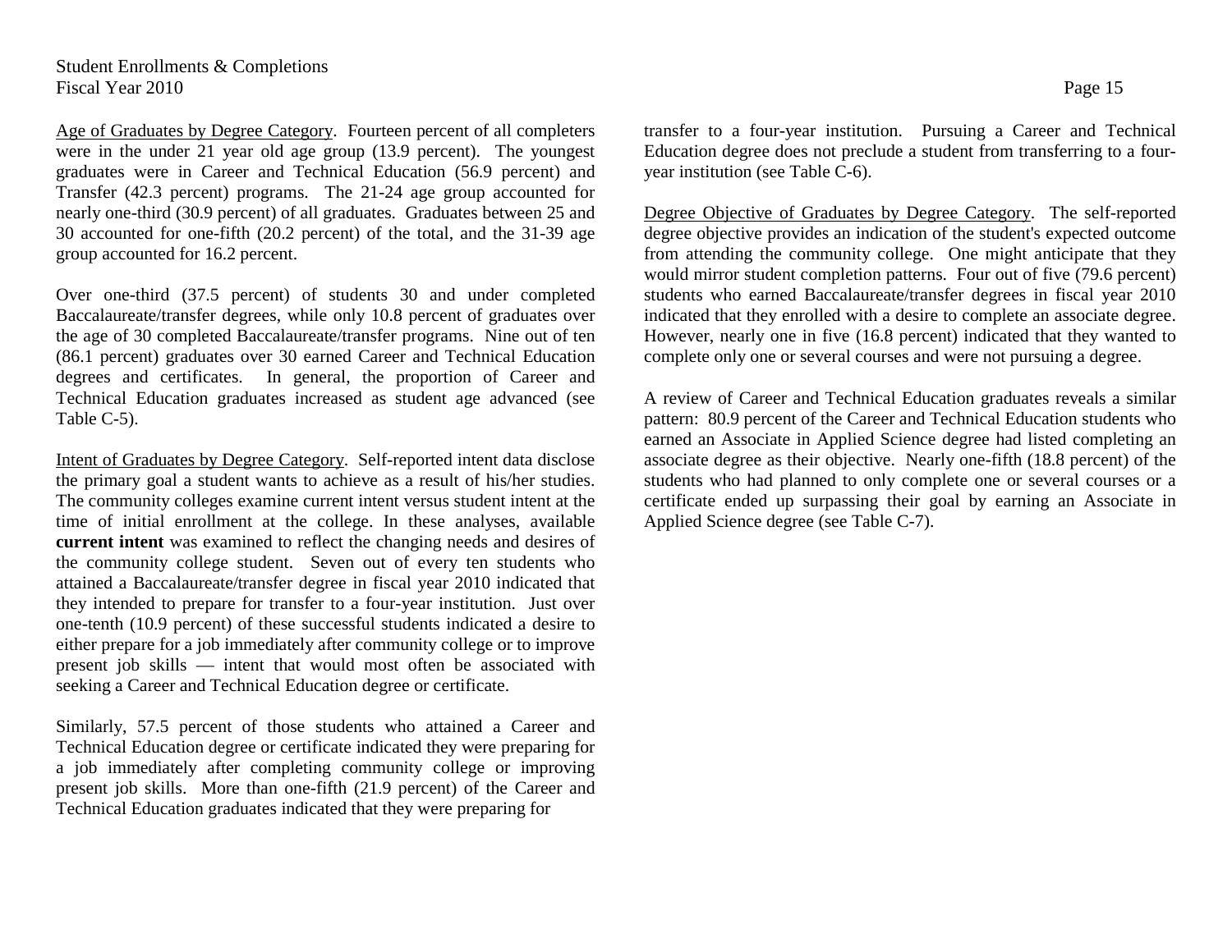<u>Age of Graduates by Degree Category</u>. Fourteen percent of all completers were in the under 21 year old age group (13.9 percent). The youngest graduates were in Career and Technical Education (56.9 percent) and Transfer (42.3 percent) programs. The 21-24 age group accounted for nearly one-third (30.9 percent) of all graduates. Graduates between 25 and 30 accounted for one-fifth (20.2 percent) of the total, and the 31-39 age group accounted for 16.2 percent.

Over one-third (37.5 percent) of students 30 and under completed Baccalaureate/transfer degrees, while only 10.8 percent of graduates over the age of 30 completed Baccalaureate/transfer programs. Nine out of ten (86.1 percent) graduates over 30 earned Career and Technical Education degrees and certificates. In general, the proportion of Career and Technical Education graduates increased as student age advanced (see Table C-5).

<u>Intent of Graduates by Degree Category</u>. Self-reported intent data disclose the primary goal a student wants to achieve as a result of his/her studies. The community colleges examine current intent versus student intent at the time of initial enrollment at the college. In these analyses, available **current intent** was examined to reflect the changing needs and desires of the community college student. Seven out of every ten students who attained a Baccalaureate/transfer degree in fiscal year 2010 indicated that they intended to prepare for transfer to a four-year institution. Just over one-tenth (10.9 percent) of these successful students indicated a desire to either prepare for a job immediately after community college or to improve present job skills — intent that would most often be associated with seeking a Career and Technical Education degree or certificate.

Similarly, 57.5 percent of those students who attained a Career and Technical Education degree or certificate indicated they were preparing for a job immediately after completing community college or improving present job skills. More than one-fifth (21.9 percent) of the Career and Technical Education graduates indicated that they were preparing for transfer to a four-year institution. Pursuing a Career and Technical Education degree does not preclude a student from transferring to a four-year institution (see Table C-6).

<u>Degree Objective of Graduates by Degree Category</u>. The self-reported degree objective provides an indication of the student's expected outcome from attending the community college. One might anticipate that they would mirror student completion patterns. Four out of five (79.6 percent) students who earned Baccalaureate/transfer degrees in fiscal year 2010 indicated that they enrolled with a desire to complete an associate degree. However, nearly one in five (16.8 percent) indicated that they wanted to complete only one or several courses and were not pursuing a degree.

A review of Career and Technical Education graduates reveals a similar pattern: 80.9 percent of the Career and Technical Education students who earned an Associate in Applied Science degree had listed completing an associate degree as their objective. Nearly one-fifth (18.8 percent) of the students who had planned to only complete one or several courses or a certificate ended up surpassing their goal by earning an Associate in Applied Science degree (see Table C-7).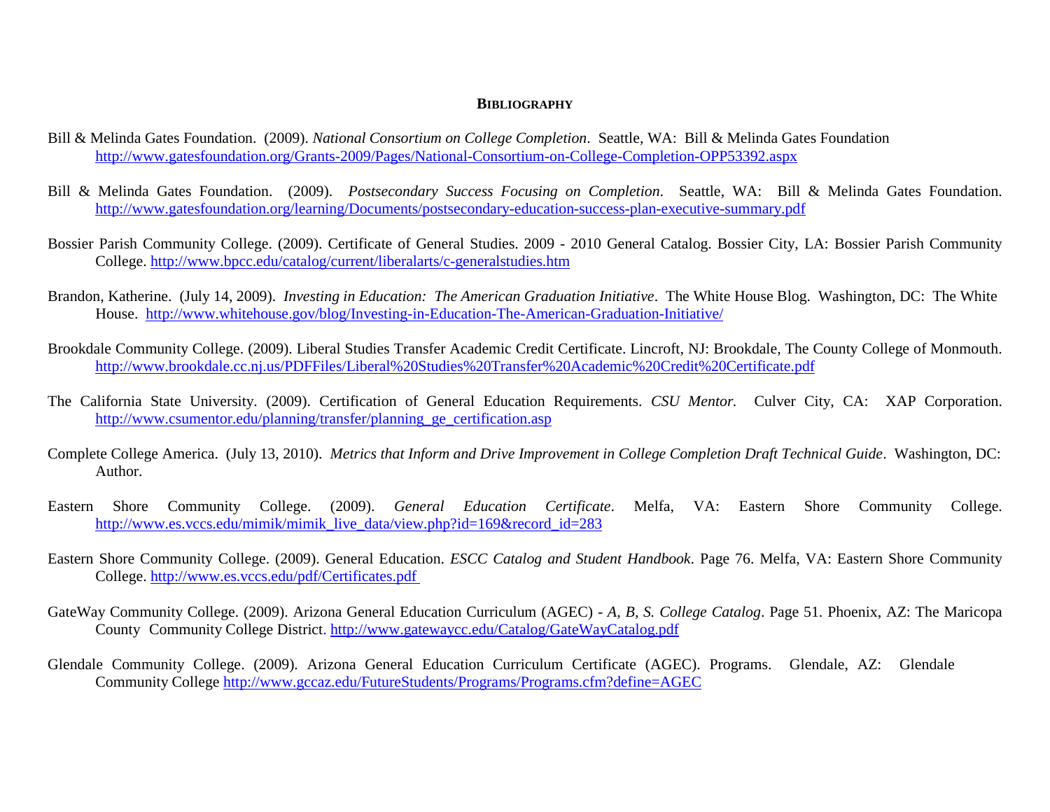## **Bibliography**

Bill & Melinda Gates Foundation. (2009). *National Consortium on College Completion*. Seattle, WA: Bill & Melinda Gates Foundation http://www.gatesfoundation.org/Grants-2009/Pages/National-Consortium-on-College-Completion-OPP53392.aspx

Bill & Melinda Gates Foundation. (2009). *Postsecondary Success Focusing on Completion*. Seattle, WA: Bill & Melinda Gates Foundation. http://www.gatesfoundation.org/learning/Documents/postsecondary-education-success-plan-executive-summary.pdf

Bossier Parish Community College. (2009). Certificate of General Studies. 2009 - 2010 General Catalog. Bossier City, LA: Bossier Parish Community College. http://www.bpcc.edu/catalog/current/liberalarts/c-generalstudies.htm

Brandon, Katherine. (July 14, 2009). *Investing in Education: The American Graduation Initiative*. The White House Blog. Washington, DC: The White House. http://www.whitehouse.gov/blog/Investing-in-Education-The-American-Graduation-Initiative/

Brookdale Community College. (2009). Liberal Studies Transfer Academic Credit Certificate. Lincroft, NJ: Brookdale, The County College of Monmouth. http://www.brookdale.cc.nj.us/PDFFiles/Liberal%20Studies%20Transfer%20Academic%20Credit%20Certificate.pdf

The California State University. (2009). Certification of General Education Requirements. *CSU Mentor.* Culver City, CA: XAP Corporation. http://www.csumentor.edu/planning/transfer/planning_ge_certification.asp

Complete College America. (July 13, 2010). *Metrics that Inform and Drive Improvement in College Completion Draft Technical Guide*. Washington, DC: Author.

Eastern Shore Community College. (2009). *General Education Certificate*. Melfa, VA: Eastern Shore Community College. http://www.es.vccs.edu/mimik/mimik_live_data/view.php?id=169&record_id=283

Eastern Shore Community College. (2009). General Education. *ESCC Catalog and Student Handbook*. Page 76. Melfa, VA: Eastern Shore Community College. http://www.es.vccs.edu/pdf/Certificates.pdf

GateWay Community College. (2009). Arizona General Education Curriculum (AGEC) - *A, B, S. College Catalog*. Page 51. Phoenix, AZ: The Maricopa County Community College District. http://www.gatewaycc.edu/Catalog/GateWayCatalog.pdf

Glendale Community College. (2009). Arizona General Education Curriculum Certificate (AGEC). Programs. Glendale, AZ: Glendale Community College http://www.gccaz.edu/FutureStudents/Programs/Programs.cfm?define=AGEC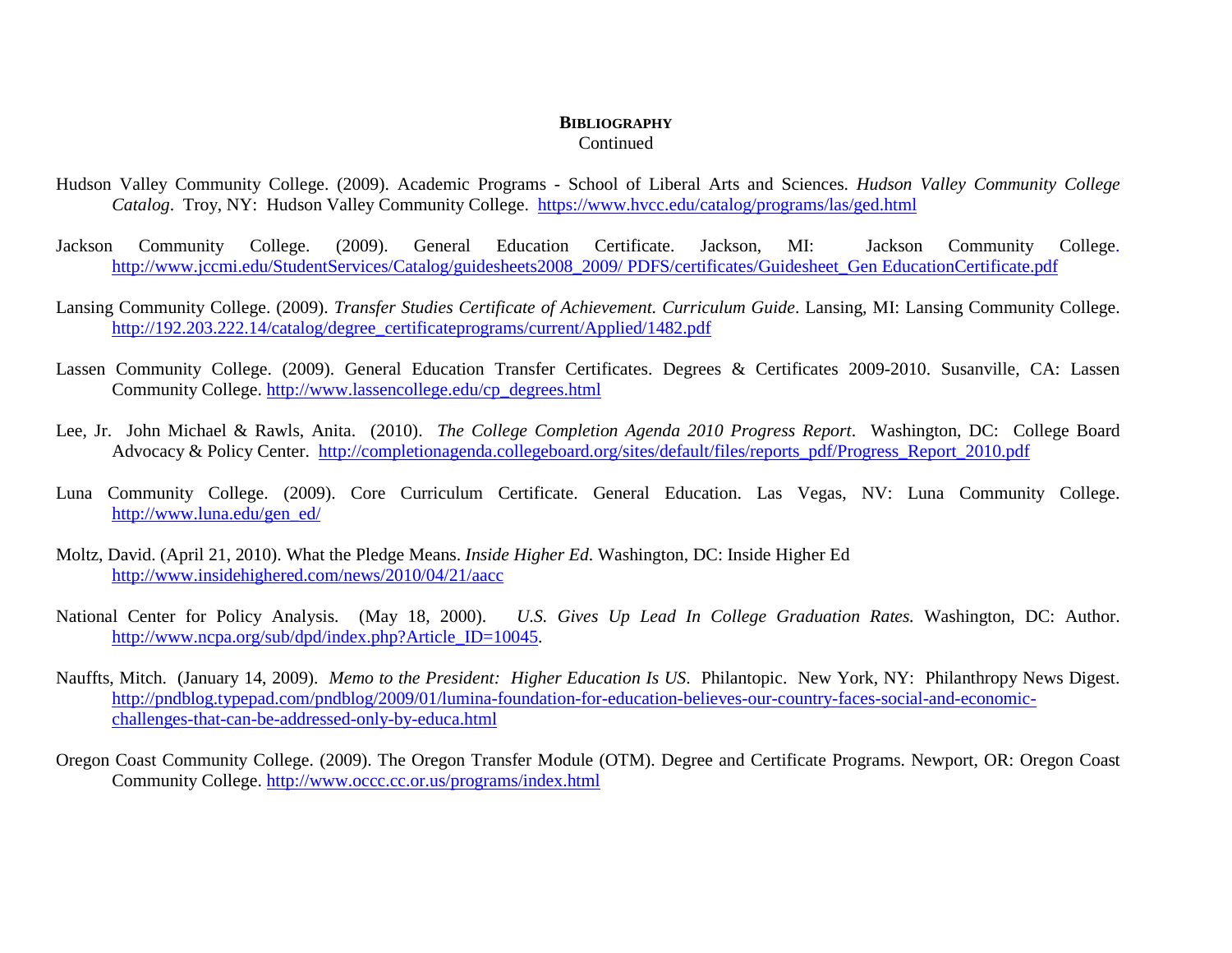**BIBLIOGRAPHY**
Continued

Hudson Valley Community College. (2009). Academic Programs - School of Liberal Arts and Sciences. *Hudson Valley Community College Catalog*. Troy, NY: Hudson Valley Community College. https://www.hvcc.edu/catalog/programs/las/ged.html

Jackson Community College. (2009). General Education Certificate. Jackson, MI: Jackson Community College. http://www.jccmi.edu/StudentServices/Catalog/guidesheets2008_2009/ PDFS/certificates/Guidesheet_Gen EducationCertificate.pdf

Lansing Community College. (2009). *Transfer Studies Certificate of Achievement. Curriculum Guide*. Lansing, MI: Lansing Community College. http://192.203.222.14/catalog/degree_certificateprograms/current/Applied/1482.pdf

Lassen Community College. (2009). General Education Transfer Certificates. Degrees & Certificates 2009-2010. Susanville, CA: Lassen Community College. http://www.lassencollege.edu/cp_degrees.html

Lee, Jr. John Michael & Rawls, Anita. (2010). *The College Completion Agenda 2010 Progress Report*. Washington, DC: College Board Advocacy & Policy Center. http://completionagenda.collegeboard.org/sites/default/files/reports_pdf/Progress_Report_2010.pdf

Luna Community College. (2009). Core Curriculum Certificate. General Education. Las Vegas, NV: Luna Community College. http://www.luna.edu/gen_ed/

Moltz, David. (April 21, 2010). What the Pledge Means. *Inside Higher Ed*. Washington, DC: Inside Higher Ed http://www.insidehighered.com/news/2010/04/21/aacc

National Center for Policy Analysis. (May 18, 2000). *U.S. Gives Up Lead In College Graduation Rates.* Washington, DC: Author. http://www.ncpa.org/sub/dpd/index.php?Article_ID=10045.

Nauffts, Mitch. (January 14, 2009). *Memo to the President: Higher Education Is US*. Philantopic. New York, NY: Philanthropy News Digest. http://pndblog.typepad.com/pndblog/2009/01/lumina-foundation-for-education-believes-our-country-faces-social-and-economic-challenges-that-can-be-addressed-only-by-educa.html

Oregon Coast Community College. (2009). The Oregon Transfer Module (OTM). Degree and Certificate Programs. Newport, OR: Oregon Coast Community College. http://www.occc.cc.or.us/programs/index.html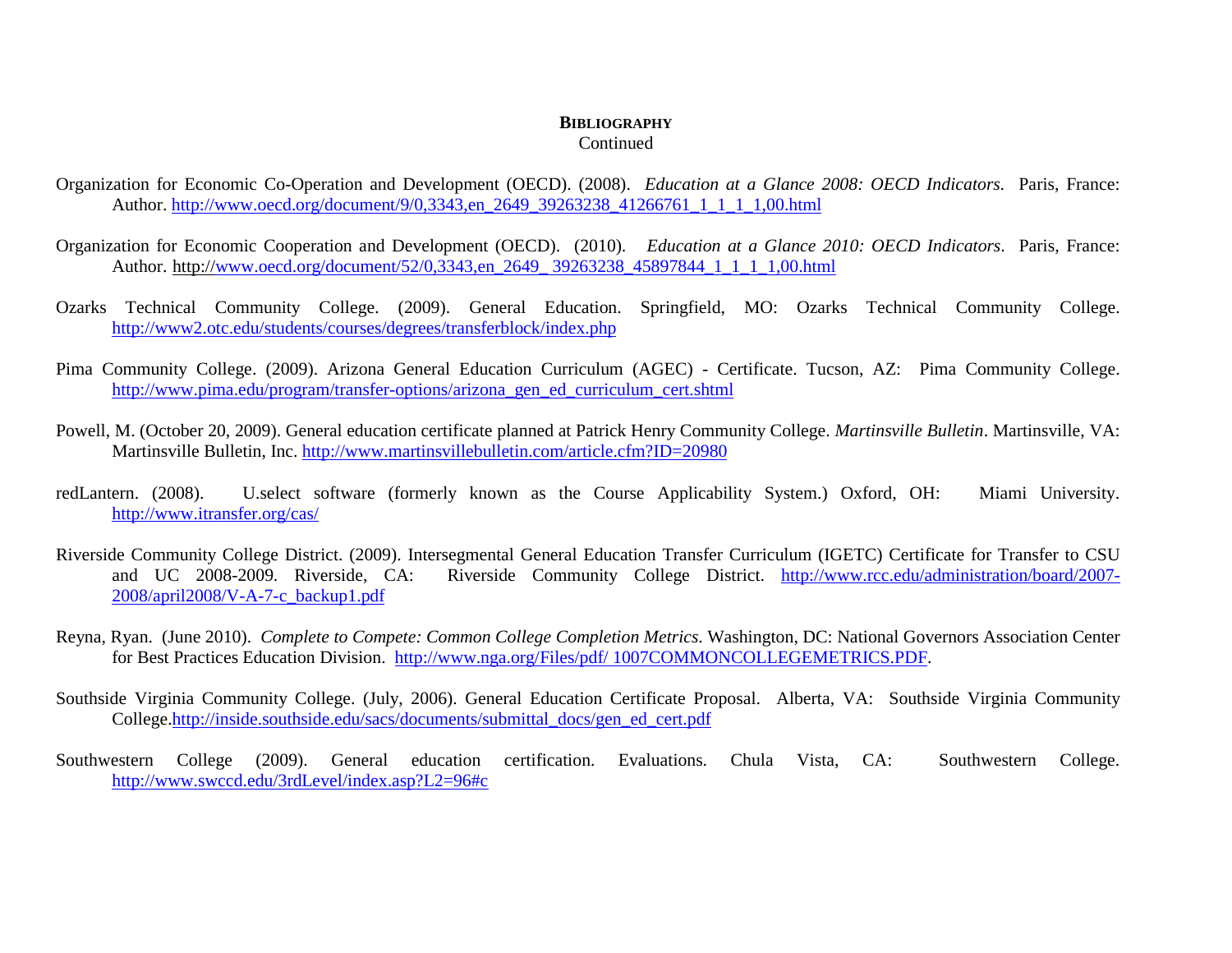**BIBLIOGRAPHY**

Continued

Organization for Economic Co-Operation and Development (OECD). (2008). *Education at a Glance 2008: OECD Indicators.* Paris, France: Author. http://www.oecd.org/document/9/0,3343,en_2649_39263238_41266761_1_1_1_1,00.html

Organization for Economic Cooperation and Development (OECD). (2010). *Education at a Glance 2010: OECD Indicators*. Paris, France: Author. http://www.oecd.org/document/52/0,3343,en_2649_ 39263238_45897844_1_1_1_1,00.html

Ozarks Technical Community College. (2009). General Education. Springfield, MO: Ozarks Technical Community College. http://www2.otc.edu/students/courses/degrees/transferblock/index.php

Pima Community College. (2009). Arizona General Education Curriculum (AGEC) - Certificate. Tucson, AZ: Pima Community College. http://www.pima.edu/program/transfer-options/arizona_gen_ed_curriculum_cert.shtml

Powell, M. (October 20, 2009). General education certificate planned at Patrick Henry Community College. *Martinsville Bulletin*. Martinsville, VA: Martinsville Bulletin, Inc. http://www.martinsvillebulletin.com/article.cfm?ID=20980

redLantern. (2008). U.select software (formerly known as the Course Applicability System.) Oxford, OH: Miami University. http://www.itransfer.org/cas/

Riverside Community College District. (2009). Intersegmental General Education Transfer Curriculum (IGETC) Certificate for Transfer to CSU and UC 2008-2009. Riverside, CA: Riverside Community College District. http://www.rcc.edu/administration/board/2007-2008/april2008/V-A-7-c_backup1.pdf

Reyna, Ryan. (June 2010). *Complete to Compete: Common College Completion Metrics*. Washington, DC: National Governors Association Center for Best Practices Education Division. http://www.nga.org/Files/pdf/ 1007COMMONCOLLEGEMETRICS.PDF.

Southside Virginia Community College. (July, 2006). General Education Certificate Proposal. Alberta, VA: Southside Virginia Community College.http://inside.southside.edu/sacs/documents/submittal_docs/gen_ed_cert.pdf

Southwestern College (2009). General education certification. Evaluations. Chula Vista, CA: Southwestern College. http://www.swccd.edu/3rdLevel/index.asp?L2=96#c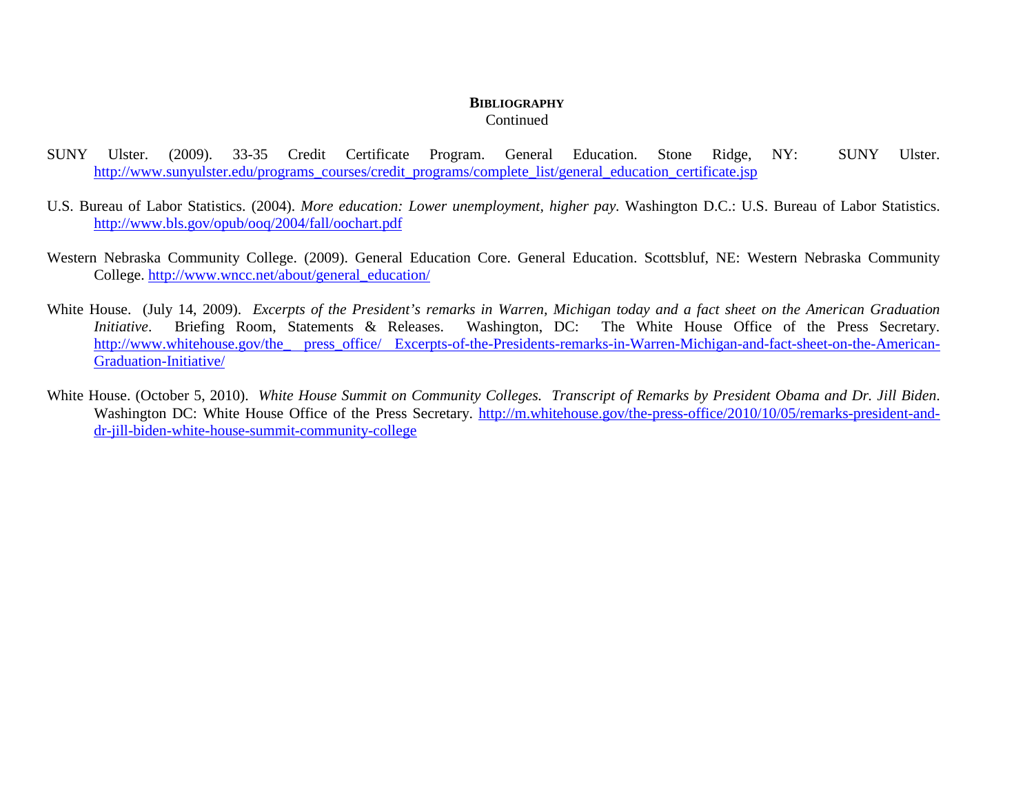**BIBLIOGRAPHY**
Continued

SUNY Ulster. (2009). 33-35 Credit Certificate Program. General Education. Stone Ridge, NY: SUNY Ulster. http://www.sunyulster.edu/programs_courses/credit_programs/complete_list/general_education_certificate.jsp

U.S. Bureau of Labor Statistics. (2004). *More education: Lower unemployment, higher pay*. Washington D.C.: U.S. Bureau of Labor Statistics. http://www.bls.gov/opub/ooq/2004/fall/oochart.pdf

Western Nebraska Community College. (2009). General Education Core. General Education. Scottsbluf, NE: Western Nebraska Community College. http://www.wncc.net/about/general_education/

White House. (July 14, 2009). *Excerpts of the President's remarks in Warren, Michigan today and a fact sheet on the American Graduation Initiative*. Briefing Room, Statements & Releases. Washington, DC: The White House Office of the Press Secretary. http://www.whitehouse.gov/the_ press_office/ Excerpts-of-the-Presidents-remarks-in-Warren-Michigan-and-fact-sheet-on-the-American-Graduation-Initiative/

White House. (October 5, 2010). *White House Summit on Community Colleges. Transcript of Remarks by President Obama and Dr. Jill Biden*. Washington DC: White House Office of the Press Secretary. http://m.whitehouse.gov/the-press-office/2010/10/05/remarks-president-and-dr-jill-biden-white-house-summit-community-college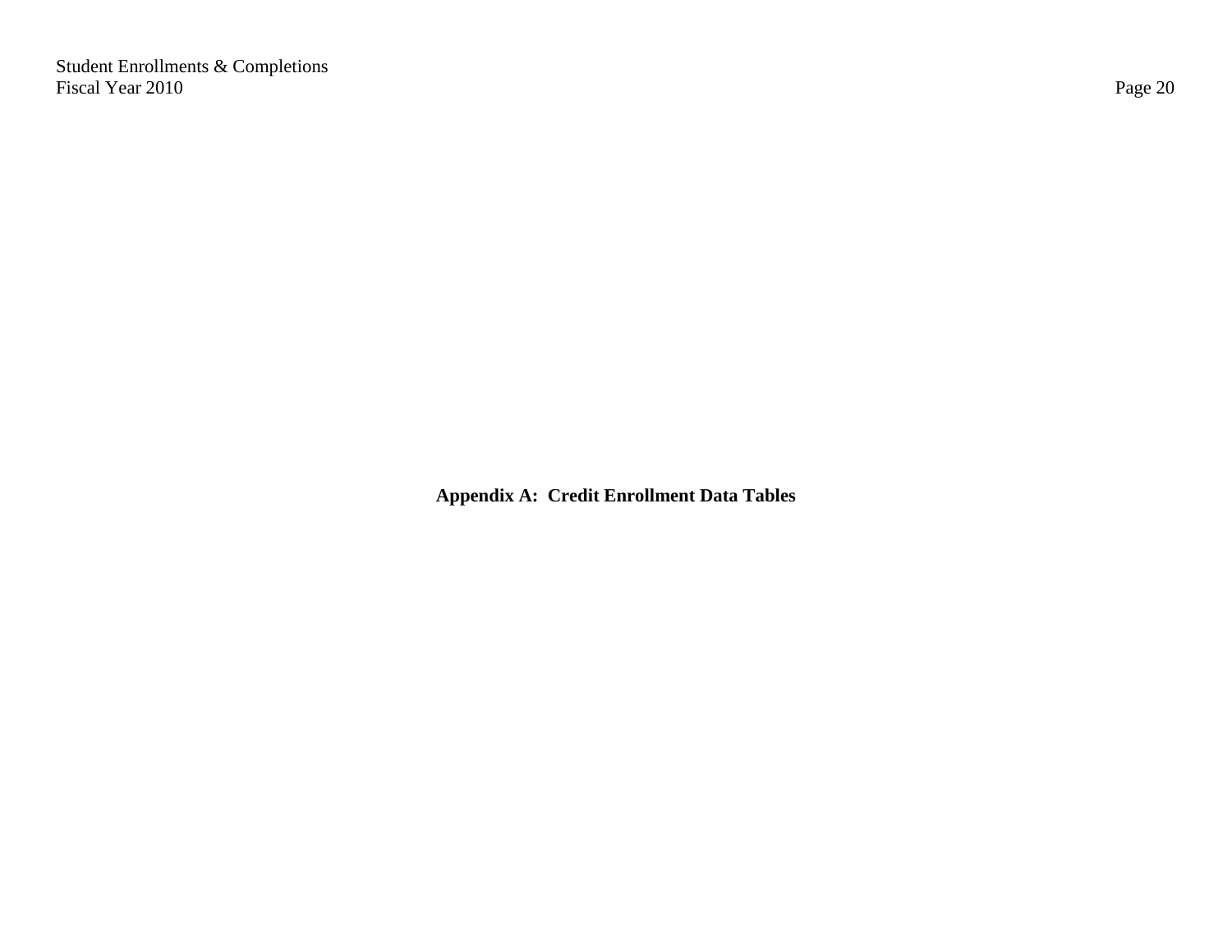# Appendix A: Credit Enrollment Data Tables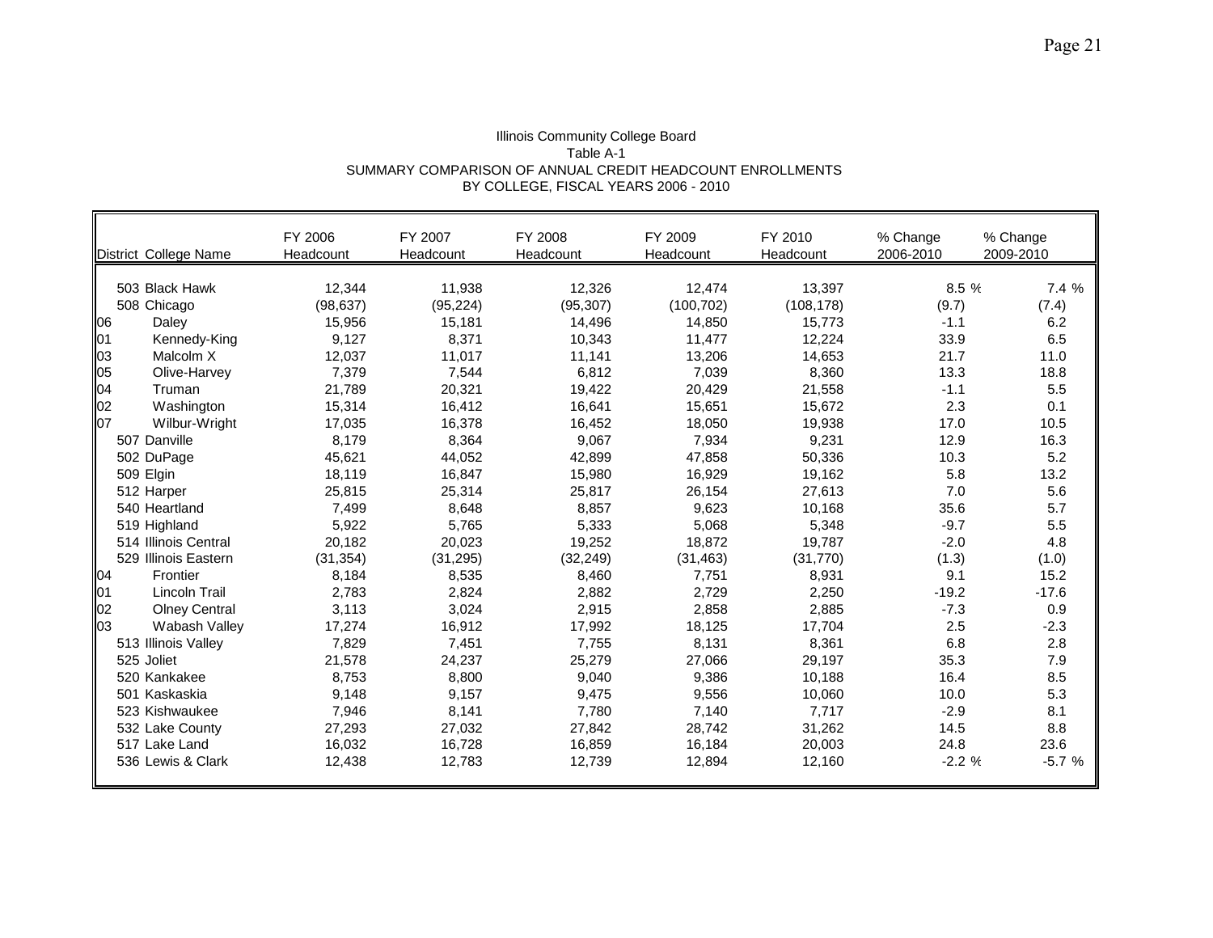Illinois Community College Board
Table A-1
SUMMARY COMPARISON OF ANNUAL CREDIT HEADCOUNT ENROLLMENTS
BY COLLEGE, FISCAL YEARS 2006 - 2010

| District | College Name | FY 2006 Headcount | FY 2007 Headcount | FY 2008 Headcount | FY 2009 Headcount | FY 2010 Headcount | % Change 2006-2010 | % Change 2009-2010 |
|---|---|---|---|---|---|---|---|---|
| 503 | Black Hawk | 12,344 | 11,938 | 12,326 | 12,474 | 13,397 | 8.5 % | 7.4 % |
| 508 | Chicago | (98,637) | (95,224) | (95,307) | (100,702) | (108,178) | (9.7) | (7.4) |
| 06 | Daley | 15,956 | 15,181 | 14,496 | 14,850 | 15,773 | -1.1 | 6.2 |
| 01 | Kennedy-King | 9,127 | 8,371 | 10,343 | 11,477 | 12,224 | 33.9 | 6.5 |
| 03 | Malcolm X | 12,037 | 11,017 | 11,141 | 13,206 | 14,653 | 21.7 | 11.0 |
| 05 | Olive-Harvey | 7,379 | 7,544 | 6,812 | 7,039 | 8,360 | 13.3 | 18.8 |
| 04 | Truman | 21,789 | 20,321 | 19,422 | 20,429 | 21,558 | -1.1 | 5.5 |
| 02 | Washington | 15,314 | 16,412 | 16,641 | 15,651 | 15,672 | 2.3 | 0.1 |
| 07 | Wilbur-Wright | 17,035 | 16,378 | 16,452 | 18,050 | 19,938 | 17.0 | 10.5 |
| 507 | Danville | 8,179 | 8,364 | 9,067 | 7,934 | 9,231 | 12.9 | 16.3 |
| 502 | DuPage | 45,621 | 44,052 | 42,899 | 47,858 | 50,336 | 10.3 | 5.2 |
| 509 | Elgin | 18,119 | 16,847 | 15,980 | 16,929 | 19,162 | 5.8 | 13.2 |
| 512 | Harper | 25,815 | 25,314 | 25,817 | 26,154 | 27,613 | 7.0 | 5.6 |
| 540 | Heartland | 7,499 | 8,648 | 8,857 | 9,623 | 10,168 | 35.6 | 5.7 |
| 519 | Highland | 5,922 | 5,765 | 5,333 | 5,068 | 5,348 | -9.7 | 5.5 |
| 514 | Illinois Central | 20,182 | 20,023 | 19,252 | 18,872 | 19,787 | -2.0 | 4.8 |
| 529 | Illinois Eastern | (31,354) | (31,295) | (32,249) | (31,463) | (31,770) | (1.3) | (1.0) |
| 04 | Frontier | 8,184 | 8,535 | 8,460 | 7,751 | 8,931 | 9.1 | 15.2 |
| 01 | Lincoln Trail | 2,783 | 2,824 | 2,882 | 2,729 | 2,250 | -19.2 | -17.6 |
| 02 | Olney Central | 3,113 | 3,024 | 2,915 | 2,858 | 2,885 | -7.3 | 0.9 |
| 03 | Wabash Valley | 17,274 | 16,912 | 17,992 | 18,125 | 17,704 | 2.5 | -2.3 |
| 513 | Illinois Valley | 7,829 | 7,451 | 7,755 | 8,131 | 8,361 | 6.8 | 2.8 |
| 525 | Joliet | 21,578 | 24,237 | 25,279 | 27,066 | 29,197 | 35.3 | 7.9 |
| 520 | Kankakee | 8,753 | 8,800 | 9,040 | 9,386 | 10,188 | 16.4 | 8.5 |
| 501 | Kaskaskia | 9,148 | 9,157 | 9,475 | 9,556 | 10,060 | 10.0 | 5.3 |
| 523 | Kishwaukee | 7,946 | 8,141 | 7,780 | 7,140 | 7,717 | -2.9 | 8.1 |
| 532 | Lake County | 27,293 | 27,032 | 27,842 | 28,742 | 31,262 | 14.5 | 8.8 |
| 517 | Lake Land | 16,032 | 16,728 | 16,859 | 16,184 | 20,003 | 24.8 | 23.6 |
| 536 | Lewis & Clark | 12,438 | 12,783 | 12,739 | 12,894 | 12,160 | -2.2 % | -5.7 % |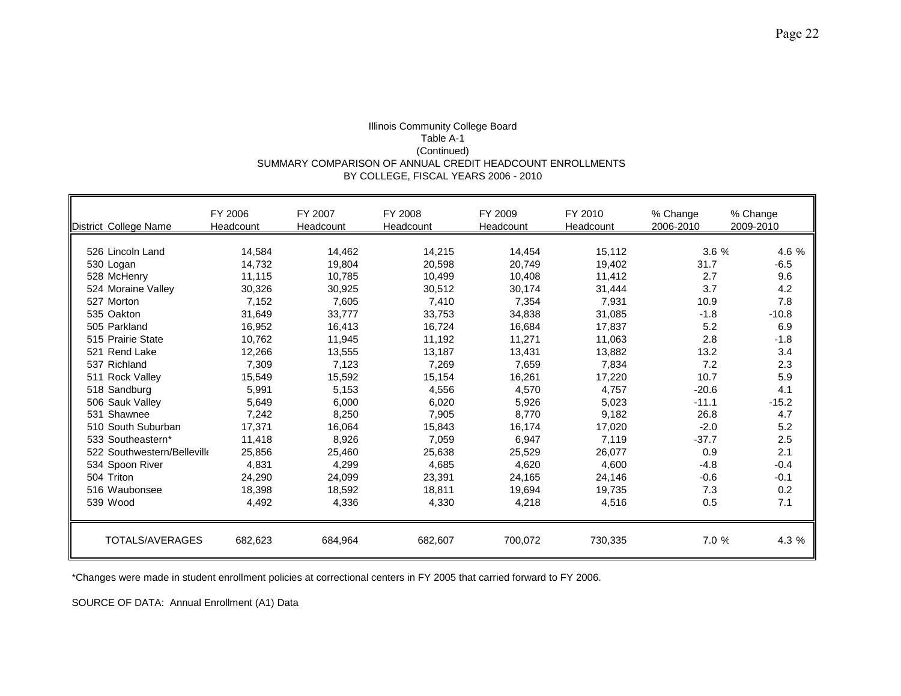Illinois Community College Board
Table A-1
(Continued)
SUMMARY COMPARISON OF ANNUAL CREDIT HEADCOUNT ENROLLMENTS
BY COLLEGE, FISCAL YEARS 2006 - 2010

| District | College Name | FY 2006 Headcount | FY 2007 Headcount | FY 2008 Headcount | FY 2009 Headcount | FY 2010 Headcount | % Change 2006-2010 | % Change 2009-2010 |
|---|---|---|---|---|---|---|---|---|
| 526 | Lincoln Land | 14,584 | 14,462 | 14,215 | 14,454 | 15,112 | 3.6 % | 4.6 % |
| 530 | Logan | 14,732 | 19,804 | 20,598 | 20,749 | 19,402 | 31.7 | -6.5 |
| 528 | McHenry | 11,115 | 10,785 | 10,499 | 10,408 | 11,412 | 2.7 | 9.6 |
| 524 | Moraine Valley | 30,326 | 30,925 | 30,512 | 30,174 | 31,444 | 3.7 | 4.2 |
| 527 | Morton | 7,152 | 7,605 | 7,410 | 7,354 | 7,931 | 10.9 | 7.8 |
| 535 | Oakton | 31,649 | 33,777 | 33,753 | 34,838 | 31,085 | -1.8 | -10.8 |
| 505 | Parkland | 16,952 | 16,413 | 16,724 | 16,684 | 17,837 | 5.2 | 6.9 |
| 515 | Prairie State | 10,762 | 11,945 | 11,192 | 11,271 | 11,063 | 2.8 | -1.8 |
| 521 | Rend Lake | 12,266 | 13,555 | 13,187 | 13,431 | 13,882 | 13.2 | 3.4 |
| 537 | Richland | 7,309 | 7,123 | 7,269 | 7,659 | 7,834 | 7.2 | 2.3 |
| 511 | Rock Valley | 15,549 | 15,592 | 15,154 | 16,261 | 17,220 | 10.7 | 5.9 |
| 518 | Sandburg | 5,991 | 5,153 | 4,556 | 4,570 | 4,757 | -20.6 | 4.1 |
| 506 | Sauk Valley | 5,649 | 6,000 | 6,020 | 5,926 | 5,023 | -11.1 | -15.2 |
| 531 | Shawnee | 7,242 | 8,250 | 7,905 | 8,770 | 9,182 | 26.8 | 4.7 |
| 510 | South Suburban | 17,371 | 16,064 | 15,843 | 16,174 | 17,020 | -2.0 | 5.2 |
| 533 | Southeastern* | 11,418 | 8,926 | 7,059 | 6,947 | 7,119 | -37.7 | 2.5 |
| 522 | Southwestern/Belleville | 25,856 | 25,460 | 25,638 | 25,529 | 26,077 | 0.9 | 2.1 |
| 534 | Spoon River | 4,831 | 4,299 | 4,685 | 4,620 | 4,600 | -4.8 | -0.4 |
| 504 | Triton | 24,290 | 24,099 | 23,391 | 24,165 | 24,146 | -0.6 | -0.1 |
| 516 | Waubonsee | 18,398 | 18,592 | 18,811 | 19,694 | 19,735 | 7.3 | 0.2 |
| 539 | Wood | 4,492 | 4,336 | 4,330 | 4,218 | 4,516 | 0.5 | 7.1 |
| | TOTALS/AVERAGES | 682,623 | 684,964 | 682,607 | 700,072 | 730,335 | 7.0 % | 4.3 % |

*Changes were made in student enrollment policies at correctional centers in FY 2005 that carried forward to FY 2006.

SOURCE OF DATA: Annual Enrollment (A1) Data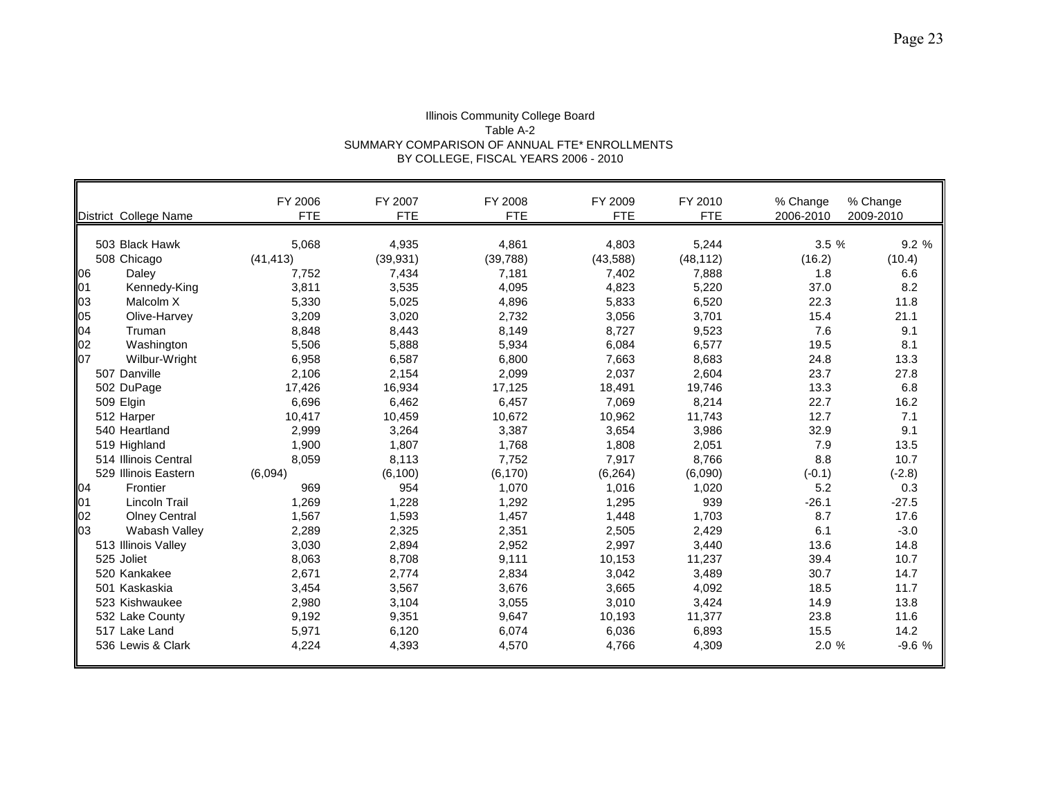Illinois Community College Board
Table A-2
SUMMARY COMPARISON OF ANNUAL FTE* ENROLLMENTS
BY COLLEGE, FISCAL YEARS 2006 - 2010

| District | College Name | FY 2006 FTE | FY 2007 FTE | FY 2008 FTE | FY 2009 FTE | FY 2010 FTE | % Change 2006-2010 | % Change 2009-2010 |
|---|---|---|---|---|---|---|---|---|
| 503 | Black Hawk | 5,068 | 4,935 | 4,861 | 4,803 | 5,244 | 3.5 % | 9.2 % |
| 508 | Chicago | (41,413) | (39,931) | (39,788) | (43,588) | (48,112) | (16.2) | (10.4) |
| 06 | Daley | 7,752 | 7,434 | 7,181 | 7,402 | 7,888 | 1.8 | 6.6 |
| 01 | Kennedy-King | 3,811 | 3,535 | 4,095 | 4,823 | 5,220 | 37.0 | 8.2 |
| 03 | Malcolm X | 5,330 | 5,025 | 4,896 | 5,833 | 6,520 | 22.3 | 11.8 |
| 05 | Olive-Harvey | 3,209 | 3,020 | 2,732 | 3,056 | 3,701 | 15.4 | 21.1 |
| 04 | Truman | 8,848 | 8,443 | 8,149 | 8,727 | 9,523 | 7.6 | 9.1 |
| 02 | Washington | 5,506 | 5,888 | 5,934 | 6,084 | 6,577 | 19.5 | 8.1 |
| 07 | Wilbur-Wright | 6,958 | 6,587 | 6,800 | 7,663 | 8,683 | 24.8 | 13.3 |
| 507 | Danville | 2,106 | 2,154 | 2,099 | 2,037 | 2,604 | 23.7 | 27.8 |
| 502 | DuPage | 17,426 | 16,934 | 17,125 | 18,491 | 19,746 | 13.3 | 6.8 |
| 509 | Elgin | 6,696 | 6,462 | 6,457 | 7,069 | 8,214 | 22.7 | 16.2 |
| 512 | Harper | 10,417 | 10,459 | 10,672 | 10,962 | 11,743 | 12.7 | 7.1 |
| 540 | Heartland | 2,999 | 3,264 | 3,387 | 3,654 | 3,986 | 32.9 | 9.1 |
| 519 | Highland | 1,900 | 1,807 | 1,768 | 1,808 | 2,051 | 7.9 | 13.5 |
| 514 | Illinois Central | 8,059 | 8,113 | 7,752 | 7,917 | 8,766 | 8.8 | 10.7 |
| 529 | Illinois Eastern | (6,094) | (6,100) | (6,170) | (6,264) | (6,090) | (-0.1) | (-2.8) |
| 04 | Frontier | 969 | 954 | 1,070 | 1,016 | 1,020 | 5.2 | 0.3 |
| 01 | Lincoln Trail | 1,269 | 1,228 | 1,292 | 1,295 | 939 | -26.1 | -27.5 |
| 02 | Olney Central | 1,567 | 1,593 | 1,457 | 1,448 | 1,703 | 8.7 | 17.6 |
| 03 | Wabash Valley | 2,289 | 2,325 | 2,351 | 2,505 | 2,429 | 6.1 | -3.0 |
| 513 | Illinois Valley | 3,030 | 2,894 | 2,952 | 2,997 | 3,440 | 13.6 | 14.8 |
| 525 | Joliet | 8,063 | 8,708 | 9,111 | 10,153 | 11,237 | 39.4 | 10.7 |
| 520 | Kankakee | 2,671 | 2,774 | 2,834 | 3,042 | 3,489 | 30.7 | 14.7 |
| 501 | Kaskaskia | 3,454 | 3,567 | 3,676 | 3,665 | 4,092 | 18.5 | 11.7 |
| 523 | Kishwaukee | 2,980 | 3,104 | 3,055 | 3,010 | 3,424 | 14.9 | 13.8 |
| 532 | Lake County | 9,192 | 9,351 | 9,647 | 10,193 | 11,377 | 23.8 | 11.6 |
| 517 | Lake Land | 5,971 | 6,120 | 6,074 | 6,036 | 6,893 | 15.5 | 14.2 |
| 536 | Lewis & Clark | 4,224 | 4,393 | 4,570 | 4,766 | 4,309 | 2.0 % | -9.6 % |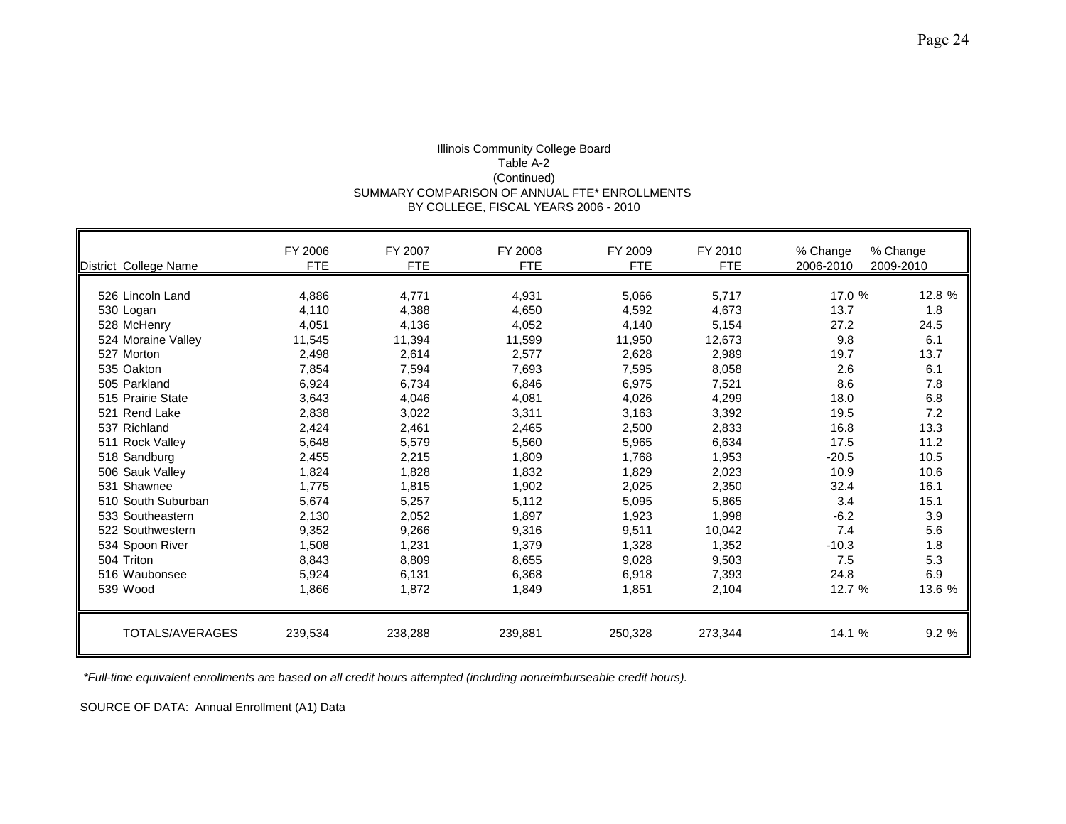Illinois Community College Board
Table A-2
(Continued)
SUMMARY COMPARISON OF ANNUAL FTE* ENROLLMENTS
BY COLLEGE, FISCAL YEARS 2006 - 2010

| District College Name | FY 2006 FTE | FY 2007 FTE | FY 2008 FTE | FY 2009 FTE | FY 2010 FTE | % Change 2006-2010 | % Change 2009-2010 |
|---|---|---|---|---|---|---|---|
| 526 Lincoln Land | 4,886 | 4,771 | 4,931 | 5,066 | 5,717 | 17.0 % | 12.8 % |
| 530 Logan | 4,110 | 4,388 | 4,650 | 4,592 | 4,673 | 13.7 | 1.8 |
| 528 McHenry | 4,051 | 4,136 | 4,052 | 4,140 | 5,154 | 27.2 | 24.5 |
| 524 Moraine Valley | 11,545 | 11,394 | 11,599 | 11,950 | 12,673 | 9.8 | 6.1 |
| 527 Morton | 2,498 | 2,614 | 2,577 | 2,628 | 2,989 | 19.7 | 13.7 |
| 535 Oakton | 7,854 | 7,594 | 7,693 | 7,595 | 8,058 | 2.6 | 6.1 |
| 505 Parkland | 6,924 | 6,734 | 6,846 | 6,975 | 7,521 | 8.6 | 7.8 |
| 515 Prairie State | 3,643 | 4,046 | 4,081 | 4,026 | 4,299 | 18.0 | 6.8 |
| 521 Rend Lake | 2,838 | 3,022 | 3,311 | 3,163 | 3,392 | 19.5 | 7.2 |
| 537 Richland | 2,424 | 2,461 | 2,465 | 2,500 | 2,833 | 16.8 | 13.3 |
| 511 Rock Valley | 5,648 | 5,579 | 5,560 | 5,965 | 6,634 | 17.5 | 11.2 |
| 518 Sandburg | 2,455 | 2,215 | 1,809 | 1,768 | 1,953 | -20.5 | 10.5 |
| 506 Sauk Valley | 1,824 | 1,828 | 1,832 | 1,829 | 2,023 | 10.9 | 10.6 |
| 531 Shawnee | 1,775 | 1,815 | 1,902 | 2,025 | 2,350 | 32.4 | 16.1 |
| 510 South Suburban | 5,674 | 5,257 | 5,112 | 5,095 | 5,865 | 3.4 | 15.1 |
| 533 Southeastern | 2,130 | 2,052 | 1,897 | 1,923 | 1,998 | -6.2 | 3.9 |
| 522 Southwestern | 9,352 | 9,266 | 9,316 | 9,511 | 10,042 | 7.4 | 5.6 |
| 534 Spoon River | 1,508 | 1,231 | 1,379 | 1,328 | 1,352 | -10.3 | 1.8 |
| 504 Triton | 8,843 | 8,809 | 8,655 | 9,028 | 9,503 | 7.5 | 5.3 |
| 516 Waubonsee | 5,924 | 6,131 | 6,368 | 6,918 | 7,393 | 24.8 | 6.9 |
| 539 Wood | 1,866 | 1,872 | 1,849 | 1,851 | 2,104 | 12.7 % | 13.6 % |
| TOTALS/AVERAGES | 239,534 | 238,288 | 239,881 | 250,328 | 273,344 | 14.1 % | 9.2 % |

*\*Full-time equivalent enrollments are based on all credit hours attempted (including nonreimburseable credit hours).*

SOURCE OF DATA: Annual Enrollment (A1) Data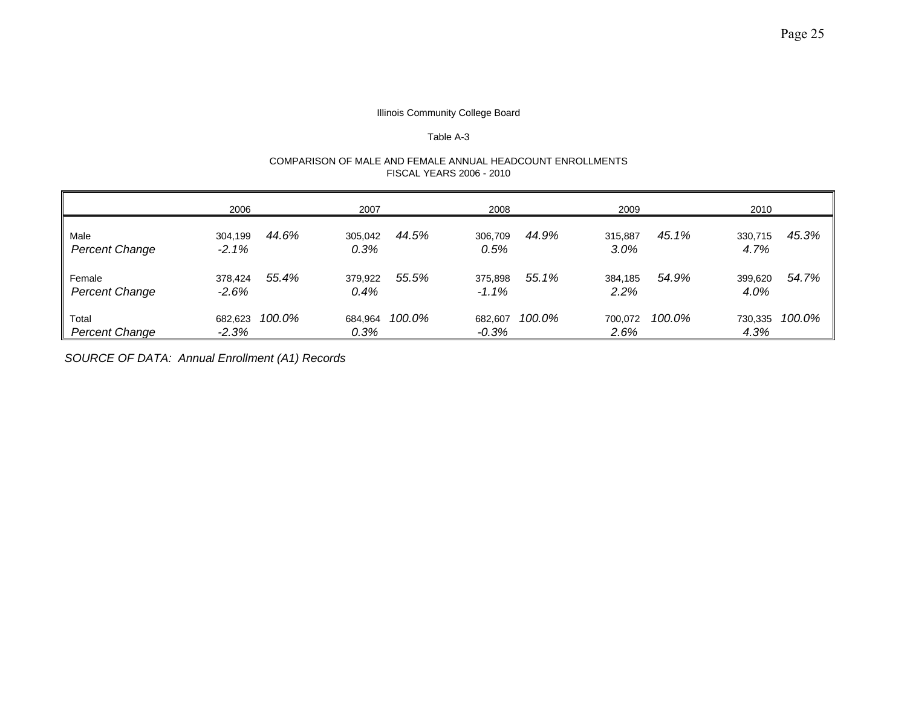Illinois Community College Board

Table A-3

COMPARISON OF MALE AND FEMALE ANNUAL HEADCOUNT ENROLLMENTS
FISCAL YEARS 2006 - 2010

| | 2006 | | 2007 | | 2008 | | 2009 | | 2010 | |
|---|---|---|---|---|---|---|---|---|---|---|
| Male | 304,199 | *44.6%* | 305,042 | *44.5%* | 306,709 | *44.9%* | 315,887 | *45.1%* | 330,715 | *45.3%* |
| *Percent Change* | *-2.1%* | | *0.3%* | | *0.5%* | | *3.0%* | | *4.7%* | |
| Female | 378,424 | *55.4%* | 379,922 | *55.5%* | 375,898 | *55.1%* | 384,185 | *54.9%* | 399,620 | *54.7%* |
| *Percent Change* | *-2.6%* | | *0.4%* | | *-1.1%* | | *2.2%* | | *4.0%* | |
| Total | 682,623 | *100.0%* | 684,964 | *100.0%* | 682,607 | *100.0%* | 700,072 | *100.0%* | 730,335 | *100.0%* |
| *Percent Change* | *-2.3%* | | *0.3%* | | *-0.3%* | | *2.6%* | | *4.3%* | |

*SOURCE OF DATA: Annual Enrollment (A1) Records*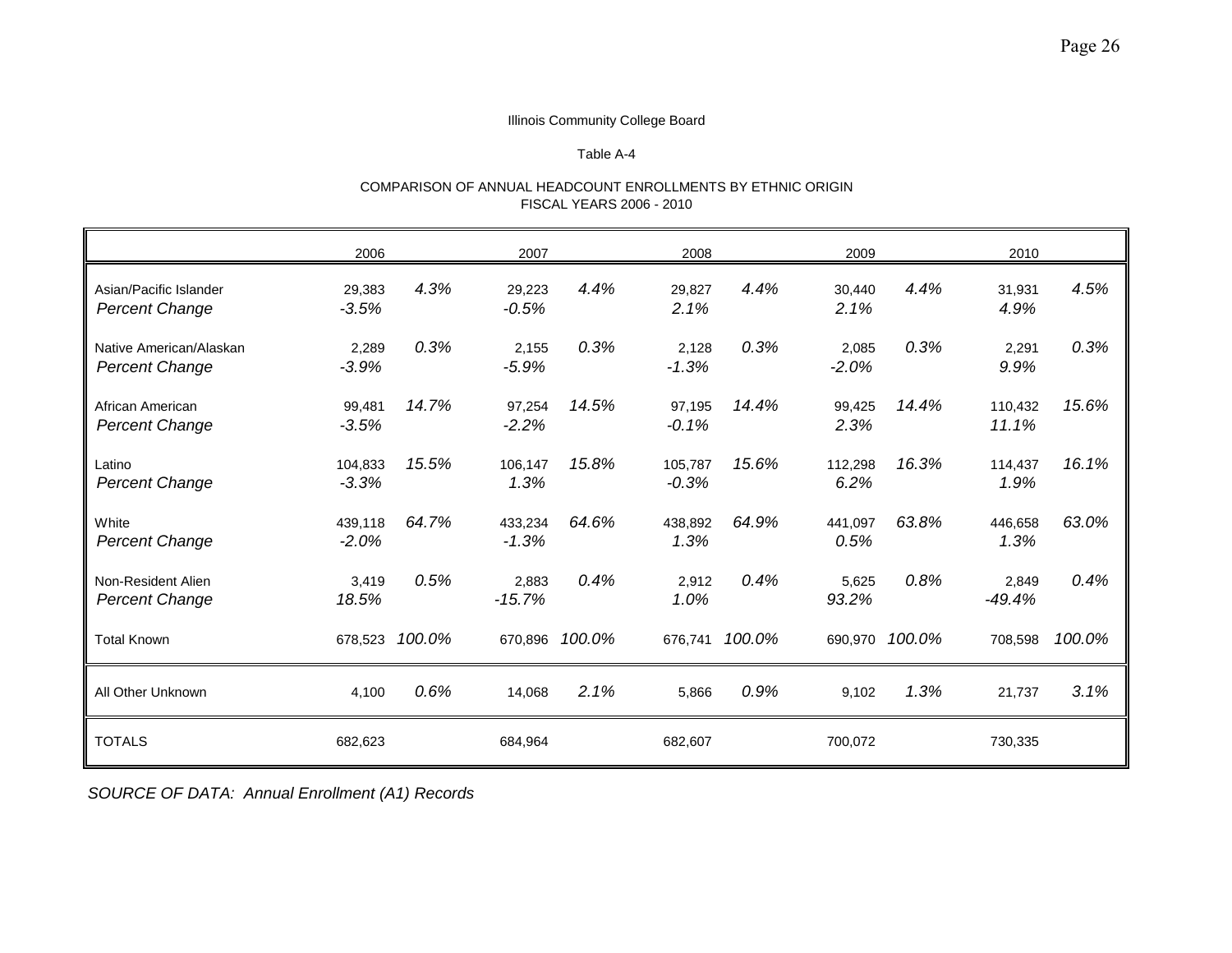Illinois Community College Board

Table A-4

COMPARISON OF ANNUAL HEADCOUNT ENROLLMENTS BY ETHNIC ORIGIN
FISCAL YEARS 2006 - 2010

| | 2006 | | 2007 | | 2008 | | 2009 | | 2010 | |
|---|---|---|---|---|---|---|---|---|---|---|
| Asian/Pacific Islander | 29,383 | *4.3%* | 29,223 | *4.4%* | 29,827 | *4.4%* | 30,440 | *4.4%* | 31,931 | *4.5%* |
| *Percent Change* | *-3.5%* | | *-0.5%* | | *2.1%* | | *2.1%* | | *4.9%* | |
| Native American/Alaskan | 2,289 | *0.3%* | 2,155 | *0.3%* | 2,128 | *0.3%* | 2,085 | *0.3%* | 2,291 | *0.3%* |
| *Percent Change* | *-3.9%* | | *-5.9%* | | *-1.3%* | | *-2.0%* | | *9.9%* | |
| African American | 99,481 | *14.7%* | 97,254 | *14.5%* | 97,195 | *14.4%* | 99,425 | *14.4%* | 110,432 | *15.6%* |
| *Percent Change* | *-3.5%* | | *-2.2%* | | *-0.1%* | | *2.3%* | | *11.1%* | |
| Latino | 104,833 | *15.5%* | 106,147 | *15.8%* | 105,787 | *15.6%* | 112,298 | *16.3%* | 114,437 | *16.1%* |
| *Percent Change* | *-3.3%* | | *1.3%* | | *-0.3%* | | *6.2%* | | *1.9%* | |
| White | 439,118 | *64.7%* | 433,234 | *64.6%* | 438,892 | *64.9%* | 441,097 | *63.8%* | 446,658 | *63.0%* |
| *Percent Change* | *-2.0%* | | *-1.3%* | | *1.3%* | | *0.5%* | | *1.3%* | |
| Non-Resident Alien | 3,419 | *0.5%* | 2,883 | *0.4%* | 2,912 | *0.4%* | 5,625 | *0.8%* | 2,849 | *0.4%* |
| *Percent Change* | *18.5%* | | *-15.7%* | | *1.0%* | | *93.2%* | | *-49.4%* | |
| Total Known | 678,523 | *100.0%* | 670,896 | *100.0%* | 676,741 | *100.0%* | 690,970 | *100.0%* | 708,598 | *100.0%* |
| All Other Unknown | 4,100 | *0.6%* | 14,068 | *2.1%* | 5,866 | *0.9%* | 9,102 | *1.3%* | 21,737 | *3.1%* |
| TOTALS | 682,623 | | 684,964 | | 682,607 | | 700,072 | | 730,335 | |

*SOURCE OF DATA: Annual Enrollment (A1) Records*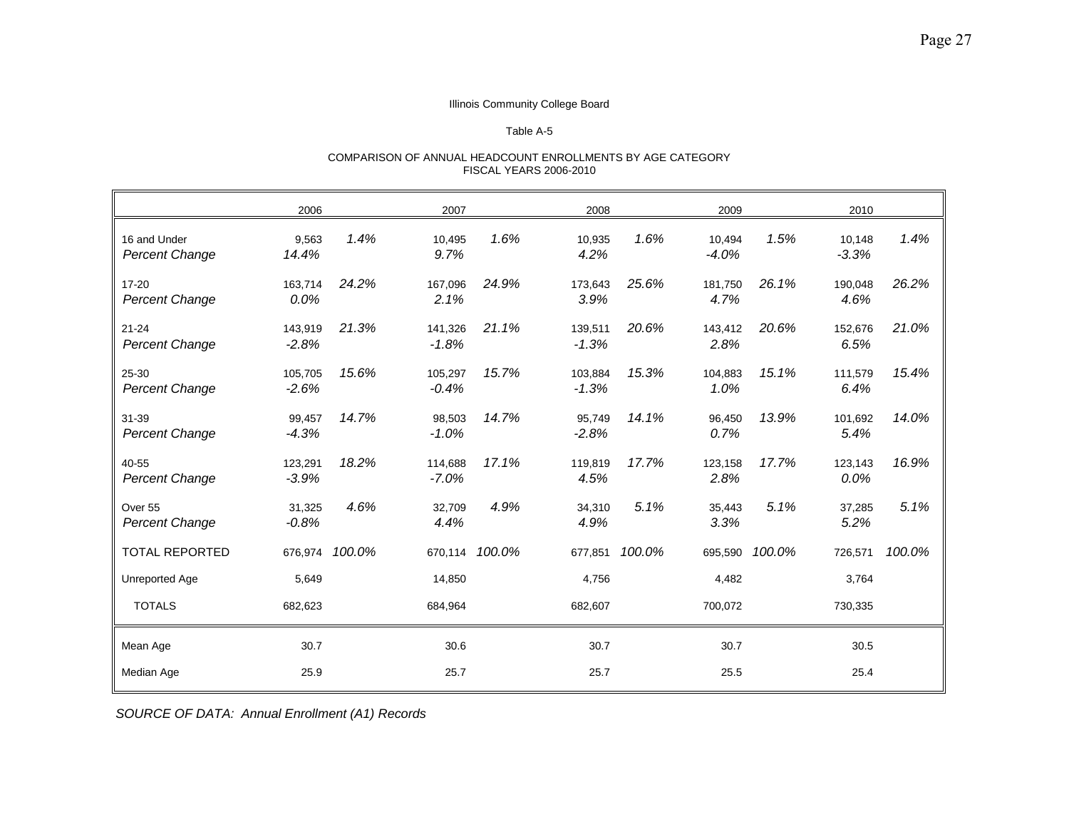Illinois Community College Board

Table A-5

COMPARISON OF ANNUAL HEADCOUNT ENROLLMENTS BY AGE CATEGORY
FISCAL YEARS 2006-2010

| | 2006 | | 2007 | | 2008 | | 2009 | | 2010 | |
|---|---|---|---|---|---|---|---|---|---|---|
| 16 and Under | 9,563 | *1.4%* | 10,495 | *1.6%* | 10,935 | *1.6%* | 10,494 | *1.5%* | 10,148 | *1.4%* |
| *Percent Change* | *14.4%* | | *9.7%* | | *4.2%* | | *-4.0%* | | *-3.3%* | |
| 17-20 | 163,714 | *24.2%* | 167,096 | *24.9%* | 173,643 | *25.6%* | 181,750 | *26.1%* | 190,048 | *26.2%* |
| *Percent Change* | *0.0%* | | *2.1%* | | *3.9%* | | *4.7%* | | *4.6%* | |
| 21-24 | 143,919 | *21.3%* | 141,326 | *21.1%* | 139,511 | *20.6%* | 143,412 | *20.6%* | 152,676 | *21.0%* |
| *Percent Change* | *-2.8%* | | *-1.8%* | | *-1.3%* | | *2.8%* | | *6.5%* | |
| 25-30 | 105,705 | *15.6%* | 105,297 | *15.7%* | 103,884 | *15.3%* | 104,883 | *15.1%* | 111,579 | *15.4%* |
| *Percent Change* | *-2.6%* | | *-0.4%* | | *-1.3%* | | *1.0%* | | *6.4%* | |
| 31-39 | 99,457 | *14.7%* | 98,503 | *14.7%* | 95,749 | *14.1%* | 96,450 | *13.9%* | 101,692 | *14.0%* |
| *Percent Change* | *-4.3%* | | *-1.0%* | | *-2.8%* | | *0.7%* | | *5.4%* | |
| 40-55 | 123,291 | *18.2%* | 114,688 | *17.1%* | 119,819 | *17.7%* | 123,158 | *17.7%* | 123,143 | *16.9%* |
| *Percent Change* | *-3.9%* | | *-7.0%* | | *4.5%* | | *2.8%* | | *0.0%* | |
| Over 55 | 31,325 | *4.6%* | 32,709 | *4.9%* | 34,310 | *5.1%* | 35,443 | *5.1%* | 37,285 | *5.1%* |
| *Percent Change* | *-0.8%* | | *4.4%* | | *4.9%* | | *3.3%* | | *5.2%* | |
| TOTAL REPORTED | 676,974 | *100.0%* | 670,114 | *100.0%* | 677,851 | *100.0%* | 695,590 | *100.0%* | 726,571 | *100.0%* |
| Unreported Age | 5,649 | | 14,850 | | 4,756 | | 4,482 | | 3,764 | |
| TOTALS | 682,623 | | 684,964 | | 682,607 | | 700,072 | | 730,335 | |
| Mean Age | 30.7 | | 30.6 | | 30.7 | | 30.7 | | 30.5 | |
| Median Age | 25.9 | | 25.7 | | 25.7 | | 25.5 | | 25.4 | |

*SOURCE OF DATA: Annual Enrollment (A1) Records*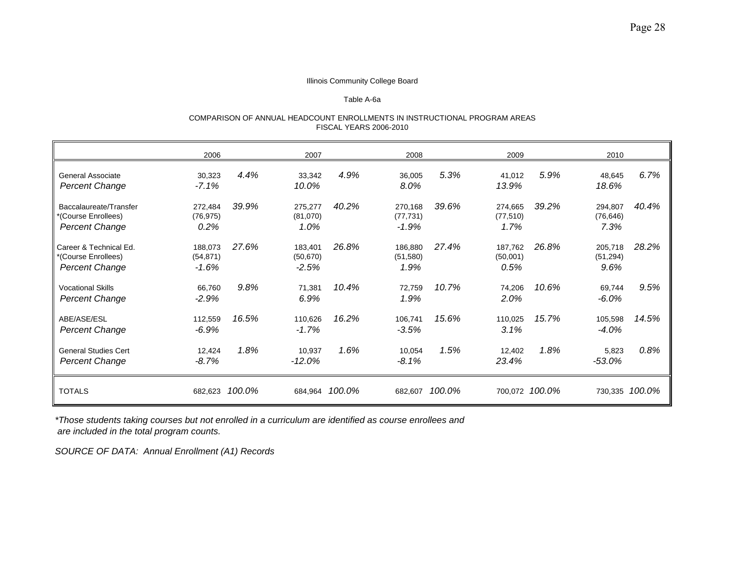Illinois Community College Board

Table A-6a

COMPARISON OF ANNUAL HEADCOUNT ENROLLMENTS IN INSTRUCTIONAL PROGRAM AREAS
FISCAL YEARS 2006-2010

| | 2006 | | 2007 | | 2008 | | 2009 | | 2010 | |
|---|---|---|---|---|---|---|---|---|---|---|
| General Associate | 30,323 | *4.4%* | 33,342 | *4.9%* | 36,005 | *5.3%* | 41,012 | *5.9%* | 48,645 | *6.7%* |
| *Percent Change* | *-7.1%* | | *10.0%* | | *8.0%* | | *13.9%* | | *18.6%* | |
| Baccalaureate/Transfer | 272,484 | *39.9%* | 275,277 | *40.2%* | 270,168 | *39.6%* | 274,665 | *39.2%* | 294,807 | *40.4%* |
| *(Course Enrollees) | (76,975) | | (81,070) | | (77,731) | | (77,510) | | (76,646) | |
| *Percent Change* | *0.2%* | | *1.0%* | | *-1.9%* | | *1.7%* | | *7.3%* | |
| Career & Technical Ed. | 188,073 | *27.6%* | 183,401 | *26.8%* | 186,880 | *27.4%* | 187,762 | *26.8%* | 205,718 | *28.2%* |
| *(Course Enrollees) | (54,871) | | (50,670) | | (51,580) | | (50,001) | | (51,294) | |
| *Percent Change* | *-1.6%* | | *-2.5%* | | *1.9%* | | *0.5%* | | *9.6%* | |
| Vocational Skills | 66,760 | *9.8%* | 71,381 | *10.4%* | 72,759 | *10.7%* | 74,206 | *10.6%* | 69,744 | *9.5%* |
| *Percent Change* | *-2.9%* | | *6.9%* | | *1.9%* | | *2.0%* | | *-6.0%* | |
| ABE/ASE/ESL | 112,559 | *16.5%* | 110,626 | *16.2%* | 106,741 | *15.6%* | 110,025 | *15.7%* | 105,598 | *14.5%* |
| *Percent Change* | *-6.9%* | | *-1.7%* | | *-3.5%* | | *3.1%* | | *-4.0%* | |
| General Studies Cert | 12,424 | *1.8%* | 10,937 | *1.6%* | 10,054 | *1.5%* | 12,402 | *1.8%* | 5,823 | *0.8%* |
| *Percent Change* | *-8.7%* | | *-12.0%* | | *-8.1%* | | *23.4%* | | *-53.0%* | |
| TOTALS | 682,623 | *100.0%* | 684,964 | *100.0%* | 682,607 | *100.0%* | 700,072 | *100.0%* | 730,335 | *100.0%* |

*\*Those students taking courses but not enrolled in a curriculum are identified as course enrollees and are included in the total program counts.*

*SOURCE OF DATA: Annual Enrollment (A1) Records*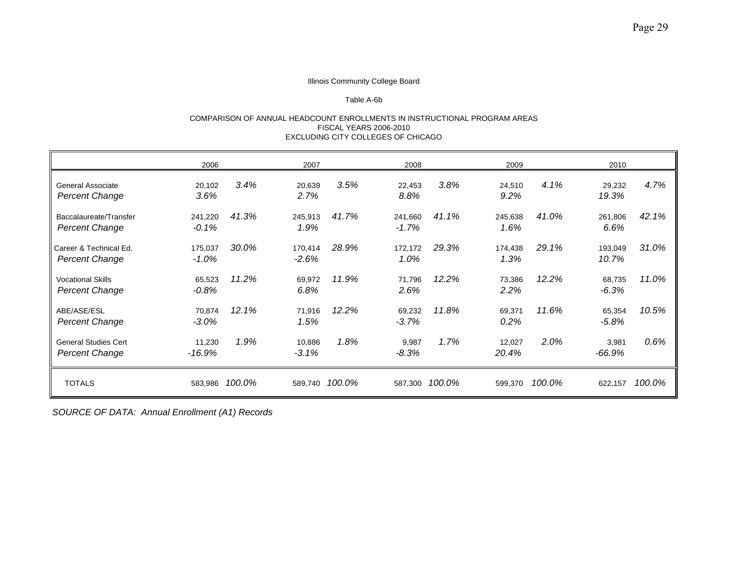Illinois Community College Board

Table A-6b

COMPARISON OF ANNUAL HEADCOUNT ENROLLMENTS IN INSTRUCTIONAL PROGRAM AREAS
FISCAL YEARS 2006-2010
EXCLUDING CITY COLLEGES OF CHICAGO

| | 2006 | | 2007 | | 2008 | | 2009 | | 2010 | |
|---|---|---|---|---|---|---|---|---|---|---|
| General Associate | 20,102 | *3.4%* | 20,639 | *3.5%* | 22,453 | *3.8%* | 24,510 | *4.1%* | 29,232 | *4.7%* |
| *Percent Change* | *3.6%* | | *2.7%* | | *8.8%* | | *9.2%* | | *19.3%* | |
| Baccalaureate/Transfer | 241,220 | *41.3%* | 245,913 | *41.7%* | 241,660 | *41.1%* | 245,638 | *41.0%* | 261,806 | *42.1%* |
| *Percent Change* | *-0.1%* | | *1.9%* | | *-1.7%* | | *1.6%* | | *6.6%* | |
| Career & Technical Ed. | 175,037 | *30.0%* | 170,414 | *28.9%* | 172,172 | *29.3%* | 174,438 | *29.1%* | 193,049 | *31.0%* |
| *Percent Change* | *-1.0%* | | *-2.6%* | | *1.0%* | | *1.3%* | | *10.7%* | |
| Vocational Skills | 65,523 | *11.2%* | 69,972 | *11.9%* | 71,796 | *12.2%* | 73,386 | *12.2%* | 68,735 | *11.0%* |
| *Percent Change* | *-0.8%* | | *6.8%* | | *2.6%* | | *2.2%* | | *-6.3%* | |
| ABE/ASE/ESL | 70,874 | *12.1%* | 71,916 | *12.2%* | 69,232 | *11.8%* | 69,371 | *11.6%* | 65,354 | *10.5%* |
| *Percent Change* | *-3.0%* | | *1.5%* | | *-3.7%* | | *0.2%* | | *-5.8%* | |
| General Studies Cert | 11,230 | *1.9%* | 10,886 | *1.8%* | 9,987 | *1.7%* | 12,027 | *2.0%* | 3,981 | *0.6%* |
| *Percent Change* | *-16.9%* | | *-3.1%* | | *-8.3%* | | *20.4%* | | *-66.9%* | |
| TOTALS | 583,986 | *100.0%* | 589,740 | *100.0%* | 587,300 | *100.0%* | 599,370 | *100.0%* | 622,157 | *100.0%* |

*SOURCE OF DATA: Annual Enrollment (A1) Records*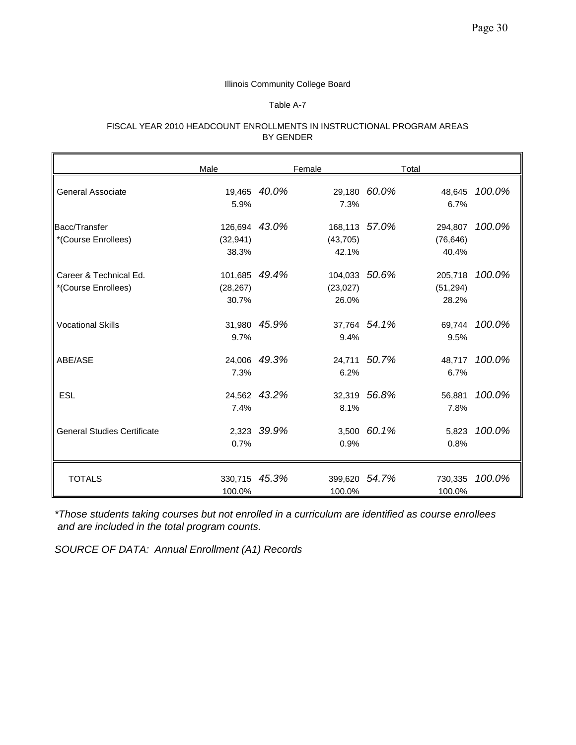Illinois Community College Board

Table A-7

FISCAL YEAR 2010 HEADCOUNT ENROLLMENTS IN INSTRUCTIONAL PROGRAM AREAS
BY GENDER

| | Male | | Female | | Total | |
|---|---|---|---|---|---|---|
| General Associate | 19,465 | *40.0%* | 29,180 | *60.0%* | 48,645 | *100.0%* |
| | 5.9% | | 7.3% | | 6.7% | |
| Bacc/Transfer | 126,694 | *43.0%* | 168,113 | *57.0%* | 294,807 | *100.0%* |
| *(Course Enrollees) | (32,941) | | (43,705) | | (76,646) | |
| | 38.3% | | 42.1% | | 40.4% | |
| Career & Technical Ed. | 101,685 | *49.4%* | 104,033 | *50.6%* | 205,718 | *100.0%* |
| *(Course Enrollees) | (28,267) | | (23,027) | | (51,294) | |
| | 30.7% | | 26.0% | | 28.2% | |
| Vocational Skills | 31,980 | *45.9%* | 37,764 | *54.1%* | 69,744 | *100.0%* |
| | 9.7% | | 9.4% | | 9.5% | |
| ABE/ASE | 24,006 | *49.3%* | 24,711 | *50.7%* | 48,717 | *100.0%* |
| | 7.3% | | 6.2% | | 6.7% | |
| ESL | 24,562 | *43.2%* | 32,319 | *56.8%* | 56,881 | *100.0%* |
| | 7.4% | | 8.1% | | 7.8% | |
| General Studies Certificate | 2,323 | *39.9%* | 3,500 | *60.1%* | 5,823 | *100.0%* |
| | 0.7% | | 0.9% | | 0.8% | |
| TOTALS | 330,715 | *45.3%* | 399,620 | *54.7%* | 730,335 | *100.0%* |
| | 100.0% | | 100.0% | | 100.0% | |

*\*Those students taking courses but not enrolled in a curriculum are identified as course enrollees and are included in the total program counts.*

*SOURCE OF DATA: Annual Enrollment (A1) Records*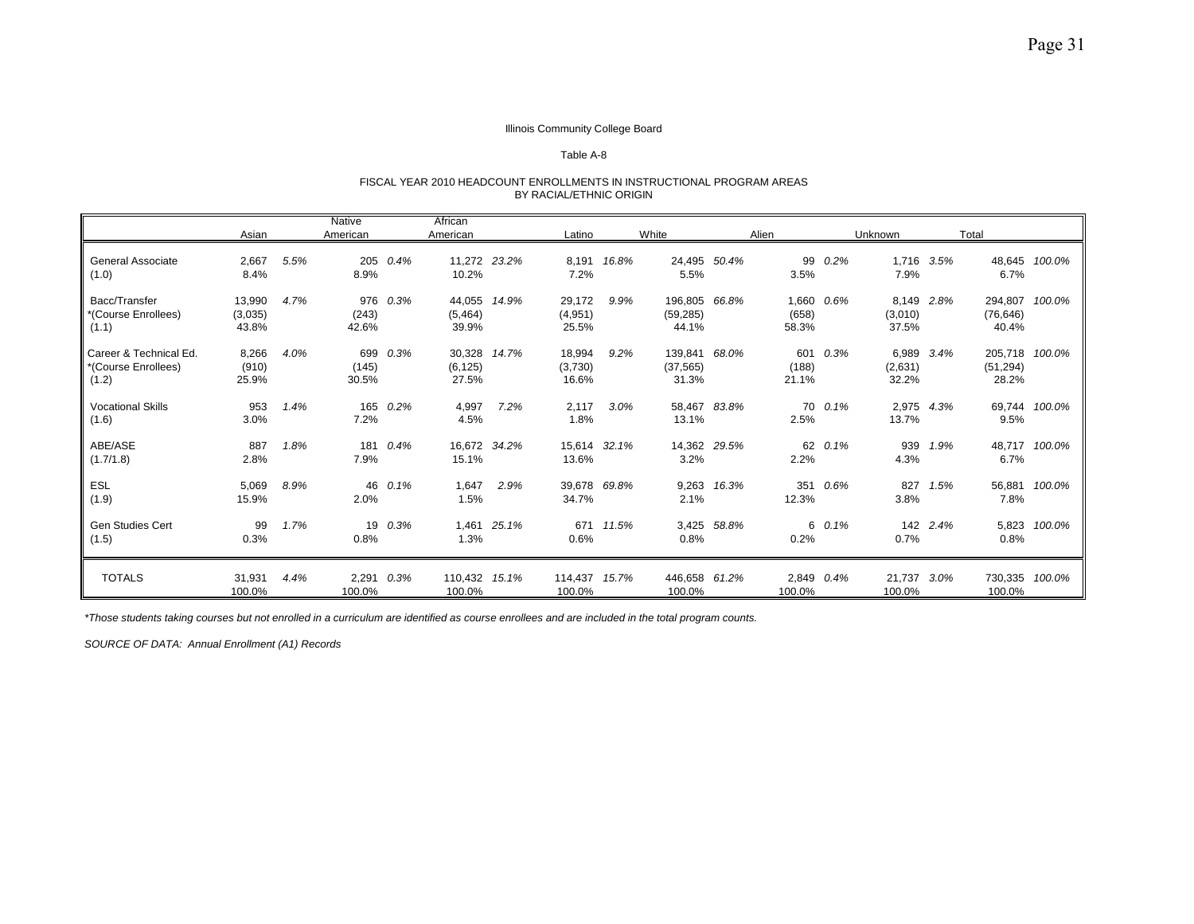Illinois Community College Board

Table A-8

FISCAL YEAR 2010 HEADCOUNT ENROLLMENTS IN INSTRUCTIONAL PROGRAM AREAS
BY RACIAL/ETHNIC ORIGIN

| | Asian | | Native American | | African American | | Latino | | White | | Alien | | Unknown | | Total | |
|---|---|---|---|---|---|---|---|---|---|---|---|---|---|---|---|---|
| General Associate | 2,667 | *5.5%* | 205 | *0.4%* | 11,272 | *23.2%* | 8,191 | *16.8%* | 24,495 | *50.4%* | 99 | *0.2%* | 1,716 | *3.5%* | 48,645 | *100.0%* |
| (1.0) | 8.4% | | 8.9% | | 10.2% | | 7.2% | | 5.5% | | 3.5% | | 7.9% | | 6.7% | |
| Bacc/Transfer | 13,990 | *4.7%* | 976 | *0.3%* | 44,055 | *14.9%* | 29,172 | *9.9%* | 196,805 | *66.8%* | 1,660 | *0.6%* | 8,149 | *2.8%* | 294,807 | *100.0%* |
| *(Course Enrollees) | (3,035) | | (243) | | (5,464) | | (4,951) | | (59,285) | | (658) | | (3,010) | | (76,646) | |
| (1.1) | 43.8% | | 42.6% | | 39.9% | | 25.5% | | 44.1% | | 58.3% | | 37.5% | | 40.4% | |
| Career & Technical Ed. | 8,266 | *4.0%* | 699 | *0.3%* | 30,328 | *14.7%* | 18,994 | *9.2%* | 139,841 | *68.0%* | 601 | *0.3%* | 6,989 | *3.4%* | 205,718 | *100.0%* |
| *(Course Enrollees) | (910) | | (145) | | (6,125) | | (3,730) | | (37,565) | | (188) | | (2,631) | | (51,294) | |
| (1.2) | 25.9% | | 30.5% | | 27.5% | | 16.6% | | 31.3% | | 21.1% | | 32.2% | | 28.2% | |
| Vocational Skills | 953 | *1.4%* | 165 | *0.2%* | 4,997 | *7.2%* | 2,117 | *3.0%* | 58,467 | *83.8%* | 70 | *0.1%* | 2,975 | *4.3%* | 69,744 | *100.0%* |
| (1.6) | 3.0% | | 7.2% | | 4.5% | | 1.8% | | 13.1% | | 2.5% | | 13.7% | | 9.5% | |
| ABE/ASE | 887 | *1.8%* | 181 | *0.4%* | 16,672 | *34.2%* | 15,614 | *32.1%* | 14,362 | *29.5%* | 62 | *0.1%* | 939 | *1.9%* | 48,717 | *100.0%* |
| (1.7/1.8) | 2.8% | | 7.9% | | 15.1% | | 13.6% | | 3.2% | | 2.2% | | 4.3% | | 6.7% | |
| ESL | 5,069 | *8.9%* | 46 | *0.1%* | 1,647 | *2.9%* | 39,678 | *69.8%* | 9,263 | *16.3%* | 351 | *0.6%* | 827 | *1.5%* | 56,881 | *100.0%* |
| (1.9) | 15.9% | | 2.0% | | 1.5% | | 34.7% | | 2.1% | | 12.3% | | 3.8% | | 7.8% | |
| Gen Studies Cert | 99 | *1.7%* | 19 | *0.3%* | 1,461 | *25.1%* | 671 | *11.5%* | 3,425 | *58.8%* | 6 | *0.1%* | 142 | *2.4%* | 5,823 | *100.0%* |
| (1.5) | 0.3% | | 0.8% | | 1.3% | | 0.6% | | 0.8% | | 0.2% | | 0.7% | | 0.8% | |
| TOTALS | 31,931 | *4.4%* | 2,291 | *0.3%* | 110,432 | *15.1%* | 114,437 | *15.7%* | 446,658 | *61.2%* | 2,849 | *0.4%* | 21,737 | *3.0%* | 730,335 | *100.0%* |
| | 100.0% | | 100.0% | | 100.0% | | 100.0% | | 100.0% | | 100.0% | | 100.0% | | 100.0% | |

*\*Those students taking courses but not enrolled in a curriculum are identified as course enrollees and are included in the total program counts.*

*SOURCE OF DATA: Annual Enrollment (A1) Records*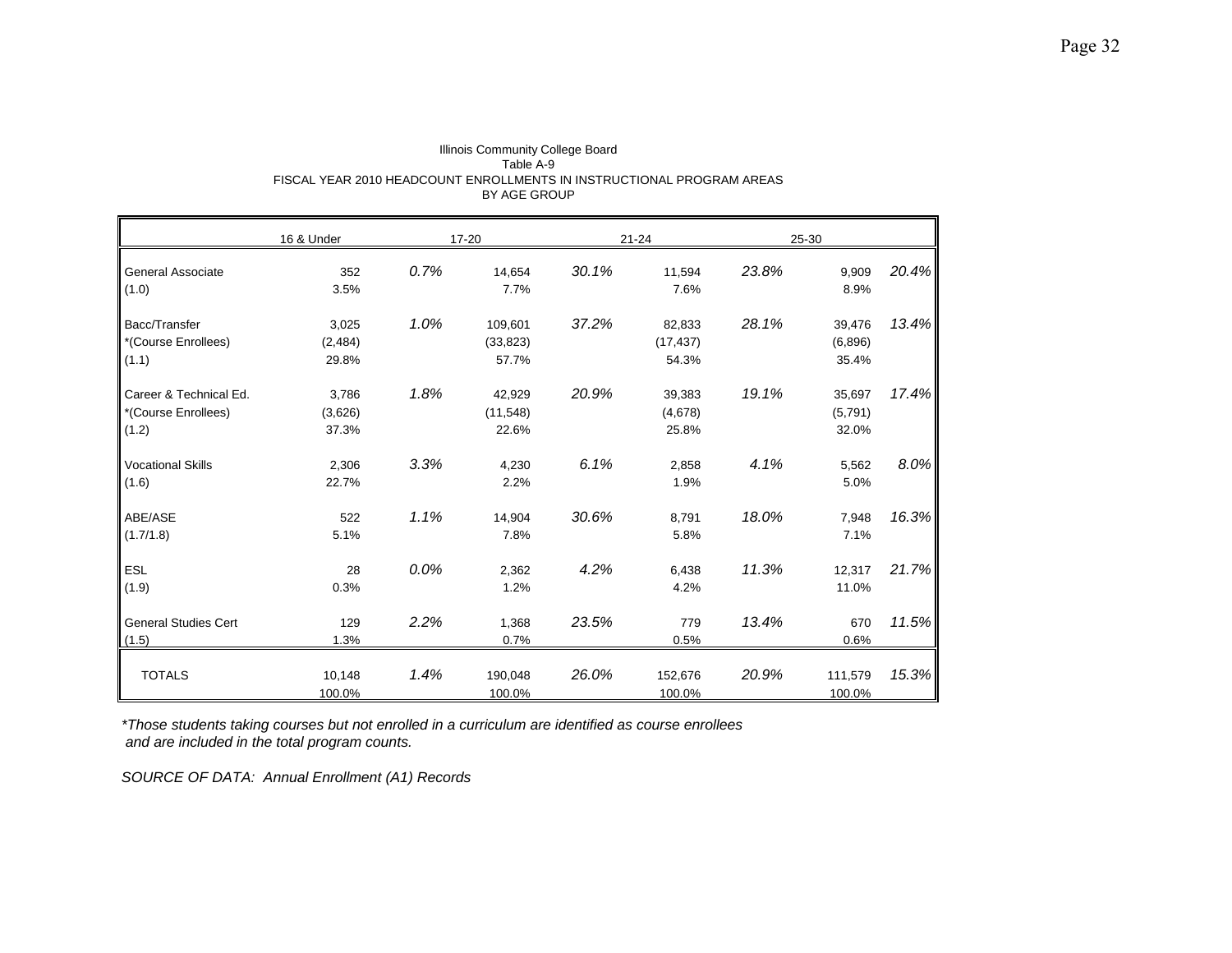Illinois Community College Board
Table A-9
FISCAL YEAR 2010 HEADCOUNT ENROLLMENTS IN INSTRUCTIONAL PROGRAM AREAS
BY AGE GROUP

| | 16 & Under | | 17-20 | | 21-24 | | 25-30 | |
|---|---|---|---|---|---|---|---|---|
| General Associate | 352 | *0.7%* | 14,654 | *30.1%* | 11,594 | *23.8%* | 9,909 | *20.4%* |
| (1.0) | 3.5% | | 7.7% | | 7.6% | | 8.9% | |
| Bacc/Transfer | 3,025 | *1.0%* | 109,601 | *37.2%* | 82,833 | *28.1%* | 39,476 | *13.4%* |
| *(Course Enrollees) | (2,484) | | (33,823) | | (17,437) | | (6,896) | |
| (1.1) | 29.8% | | 57.7% | | 54.3% | | 35.4% | |
| Career & Technical Ed. | 3,786 | *1.8%* | 42,929 | *20.9%* | 39,383 | *19.1%* | 35,697 | *17.4%* |
| *(Course Enrollees) | (3,626) | | (11,548) | | (4,678) | | (5,791) | |
| (1.2) | 37.3% | | 22.6% | | 25.8% | | 32.0% | |
| Vocational Skills | 2,306 | *3.3%* | 4,230 | *6.1%* | 2,858 | *4.1%* | 5,562 | *8.0%* |
| (1.6) | 22.7% | | 2.2% | | 1.9% | | 5.0% | |
| ABE/ASE | 522 | *1.1%* | 14,904 | *30.6%* | 8,791 | *18.0%* | 7,948 | *16.3%* |
| (1.7/1.8) | 5.1% | | 7.8% | | 5.8% | | 7.1% | |
| ESL | 28 | *0.0%* | 2,362 | *4.2%* | 6,438 | *11.3%* | 12,317 | *21.7%* |
| (1.9) | 0.3% | | 1.2% | | 4.2% | | 11.0% | |
| General Studies Cert | 129 | *2.2%* | 1,368 | *23.5%* | 779 | *13.4%* | 670 | *11.5%* |
| (1.5) | 1.3% | | 0.7% | | 0.5% | | 0.6% | |
| TOTALS | 10,148 | *1.4%* | 190,048 | *26.0%* | 152,676 | *20.9%* | 111,579 | *15.3%* |
| | 100.0% | | 100.0% | | 100.0% | | 100.0% | |

*\*Those students taking courses but not enrolled in a curriculum are identified as course enrollees and are included in the total program counts.*

*SOURCE OF DATA: Annual Enrollment (A1) Records*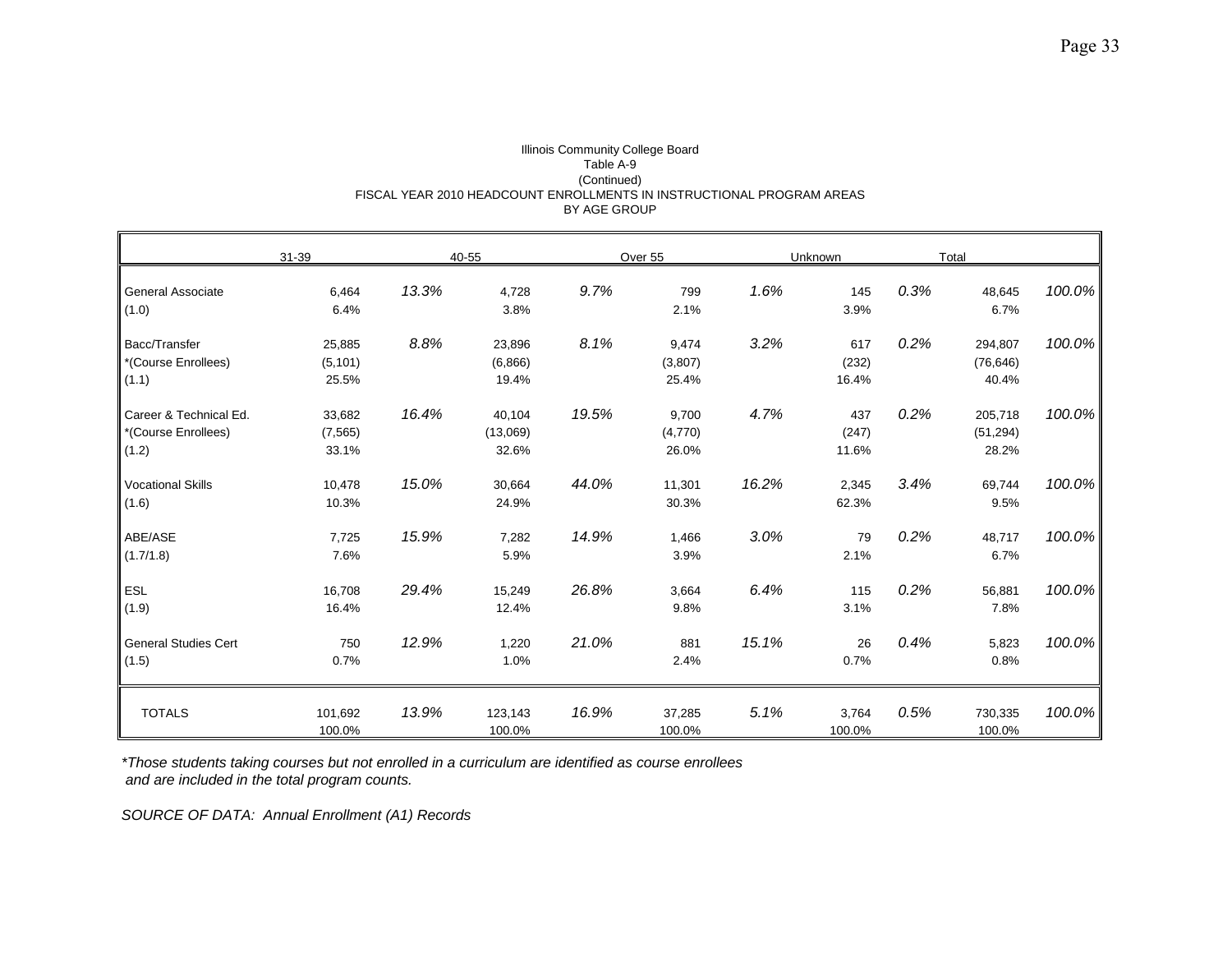Illinois Community College Board
Table A-9
(Continued)
FISCAL YEAR 2010 HEADCOUNT ENROLLMENTS IN INSTRUCTIONAL PROGRAM AREAS
BY AGE GROUP

| | 31-39 | | 40-55 | | Over 55 | | Unknown | | Total | |
|---|---|---|---|---|---|---|---|---|---|---|
| General Associate | 6,464 | *13.3%* | 4,728 | *9.7%* | 799 | *1.6%* | 145 | *0.3%* | 48,645 | *100.0%* |
| (1.0) | 6.4% | | 3.8% | | 2.1% | | 3.9% | | 6.7% | |
| Bacc/Transfer | 25,885 | *8.8%* | 23,896 | *8.1%* | 9,474 | *3.2%* | 617 | *0.2%* | 294,807 | *100.0%* |
| *(Course Enrollees) | (5,101) | | (6,866) | | (3,807) | | (232) | | (76,646) | |
| (1.1) | 25.5% | | 19.4% | | 25.4% | | 16.4% | | 40.4% | |
| Career & Technical Ed. | 33,682 | *16.4%* | 40,104 | *19.5%* | 9,700 | *4.7%* | 437 | *0.2%* | 205,718 | *100.0%* |
| *(Course Enrollees) | (7,565) | | (13,069) | | (4,770) | | (247) | | (51,294) | |
| (1.2) | 33.1% | | 32.6% | | 26.0% | | 11.6% | | 28.2% | |
| Vocational Skills | 10,478 | *15.0%* | 30,664 | *44.0%* | 11,301 | *16.2%* | 2,345 | *3.4%* | 69,744 | *100.0%* |
| (1.6) | 10.3% | | 24.9% | | 30.3% | | 62.3% | | 9.5% | |
| ABE/ASE | 7,725 | *15.9%* | 7,282 | *14.9%* | 1,466 | *3.0%* | 79 | *0.2%* | 48,717 | *100.0%* |
| (1.7/1.8) | 7.6% | | 5.9% | | 3.9% | | 2.1% | | 6.7% | |
| ESL | 16,708 | *29.4%* | 15,249 | *26.8%* | 3,664 | *6.4%* | 115 | *0.2%* | 56,881 | *100.0%* |
| (1.9) | 16.4% | | 12.4% | | 9.8% | | 3.1% | | 7.8% | |
| General Studies Cert | 750 | *12.9%* | 1,220 | *21.0%* | 881 | *15.1%* | 26 | *0.4%* | 5,823 | *100.0%* |
| (1.5) | 0.7% | | 1.0% | | 2.4% | | 0.7% | | 0.8% | |
| TOTALS | 101,692 | *13.9%* | 123,143 | *16.9%* | 37,285 | *5.1%* | 3,764 | *0.5%* | 730,335 | *100.0%* |
| | 100.0% | | 100.0% | | 100.0% | | 100.0% | | 100.0% | |

*\*Those students taking courses but not enrolled in a curriculum are identified as course enrollees and are included in the total program counts.*

*SOURCE OF DATA: Annual Enrollment (A1) Records*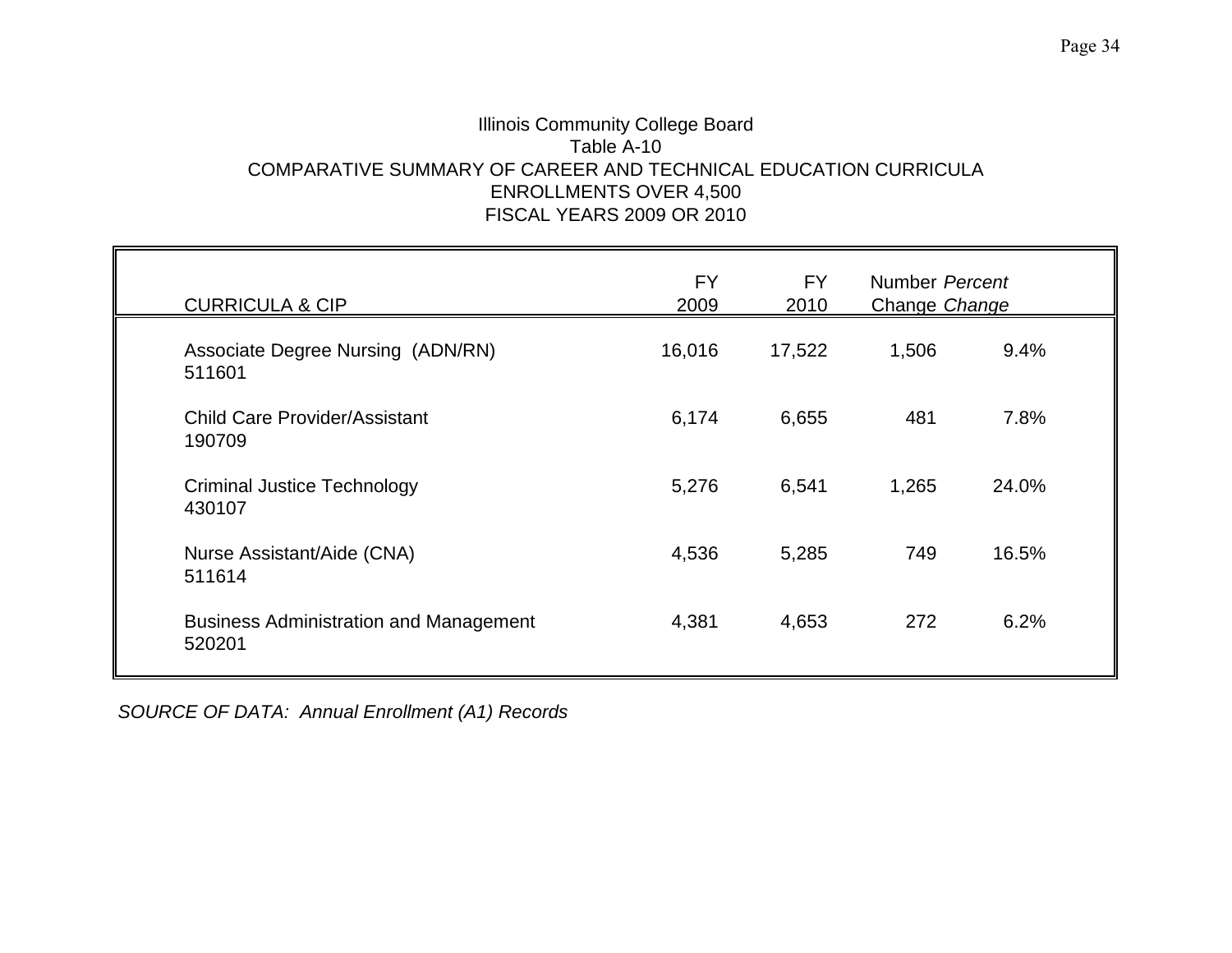Illinois Community College Board

Table A-10

COMPARATIVE SUMMARY OF CAREER AND TECHNICAL EDUCATION CURRICULA

ENROLLMENTS OVER 4,500

FISCAL YEARS 2009 OR 2010

| CURRICULA & CIP | FY 2009 | FY 2010 | Number Change | *Percent Change* |
|---|---|---|---|---|
| Associate Degree Nursing (ADN/RN) 511601 | 16,016 | 17,522 | 1,506 | 9.4% |
| Child Care Provider/Assistant 190709 | 6,174 | 6,655 | 481 | 7.8% |
| Criminal Justice Technology 430107 | 5,276 | 6,541 | 1,265 | 24.0% |
| Nurse Assistant/Aide (CNA) 511614 | 4,536 | 5,285 | 749 | 16.5% |
| Business Administration and Management 520201 | 4,381 | 4,653 | 272 | 6.2% |

*SOURCE OF DATA: Annual Enrollment (A1) Records*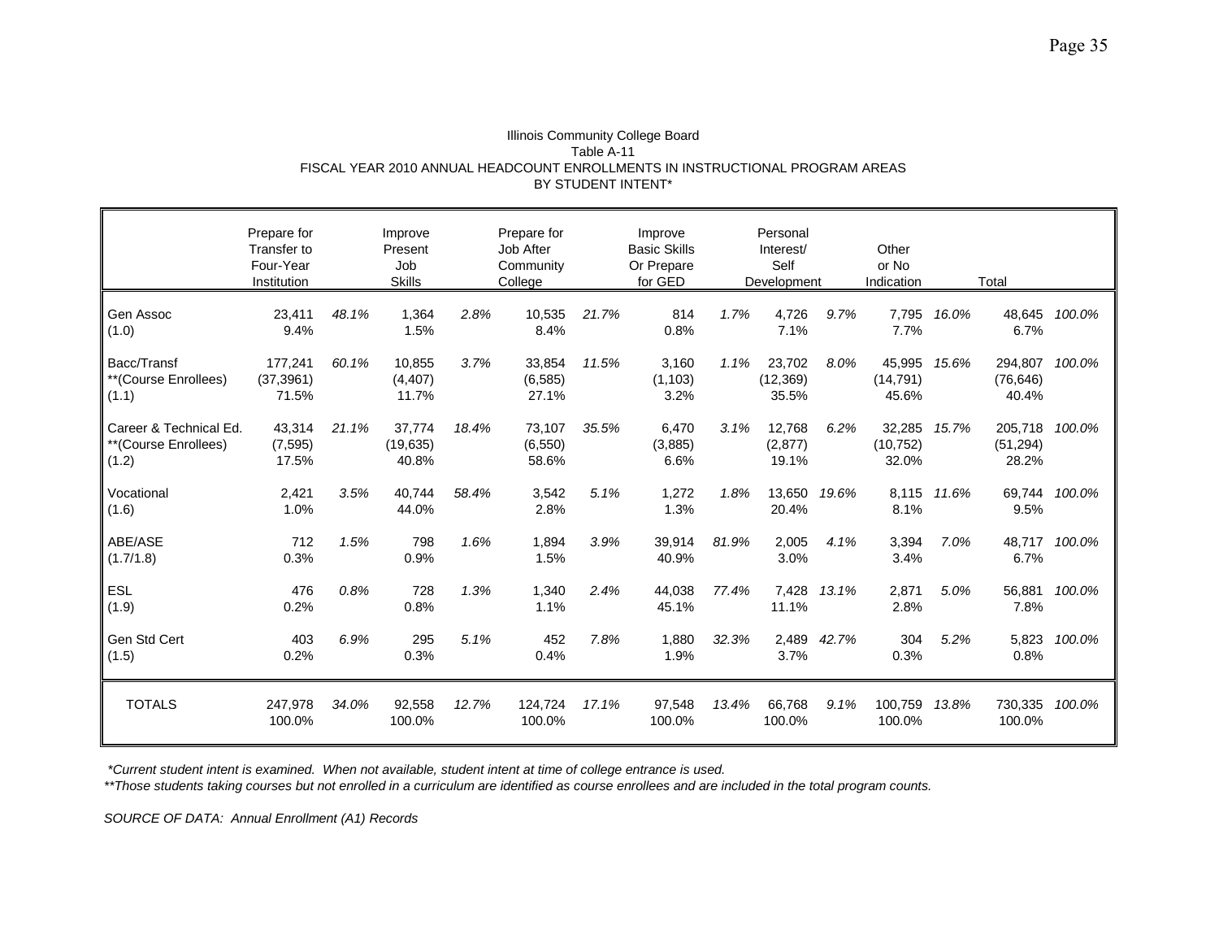Illinois Community College Board
Table A-11
FISCAL YEAR 2010 ANNUAL HEADCOUNT ENROLLMENTS IN INSTRUCTIONAL PROGRAM AREAS
BY STUDENT INTENT*

| | Prepare for Transfer to Four-Year Institution | | Improve Present Job Skills | | Prepare for Job After Community College | | Improve Basic Skills Or Prepare for GED | | Personal Interest/ Self Development | | Other or No Indication | | Total | |
|---|---|---|---|---|---|---|---|---|---|---|---|---|---|---|
| Gen Assoc<br>(1.0) | 23,411<br>9.4% | *48.1%* | 1,364<br>1.5% | *2.8%* | 10,535<br>8.4% | *21.7%* | 814<br>0.8% | *1.7%* | 4,726<br>7.1% | *9.7%* | 7,795<br>7.7% | *16.0%* | 48,645<br>6.7% | *100.0%* |
| Bacc/Transf<br>**(Course Enrollees)<br>(1.1) | 177,241<br>(37,3961)<br>71.5% | *60.1%* | 10,855<br>(4,407)<br>11.7% | *3.7%* | 33,854<br>(6,585)<br>27.1% | *11.5%* | 3,160<br>(1,103)<br>3.2% | *1.1%* | 23,702<br>(12,369)<br>35.5% | *8.0%* | 45,995<br>(14,791)<br>45.6% | *15.6%* | 294,807<br>(76,646)<br>40.4% | *100.0%* |
| Career & Technical Ed.<br>**(Course Enrollees)<br>(1.2) | 43,314<br>(7,595)<br>17.5% | *21.1%* | 37,774<br>(19,635)<br>40.8% | *18.4%* | 73,107<br>(6,550)<br>58.6% | *35.5%* | 6,470<br>(3,885)<br>6.6% | *3.1%* | 12,768<br>(2,877)<br>19.1% | *6.2%* | 32,285<br>(10,752)<br>32.0% | *15.7%* | 205,718<br>(51,294)<br>28.2% | *100.0%* |
| Vocational<br>(1.6) | 2,421<br>1.0% | *3.5%* | 40,744<br>44.0% | *58.4%* | 3,542<br>2.8% | *5.1%* | 1,272<br>1.3% | *1.8%* | 13,650<br>20.4% | *19.6%* | 8,115<br>8.1% | *11.6%* | 69,744<br>9.5% | *100.0%* |
| ABE/ASE<br>(1.7/1.8) | 712<br>0.3% | *1.5%* | 798<br>0.9% | *1.6%* | 1,894<br>1.5% | *3.9%* | 39,914<br>40.9% | *81.9%* | 2,005<br>3.0% | *4.1%* | 3,394<br>3.4% | *7.0%* | 48,717<br>6.7% | *100.0%* |
| ESL<br>(1.9) | 476<br>0.2% | *0.8%* | 728<br>0.8% | *1.3%* | 1,340<br>1.1% | *2.4%* | 44,038<br>45.1% | *77.4%* | 7,428<br>11.1% | *13.1%* | 2,871<br>2.8% | *5.0%* | 56,881<br>7.8% | *100.0%* |
| Gen Std Cert<br>(1.5) | 403<br>0.2% | *6.9%* | 295<br>0.3% | *5.1%* | 452<br>0.4% | *7.8%* | 1,880<br>1.9% | *32.3%* | 2,489<br>3.7% | *42.7%* | 304<br>0.3% | *5.2%* | 5,823<br>0.8% | *100.0%* |
| TOTALS | 247,978<br>100.0% | *34.0%* | 92,558<br>100.0% | *12.7%* | 124,724<br>100.0% | *17.1%* | 97,548<br>100.0% | *13.4%* | 66,768<br>100.0% | *9.1%* | 100,759<br>100.0% | *13.8%* | 730,335<br>100.0% | *100.0%* |

*\*Current student intent is examined. When not available, student intent at time of college entrance is used.*

*\*\*Those students taking courses but not enrolled in a curriculum are identified as course enrollees and are included in the total program counts.*

*SOURCE OF DATA: Annual Enrollment (A1) Records*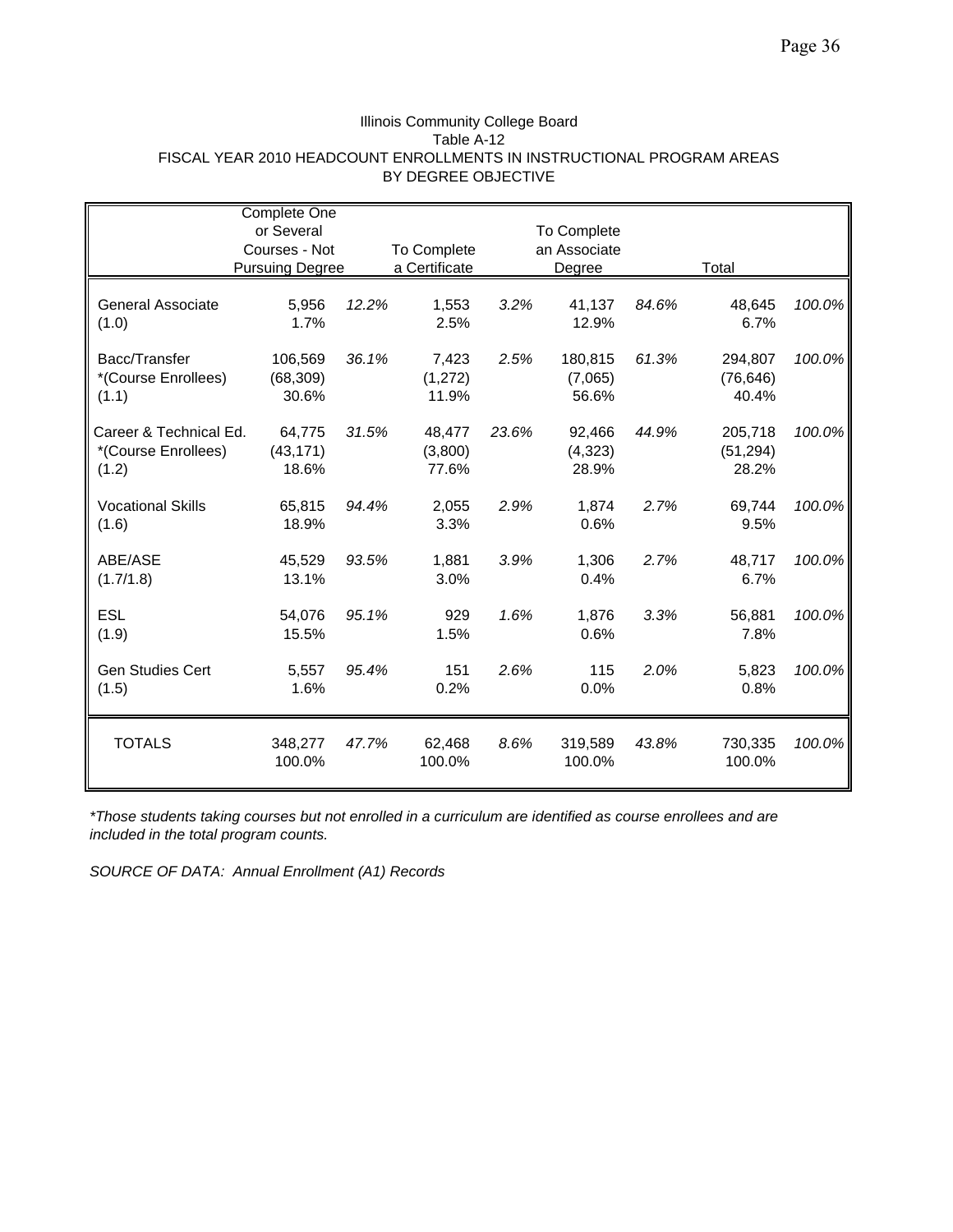Illinois Community College Board
Table A-12
FISCAL YEAR 2010 HEADCOUNT ENROLLMENTS IN INSTRUCTIONAL PROGRAM AREAS
BY DEGREE OBJECTIVE

| | Complete One or Several Courses - Not Pursuing Degree | | To Complete a Certificate | | To Complete an Associate Degree | | Total | |
|---|---|---|---|---|---|---|---|---|
| General Associate<br>(1.0) | 5,956<br>1.7% | *12.2%* | 1,553<br>2.5% | *3.2%* | 41,137<br>12.9% | *84.6%* | 48,645<br>6.7% | *100.0%* |
| Bacc/Transfer<br>*(Course Enrollees)<br>(1.1) | 106,569<br>(68,309)<br>30.6% | *36.1%* | 7,423<br>(1,272)<br>11.9% | *2.5%* | 180,815<br>(7,065)<br>56.6% | *61.3%* | 294,807<br>(76,646)<br>40.4% | *100.0%* |
| Career & Technical Ed.<br>*(Course Enrollees)<br>(1.2) | 64,775<br>(43,171)<br>18.6% | *31.5%* | 48,477<br>(3,800)<br>77.6% | *23.6%* | 92,466<br>(4,323)<br>28.9% | *44.9%* | 205,718<br>(51,294)<br>28.2% | *100.0%* |
| Vocational Skills<br>(1.6) | 65,815<br>18.9% | *94.4%* | 2,055<br>3.3% | *2.9%* | 1,874<br>0.6% | *2.7%* | 69,744<br>9.5% | *100.0%* |
| ABE/ASE<br>(1.7/1.8) | 45,529<br>13.1% | *93.5%* | 1,881<br>3.0% | *3.9%* | 1,306<br>0.4% | *2.7%* | 48,717<br>6.7% | *100.0%* |
| ESL<br>(1.9) | 54,076<br>15.5% | *95.1%* | 929<br>1.5% | *1.6%* | 1,876<br>0.6% | *3.3%* | 56,881<br>7.8% | *100.0%* |
| Gen Studies Cert<br>(1.5) | 5,557<br>1.6% | *95.4%* | 151<br>0.2% | *2.6%* | 115<br>0.0% | *2.0%* | 5,823<br>0.8% | *100.0%* |
| TOTALS | 348,277<br>100.0% | *47.7%* | 62,468<br>100.0% | *8.6%* | 319,589<br>100.0% | *43.8%* | 730,335<br>100.0% | *100.0%* |

*\*Those students taking courses but not enrolled in a curriculum are identified as course enrollees and are included in the total program counts.*

*SOURCE OF DATA: Annual Enrollment (A1) Records*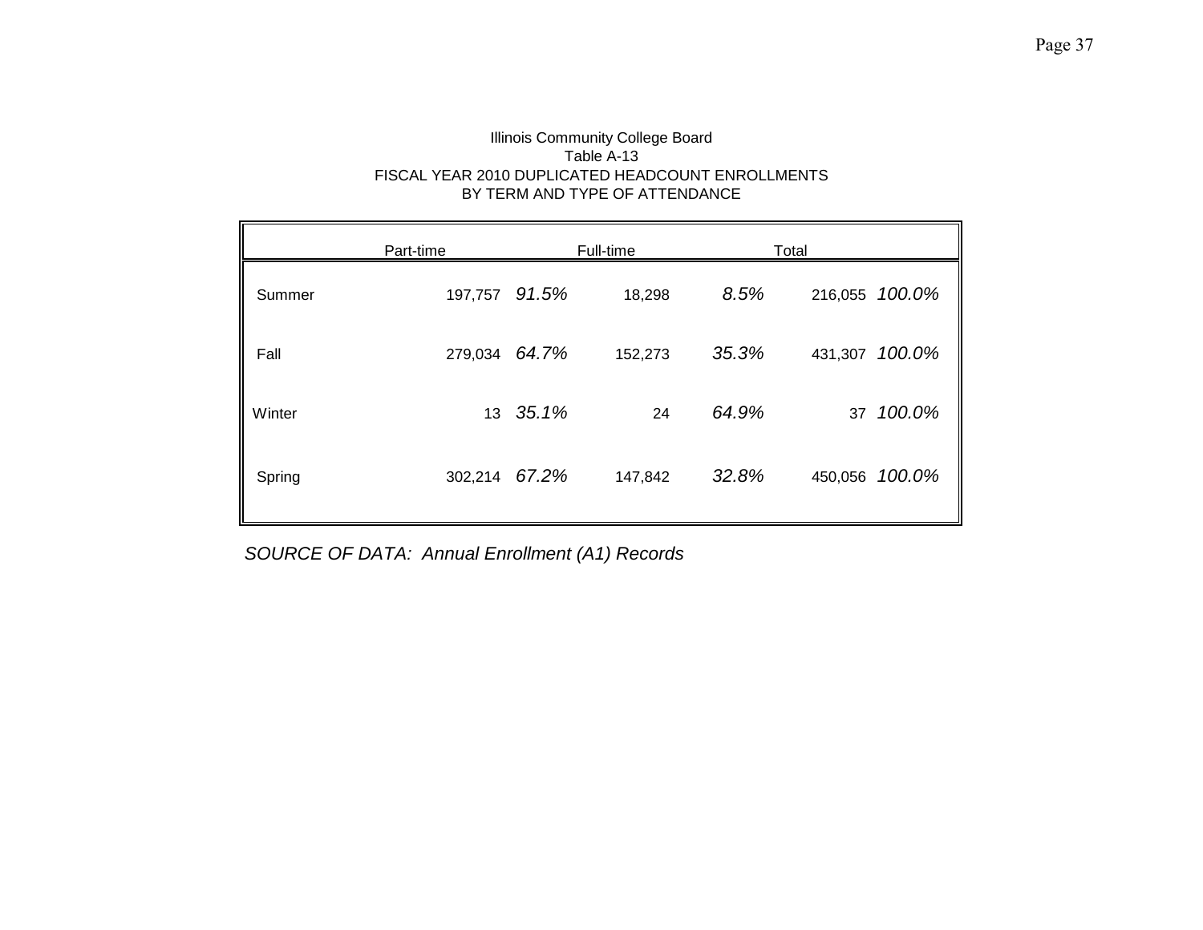Illinois Community College Board

Table A-13

FISCAL YEAR 2010 DUPLICATED HEADCOUNT ENROLLMENTS BY TERM AND TYPE OF ATTENDANCE

| | Part-time | | Full-time | | Total | |
|---|---|---|---|---|---|---|
| Summer | 197,757 | *91.5%* | 18,298 | *8.5%* | 216,055 | *100.0%* |
| Fall | 279,034 | *64.7%* | 152,273 | *35.3%* | 431,307 | *100.0%* |
| Winter | 13 | *35.1%* | 24 | *64.9%* | 37 | *100.0%* |
| Spring | 302,214 | *67.2%* | 147,842 | *32.8%* | 450,056 | *100.0%* |

*SOURCE OF DATA: Annual Enrollment (A1) Records*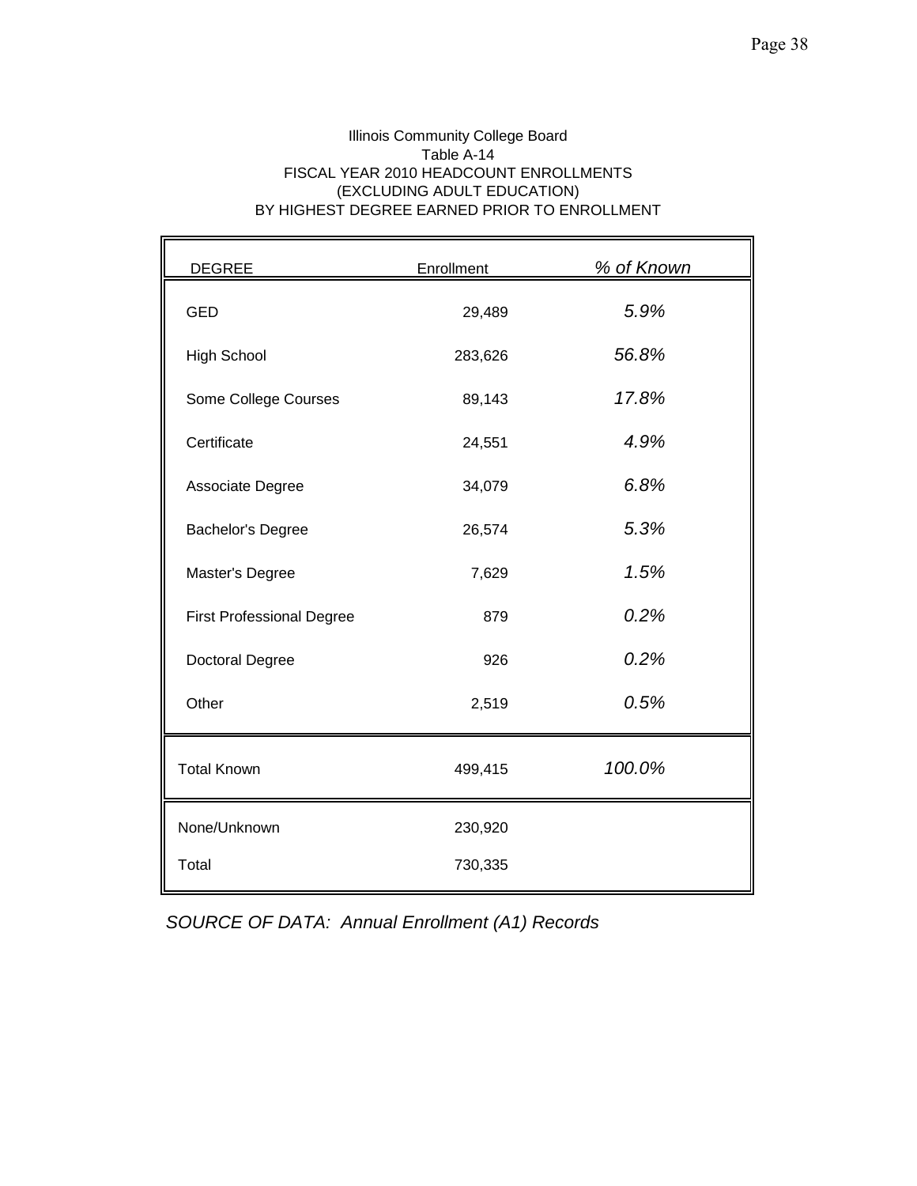Illinois Community College Board
Table A-14
FISCAL YEAR 2010 HEADCOUNT ENROLLMENTS
(EXCLUDING ADULT EDUCATION)
BY HIGHEST DEGREE EARNED PRIOR TO ENROLLMENT

| DEGREE | Enrollment | *% of Known* |
|---|---|---|
| GED | 29,489 | *5.9%* |
| High School | 283,626 | *56.8%* |
| Some College Courses | 89,143 | *17.8%* |
| Certificate | 24,551 | *4.9%* |
| Associate Degree | 34,079 | *6.8%* |
| Bachelor's Degree | 26,574 | *5.3%* |
| Master's Degree | 7,629 | *1.5%* |
| First Professional Degree | 879 | *0.2%* |
| Doctoral Degree | 926 | *0.2%* |
| Other | 2,519 | *0.5%* |
| Total Known | 499,415 | *100.0%* |
| None/Unknown | 230,920 | |
| Total | 730,335 | |

*SOURCE OF DATA: Annual Enrollment (A1) Records*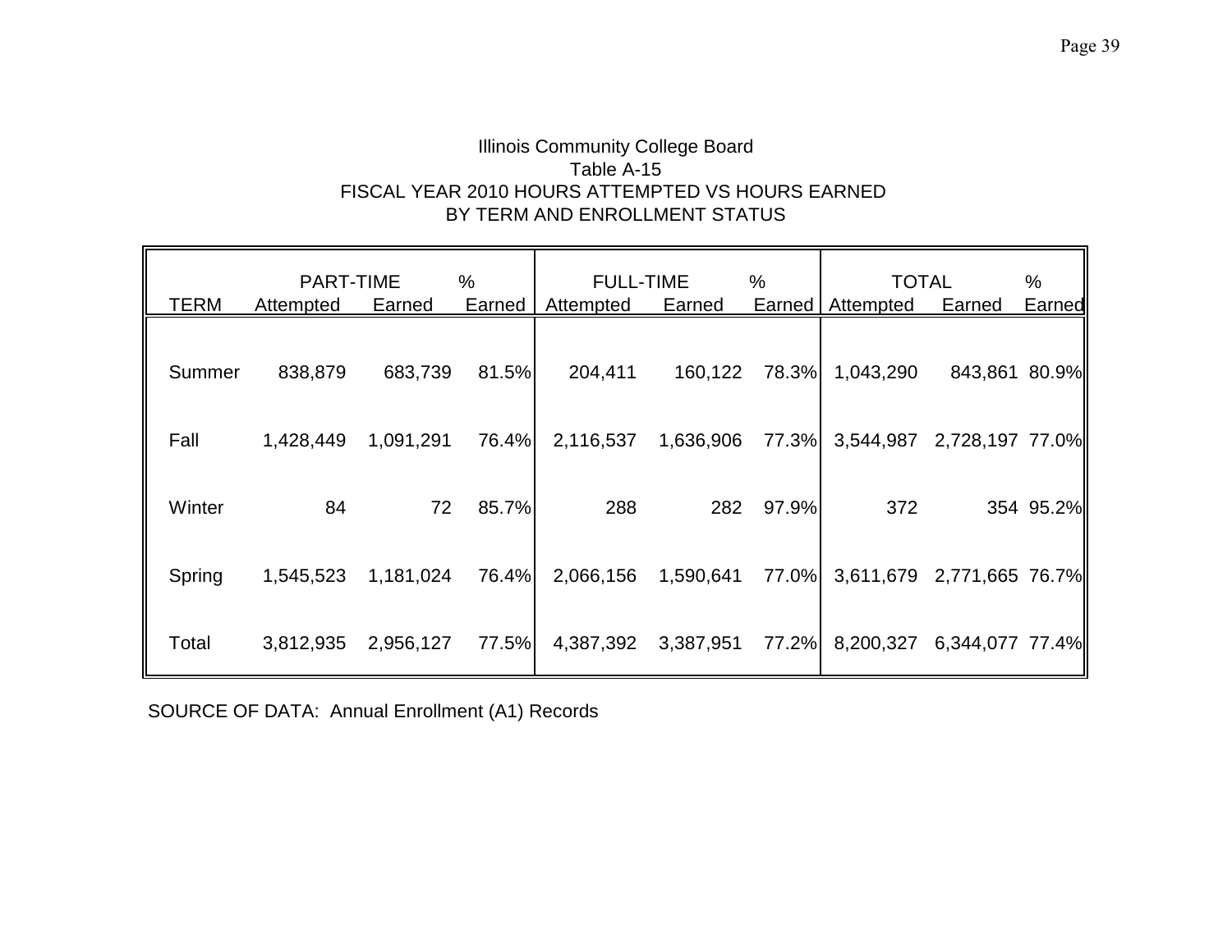Illinois Community College Board

Table A-15

FISCAL YEAR 2010 HOURS ATTEMPTED VS HOURS EARNED

BY TERM AND ENROLLMENT STATUS

| TERM | PART-TIME Attempted | PART-TIME Earned | % Earned | FULL-TIME Attempted | FULL-TIME Earned | % Earned | TOTAL Attempted | TOTAL Earned | % Earned |
|---|---|---|---|---|---|---|---|---|---|
| Summer | 838,879 | 683,739 | 81.5% | 204,411 | 160,122 | 78.3% | 1,043,290 | 843,861 | 80.9% |
| Fall | 1,428,449 | 1,091,291 | 76.4% | 2,116,537 | 1,636,906 | 77.3% | 3,544,987 | 2,728,197 | 77.0% |
| Winter | 84 | 72 | 85.7% | 288 | 282 | 97.9% | 372 | 354 | 95.2% |
| Spring | 1,545,523 | 1,181,024 | 76.4% | 2,066,156 | 1,590,641 | 77.0% | 3,611,679 | 2,771,665 | 76.7% |
| Total | 3,812,935 | 2,956,127 | 77.5% | 4,387,392 | 3,387,951 | 77.2% | 8,200,327 | 6,344,077 | 77.4% |

SOURCE OF DATA: Annual Enrollment (A1) Records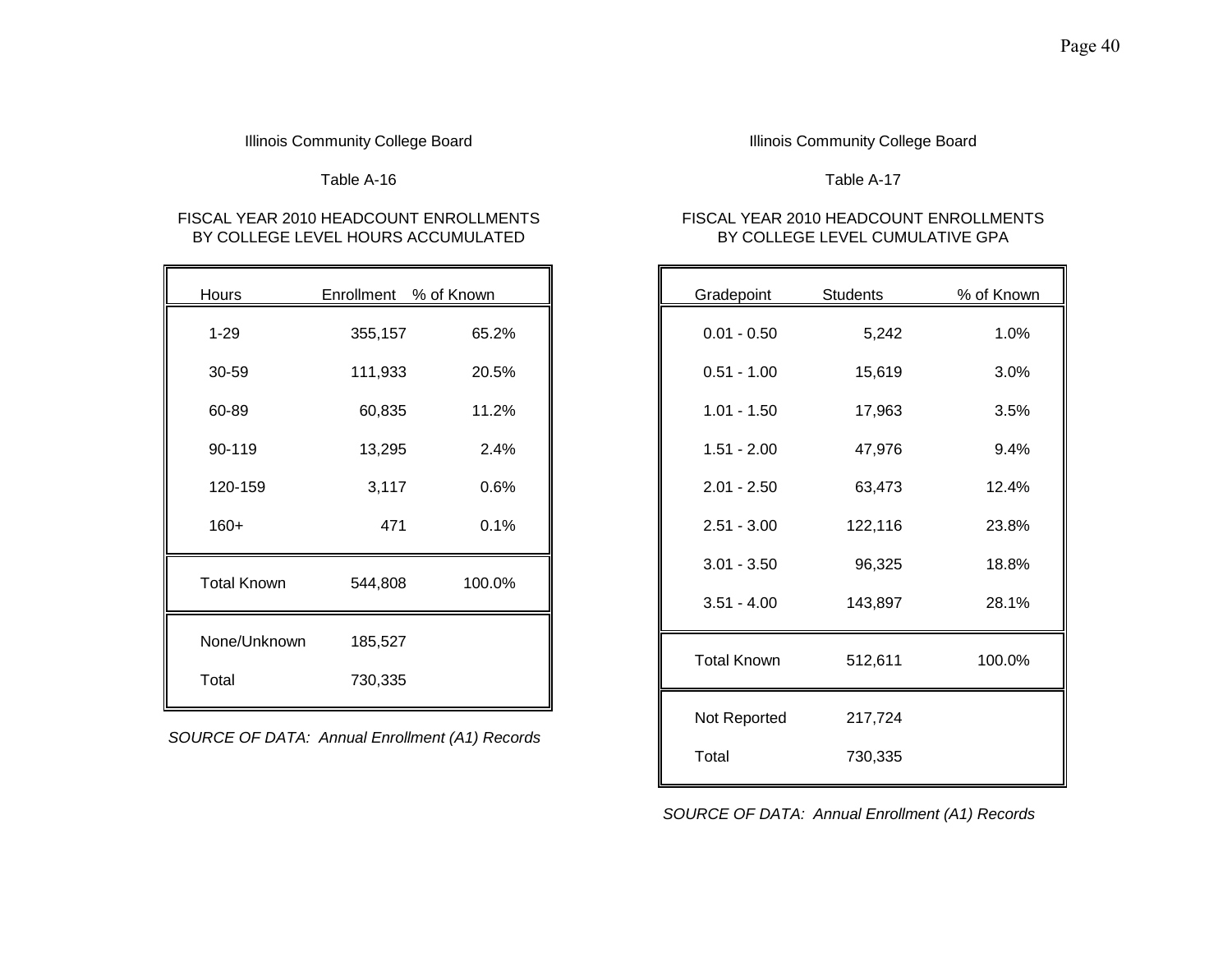Illinois Community College Board

Table A-16

FISCAL YEAR 2010 HEADCOUNT ENROLLMENTS BY COLLEGE LEVEL HOURS ACCUMULATED

| Hours | Enrollment | % of Known |
|---|---|---|
| 1-29 | 355,157 | 65.2% |
| 30-59 | 111,933 | 20.5% |
| 60-89 | 60,835 | 11.2% |
| 90-119 | 13,295 | 2.4% |
| 120-159 | 3,117 | 0.6% |
| 160+ | 471 | 0.1% |
| Total Known | 544,808 | 100.0% |
| None/Unknown | 185,527 | |
| Total | 730,335 | |

*SOURCE OF DATA: Annual Enrollment (A1) Records*

Illinois Community College Board

Table A-17

FISCAL YEAR 2010 HEADCOUNT ENROLLMENTS BY COLLEGE LEVEL CUMULATIVE GPA

| Gradepoint | Students | % of Known |
|---|---|---|
| 0.01 - 0.50 | 5,242 | 1.0% |
| 0.51 - 1.00 | 15,619 | 3.0% |
| 1.01 - 1.50 | 17,963 | 3.5% |
| 1.51 - 2.00 | 47,976 | 9.4% |
| 2.01 - 2.50 | 63,473 | 12.4% |
| 2.51 - 3.00 | 122,116 | 23.8% |
| 3.01 - 3.50 | 96,325 | 18.8% |
| 3.51 - 4.00 | 143,897 | 28.1% |
| Total Known | 512,611 | 100.0% |
| Not Reported | 217,724 | |
| Total | 730,335 | |

*SOURCE OF DATA: Annual Enrollment (A1) Records*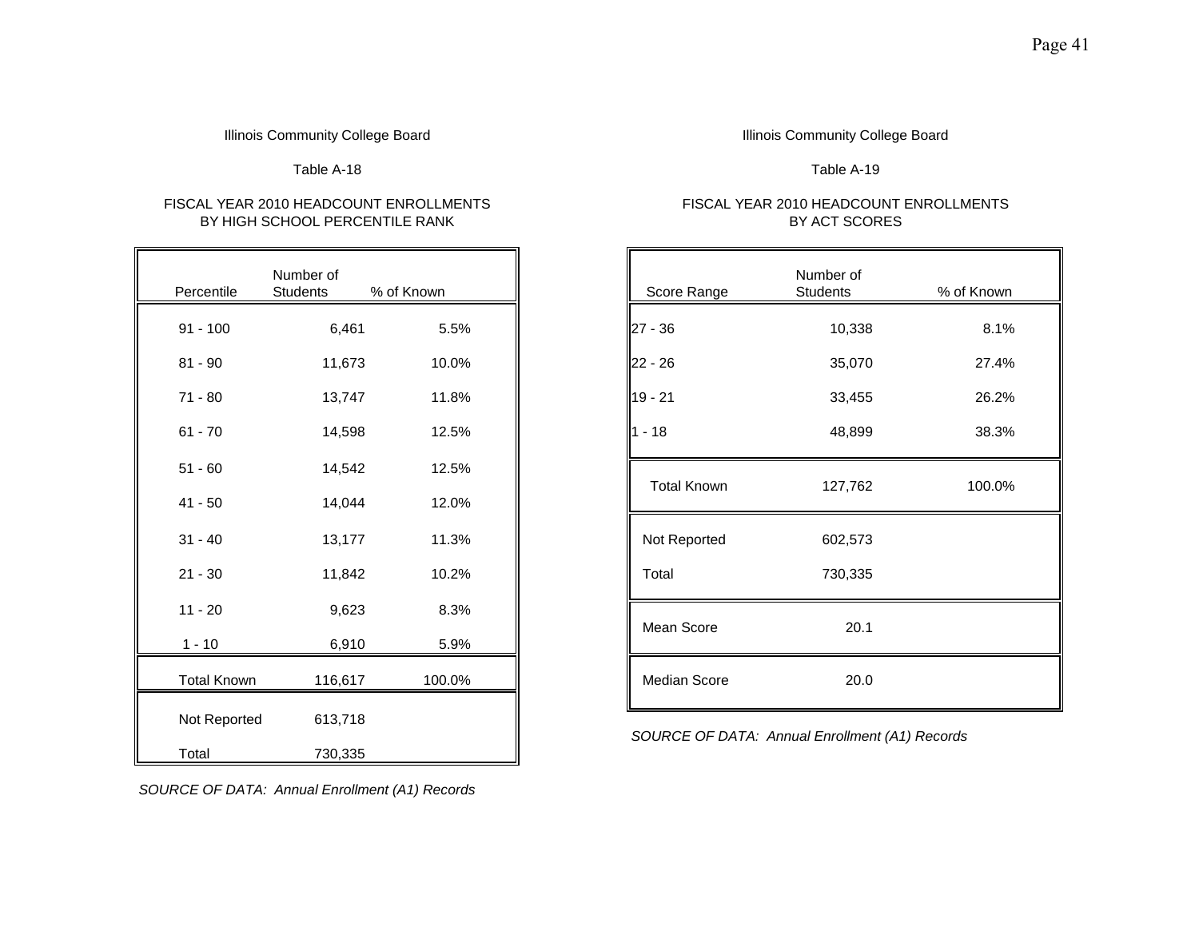Illinois Community College Board

Table A-18

FISCAL YEAR 2010 HEADCOUNT ENROLLMENTS BY HIGH SCHOOL PERCENTILE RANK

| Percentile | Number of Students | % of Known |
|---|---|---|
| 91 - 100 | 6,461 | 5.5% |
| 81 - 90 | 11,673 | 10.0% |
| 71 - 80 | 13,747 | 11.8% |
| 61 - 70 | 14,598 | 12.5% |
| 51 - 60 | 14,542 | 12.5% |
| 41 - 50 | 14,044 | 12.0% |
| 31 - 40 | 13,177 | 11.3% |
| 21 - 30 | 11,842 | 10.2% |
| 11 - 20 | 9,623 | 8.3% |
| 1 - 10 | 6,910 | 5.9% |
| Total Known | 116,617 | 100.0% |
| Not Reported | 613,718 | |
| Total | 730,335 | |

*SOURCE OF DATA: Annual Enrollment (A1) Records*

Illinois Community College Board

Table A-19

FISCAL YEAR 2010 HEADCOUNT ENROLLMENTS BY ACT SCORES

| Score Range | Number of Students | % of Known |
|---|---|---|
| 27 - 36 | 10,338 | 8.1% |
| 22 - 26 | 35,070 | 27.4% |
| 19 - 21 | 33,455 | 26.2% |
| 1 - 18 | 48,899 | 38.3% |
| Total Known | 127,762 | 100.0% |
| Not Reported | 602,573 | |
| Total | 730,335 | |
| Mean Score | 20.1 | |
| Median Score | 20.0 | |

*SOURCE OF DATA: Annual Enrollment (A1) Records*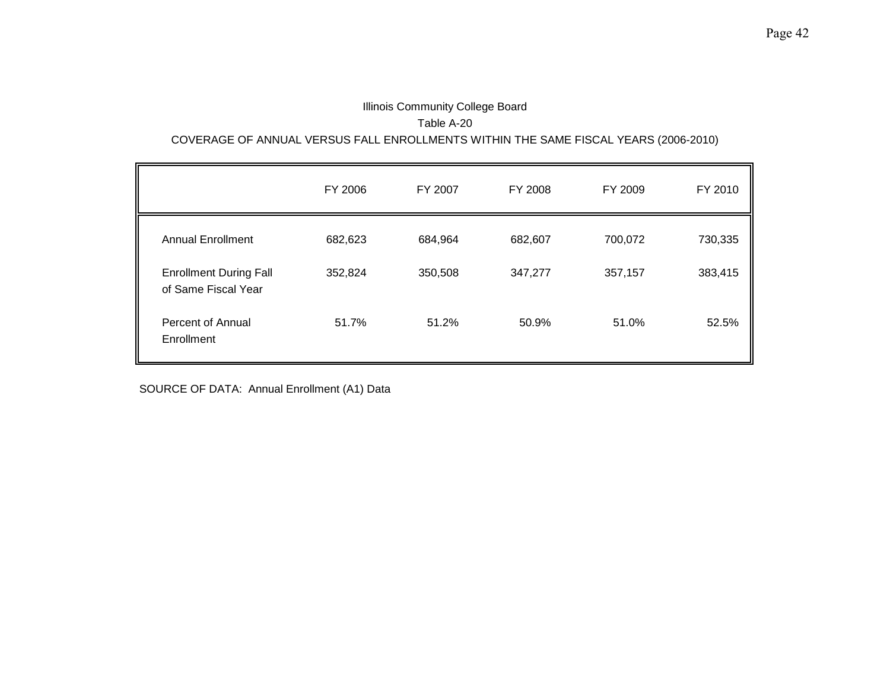Illinois Community College Board

Table A-20

COVERAGE OF ANNUAL VERSUS FALL ENROLLMENTS WITHIN THE SAME FISCAL YEARS (2006-2010)

| | FY 2006 | FY 2007 | FY 2008 | FY 2009 | FY 2010 |
|---|---|---|---|---|---|
| Annual Enrollment | 682,623 | 684,964 | 682,607 | 700,072 | 730,335 |
| Enrollment During Fall of Same Fiscal Year | 352,824 | 350,508 | 347,277 | 357,157 | 383,415 |
| Percent of Annual Enrollment | 51.7% | 51.2% | 50.9% | 51.0% | 52.5% |

SOURCE OF DATA: Annual Enrollment (A1) Data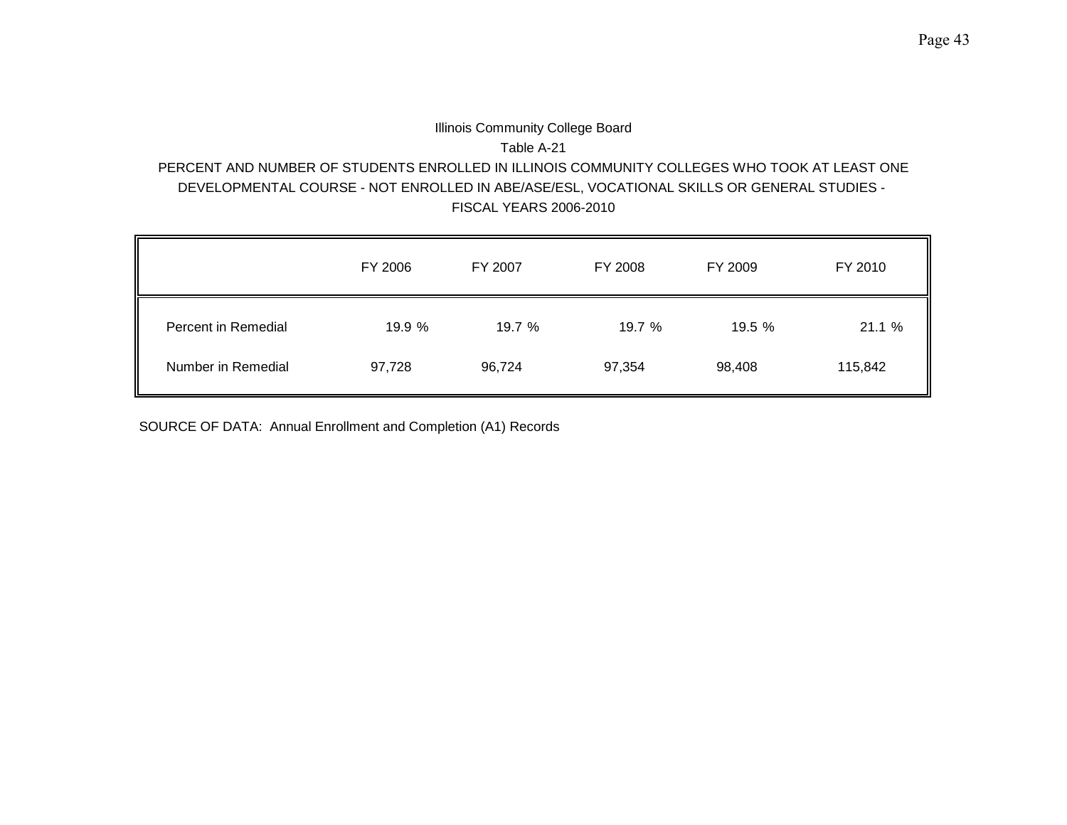Illinois Community College Board

Table A-21

PERCENT AND NUMBER OF STUDENTS ENROLLED IN ILLINOIS COMMUNITY COLLEGES WHO TOOK AT LEAST ONE DEVELOPMENTAL COURSE - NOT ENROLLED IN ABE/ASE/ESL, VOCATIONAL SKILLS OR GENERAL STUDIES - FISCAL YEARS 2006-2010

| | FY 2006 | FY 2007 | FY 2008 | FY 2009 | FY 2010 |
|---|---|---|---|---|---|
| Percent in Remedial | 19.9 % | 19.7 % | 19.7 % | 19.5 % | 21.1 % |
| Number in Remedial | 97,728 | 96,724 | 97,354 | 98,408 | 115,842 |

SOURCE OF DATA: Annual Enrollment and Completion (A1) Records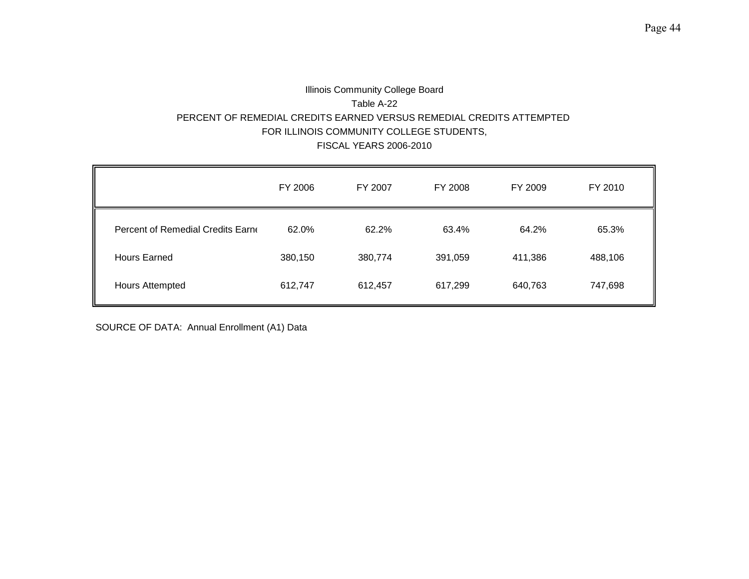Illinois Community College Board

Table A-22

PERCENT OF REMEDIAL CREDITS EARNED VERSUS REMEDIAL CREDITS ATTEMPTED FOR ILLINOIS COMMUNITY COLLEGE STUDENTS, FISCAL YEARS 2006-2010

| | FY 2006 | FY 2007 | FY 2008 | FY 2009 | FY 2010 |
|---|---|---|---|---|---|
| Percent of Remedial Credits Earne | 62.0% | 62.2% | 63.4% | 64.2% | 65.3% |
| Hours Earned | 380,150 | 380,774 | 391,059 | 411,386 | 488,106 |
| Hours Attempted | 612,747 | 612,457 | 617,299 | 640,763 | 747,698 |

SOURCE OF DATA: Annual Enrollment (A1) Data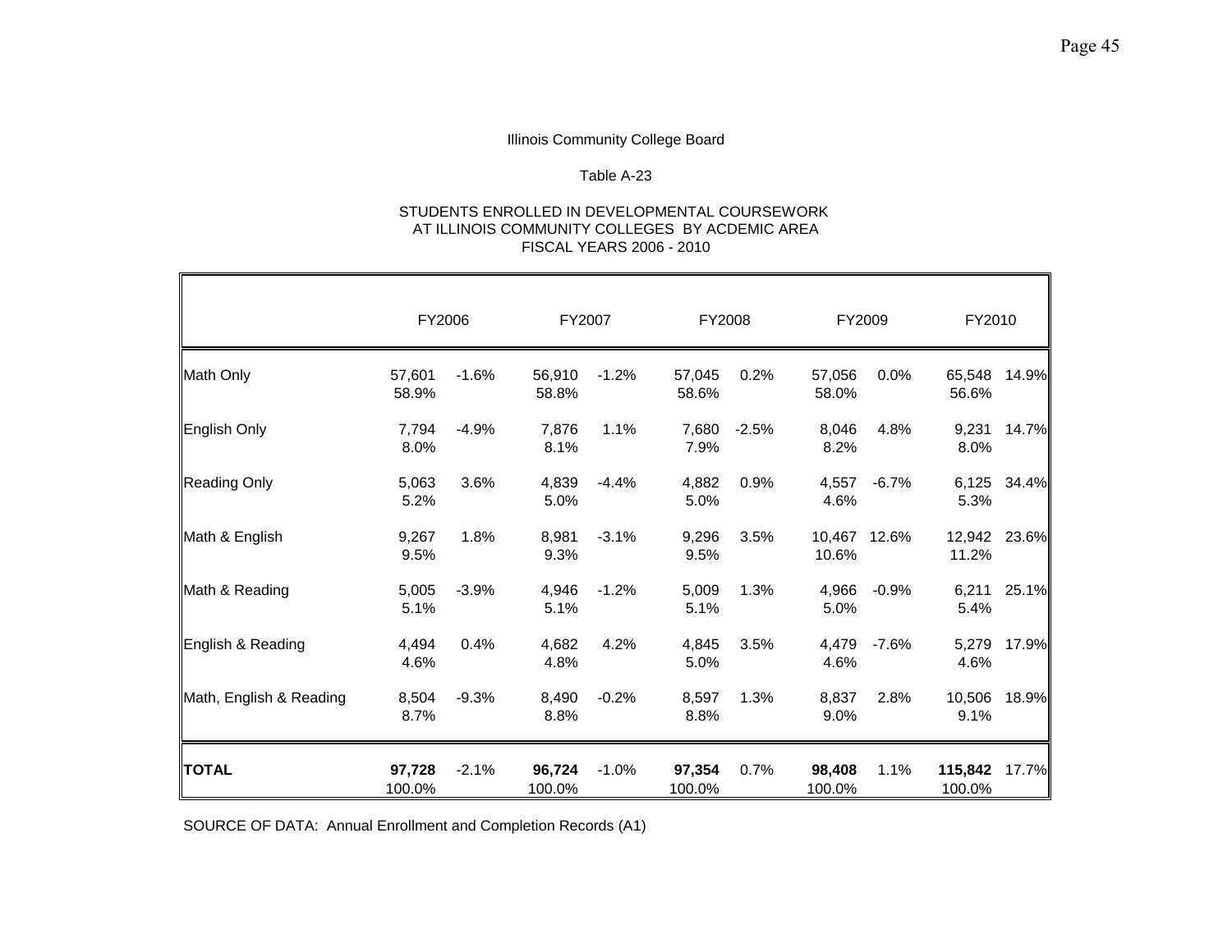Illinois Community College Board

Table A-23

STUDENTS ENROLLED IN DEVELOPMENTAL COURSEWORK
AT ILLINOIS COMMUNITY COLLEGES BY ACDEMIC AREA
FISCAL YEARS 2006 - 2010

| | FY2006 | | FY2007 | | FY2008 | | FY2009 | | FY2010 | |
|---|---|---|---|---|---|---|---|---|---|---|
| Math Only | 57,601 | -1.6% | 56,910 | -1.2% | 57,045 | 0.2% | 57,056 | 0.0% | 65,548 | 14.9% |
| | 58.9% | | 58.8% | | 58.6% | | 58.0% | | 56.6% | |
| English Only | 7,794 | -4.9% | 7,876 | 1.1% | 7,680 | -2.5% | 8,046 | 4.8% | 9,231 | 14.7% |
| | 8.0% | | 8.1% | | 7.9% | | 8.2% | | 8.0% | |
| Reading Only | 5,063 | 3.6% | 4,839 | -4.4% | 4,882 | 0.9% | 4,557 | -6.7% | 6,125 | 34.4% |
| | 5.2% | | 5.0% | | 5.0% | | 4.6% | | 5.3% | |
| Math & English | 9,267 | 1.8% | 8,981 | -3.1% | 9,296 | 3.5% | 10,467 | 12.6% | 12,942 | 23.6% |
| | 9.5% | | 9.3% | | 9.5% | | 10.6% | | 11.2% | |
| Math & Reading | 5,005 | -3.9% | 4,946 | -1.2% | 5,009 | 1.3% | 4,966 | -0.9% | 6,211 | 25.1% |
| | 5.1% | | 5.1% | | 5.1% | | 5.0% | | 5.4% | |
| English & Reading | 4,494 | 0.4% | 4,682 | 4.2% | 4,845 | 3.5% | 4,479 | -7.6% | 5,279 | 17.9% |
| | 4.6% | | 4.8% | | 5.0% | | 4.6% | | 4.6% | |
| Math, English & Reading | 8,504 | -9.3% | 8,490 | -0.2% | 8,597 | 1.3% | 8,837 | 2.8% | 10,506 | 18.9% |
| | 8.7% | | 8.8% | | 8.8% | | 9.0% | | 9.1% | |
| **TOTAL** | **97,728** | -2.1% | **96,724** | -1.0% | **97,354** | 0.7% | **98,408** | 1.1% | **115,842** | 17.7% |
| | 100.0% | | 100.0% | | 100.0% | | 100.0% | | 100.0% | |

SOURCE OF DATA: Annual Enrollment and Completion Records (A1)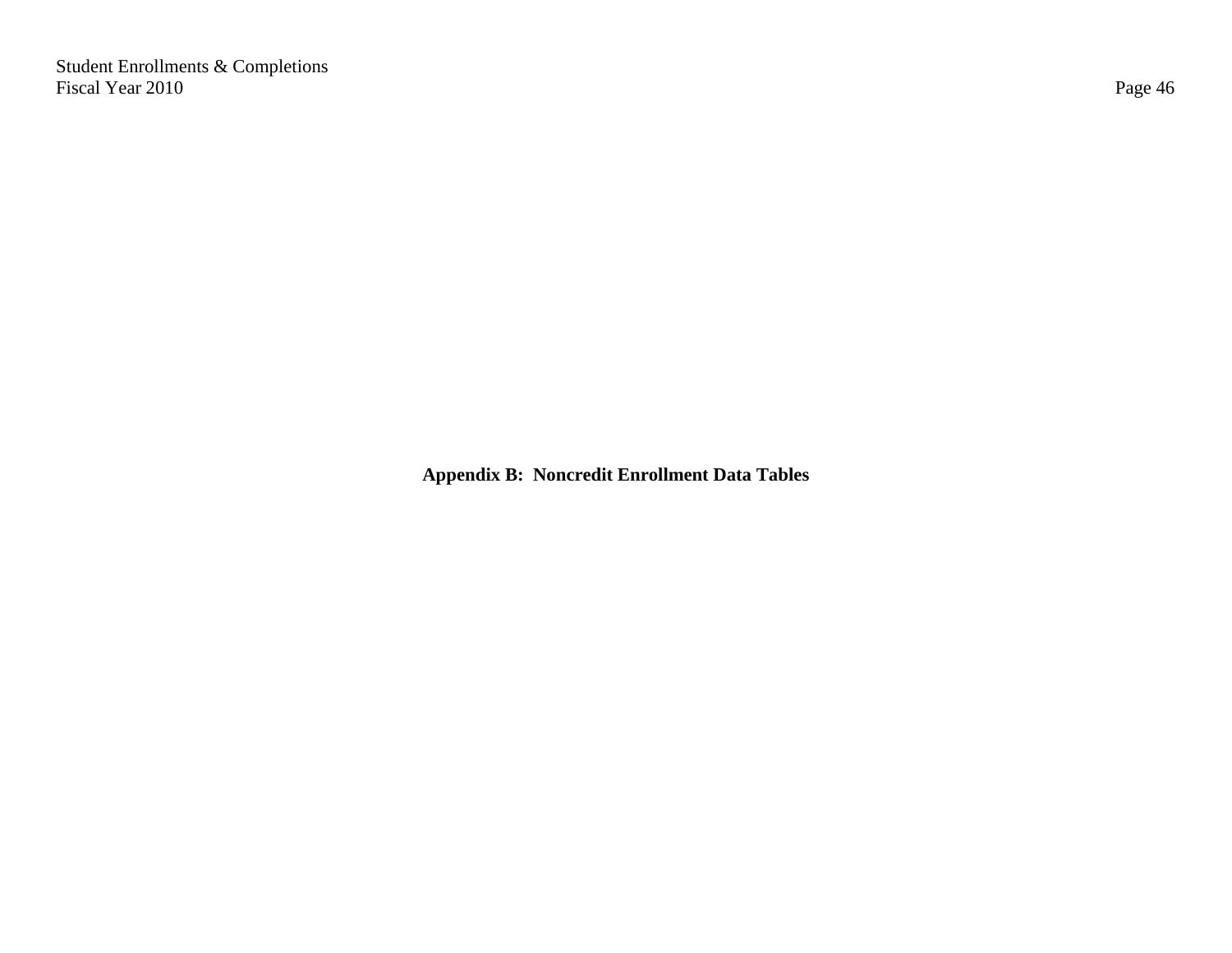**Appendix B: Noncredit Enrollment Data Tables**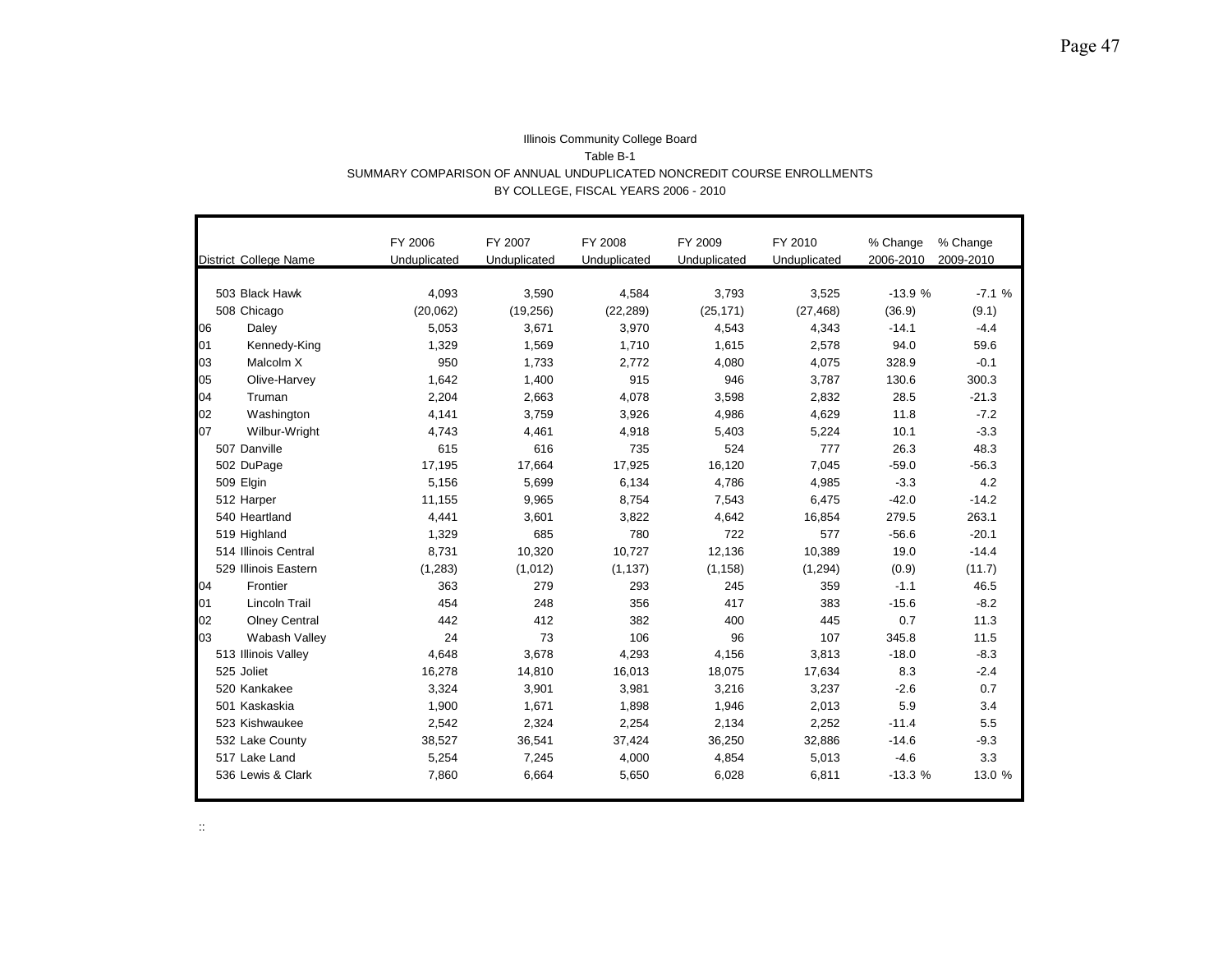Illinois Community College Board

Table B-1

SUMMARY COMPARISON OF ANNUAL UNDUPLICATED NONCREDIT COURSE ENROLLMENTS

BY COLLEGE, FISCAL YEARS 2006 - 2010

| District | College Name | FY 2006 Unduplicated | FY 2007 Unduplicated | FY 2008 Unduplicated | FY 2009 Unduplicated | FY 2010 Unduplicated | % Change 2006-2010 | % Change 2009-2010 |
|---|---|---|---|---|---|---|---|---|
| 503 | Black Hawk | 4,093 | 3,590 | 4,584 | 3,793 | 3,525 | -13.9 % | -7.1 % |
| 508 | Chicago | (20,062) | (19,256) | (22,289) | (25,171) | (27,468) | (36.9) | (9.1) |
| 06 | Daley | 5,053 | 3,671 | 3,970 | 4,543 | 4,343 | -14.1 | -4.4 |
| 01 | Kennedy-King | 1,329 | 1,569 | 1,710 | 1,615 | 2,578 | 94.0 | 59.6 |
| 03 | Malcolm X | 950 | 1,733 | 2,772 | 4,080 | 4,075 | 328.9 | -0.1 |
| 05 | Olive-Harvey | 1,642 | 1,400 | 915 | 946 | 3,787 | 130.6 | 300.3 |
| 04 | Truman | 2,204 | 2,663 | 4,078 | 3,598 | 2,832 | 28.5 | -21.3 |
| 02 | Washington | 4,141 | 3,759 | 3,926 | 4,986 | 4,629 | 11.8 | -7.2 |
| 07 | Wilbur-Wright | 4,743 | 4,461 | 4,918 | 5,403 | 5,224 | 10.1 | -3.3 |
| 507 | Danville | 615 | 616 | 735 | 524 | 777 | 26.3 | 48.3 |
| 502 | DuPage | 17,195 | 17,664 | 17,925 | 16,120 | 7,045 | -59.0 | -56.3 |
| 509 | Elgin | 5,156 | 5,699 | 6,134 | 4,786 | 4,985 | -3.3 | 4.2 |
| 512 | Harper | 11,155 | 9,965 | 8,754 | 7,543 | 6,475 | -42.0 | -14.2 |
| 540 | Heartland | 4,441 | 3,601 | 3,822 | 4,642 | 16,854 | 279.5 | 263.1 |
| 519 | Highland | 1,329 | 685 | 780 | 722 | 577 | -56.6 | -20.1 |
| 514 | Illinois Central | 8,731 | 10,320 | 10,727 | 12,136 | 10,389 | 19.0 | -14.4 |
| 529 | Illinois Eastern | (1,283) | (1,012) | (1,137) | (1,158) | (1,294) | (0.9) | (11.7) |
| 04 | Frontier | 363 | 279 | 293 | 245 | 359 | -1.1 | 46.5 |
| 01 | Lincoln Trail | 454 | 248 | 356 | 417 | 383 | -15.6 | -8.2 |
| 02 | Olney Central | 442 | 412 | 382 | 400 | 445 | 0.7 | 11.3 |
| 03 | Wabash Valley | 24 | 73 | 106 | 96 | 107 | 345.8 | 11.5 |
| 513 | Illinois Valley | 4,648 | 3,678 | 4,293 | 4,156 | 3,813 | -18.0 | -8.3 |
| 525 | Joliet | 16,278 | 14,810 | 16,013 | 18,075 | 17,634 | 8.3 | -2.4 |
| 520 | Kankakee | 3,324 | 3,901 | 3,981 | 3,216 | 3,237 | -2.6 | 0.7 |
| 501 | Kaskaskia | 1,900 | 1,671 | 1,898 | 1,946 | 2,013 | 5.9 | 3.4 |
| 523 | Kishwaukee | 2,542 | 2,324 | 2,254 | 2,134 | 2,252 | -11.4 | 5.5 |
| 532 | Lake County | 38,527 | 36,541 | 37,424 | 36,250 | 32,886 | -14.6 | -9.3 |
| 517 | Lake Land | 5,254 | 7,245 | 4,000 | 4,854 | 5,013 | -4.6 | 3.3 |
| 536 | Lewis & Clark | 7,860 | 6,664 | 5,650 | 6,028 | 6,811 | -13.3 % | 13.0 % |

::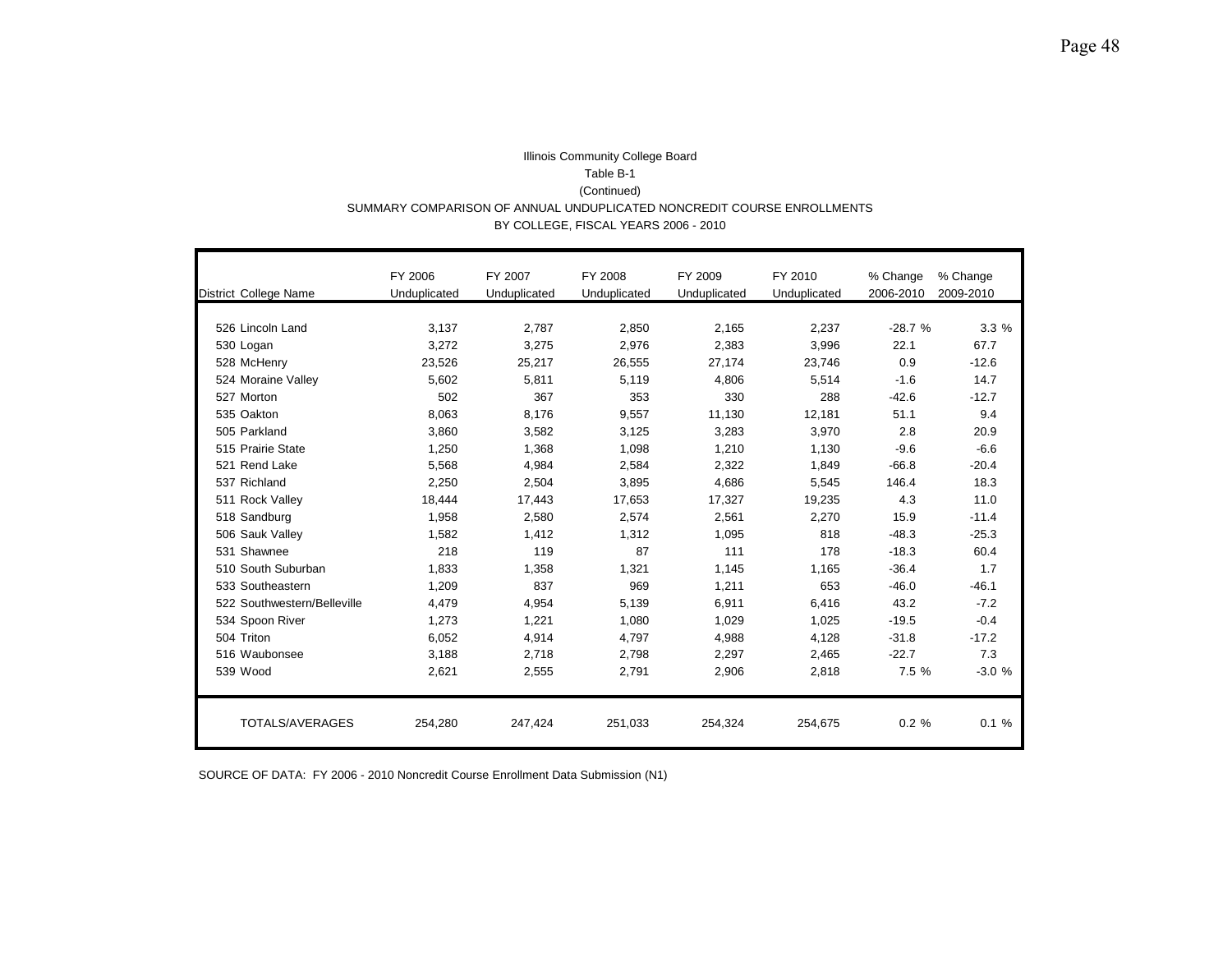Illinois Community College Board

Table B-1

(Continued)

SUMMARY COMPARISON OF ANNUAL UNDUPLICATED NONCREDIT COURSE ENROLLMENTS

BY COLLEGE, FISCAL YEARS 2006 - 2010

| District | College Name | FY 2006 Unduplicated | FY 2007 Unduplicated | FY 2008 Unduplicated | FY 2009 Unduplicated | FY 2010 Unduplicated | % Change 2006-2010 | % Change 2009-2010 |
|---|---|---|---|---|---|---|---|---|
| 526 | Lincoln Land | 3,137 | 2,787 | 2,850 | 2,165 | 2,237 | -28.7 % | 3.3 % |
| 530 | Logan | 3,272 | 3,275 | 2,976 | 2,383 | 3,996 | 22.1 | 67.7 |
| 528 | McHenry | 23,526 | 25,217 | 26,555 | 27,174 | 23,746 | 0.9 | -12.6 |
| 524 | Moraine Valley | 5,602 | 5,811 | 5,119 | 4,806 | 5,514 | -1.6 | 14.7 |
| 527 | Morton | 502 | 367 | 353 | 330 | 288 | -42.6 | -12.7 |
| 535 | Oakton | 8,063 | 8,176 | 9,557 | 11,130 | 12,181 | 51.1 | 9.4 |
| 505 | Parkland | 3,860 | 3,582 | 3,125 | 3,283 | 3,970 | 2.8 | 20.9 |
| 515 | Prairie State | 1,250 | 1,368 | 1,098 | 1,210 | 1,130 | -9.6 | -6.6 |
| 521 | Rend Lake | 5,568 | 4,984 | 2,584 | 2,322 | 1,849 | -66.8 | -20.4 |
| 537 | Richland | 2,250 | 2,504 | 3,895 | 4,686 | 5,545 | 146.4 | 18.3 |
| 511 | Rock Valley | 18,444 | 17,443 | 17,653 | 17,327 | 19,235 | 4.3 | 11.0 |
| 518 | Sandburg | 1,958 | 2,580 | 2,574 | 2,561 | 2,270 | 15.9 | -11.4 |
| 506 | Sauk Valley | 1,582 | 1,412 | 1,312 | 1,095 | 818 | -48.3 | -25.3 |
| 531 | Shawnee | 218 | 119 | 87 | 111 | 178 | -18.3 | 60.4 |
| 510 | South Suburban | 1,833 | 1,358 | 1,321 | 1,145 | 1,165 | -36.4 | 1.7 |
| 533 | Southeastern | 1,209 | 837 | 969 | 1,211 | 653 | -46.0 | -46.1 |
| 522 | Southwestern/Belleville | 4,479 | 4,954 | 5,139 | 6,911 | 6,416 | 43.2 | -7.2 |
| 534 | Spoon River | 1,273 | 1,221 | 1,080 | 1,029 | 1,025 | -19.5 | -0.4 |
| 504 | Triton | 6,052 | 4,914 | 4,797 | 4,988 | 4,128 | -31.8 | -17.2 |
| 516 | Waubonsee | 3,188 | 2,718 | 2,798 | 2,297 | 2,465 | -22.7 | 7.3 |
| 539 | Wood | 2,621 | 2,555 | 2,791 | 2,906 | 2,818 | 7.5 % | -3.0 % |
| | TOTALS/AVERAGES | 254,280 | 247,424 | 251,033 | 254,324 | 254,675 | 0.2 % | 0.1 % |

SOURCE OF DATA: FY 2006 - 2010 Noncredit Course Enrollment Data Submission (N1)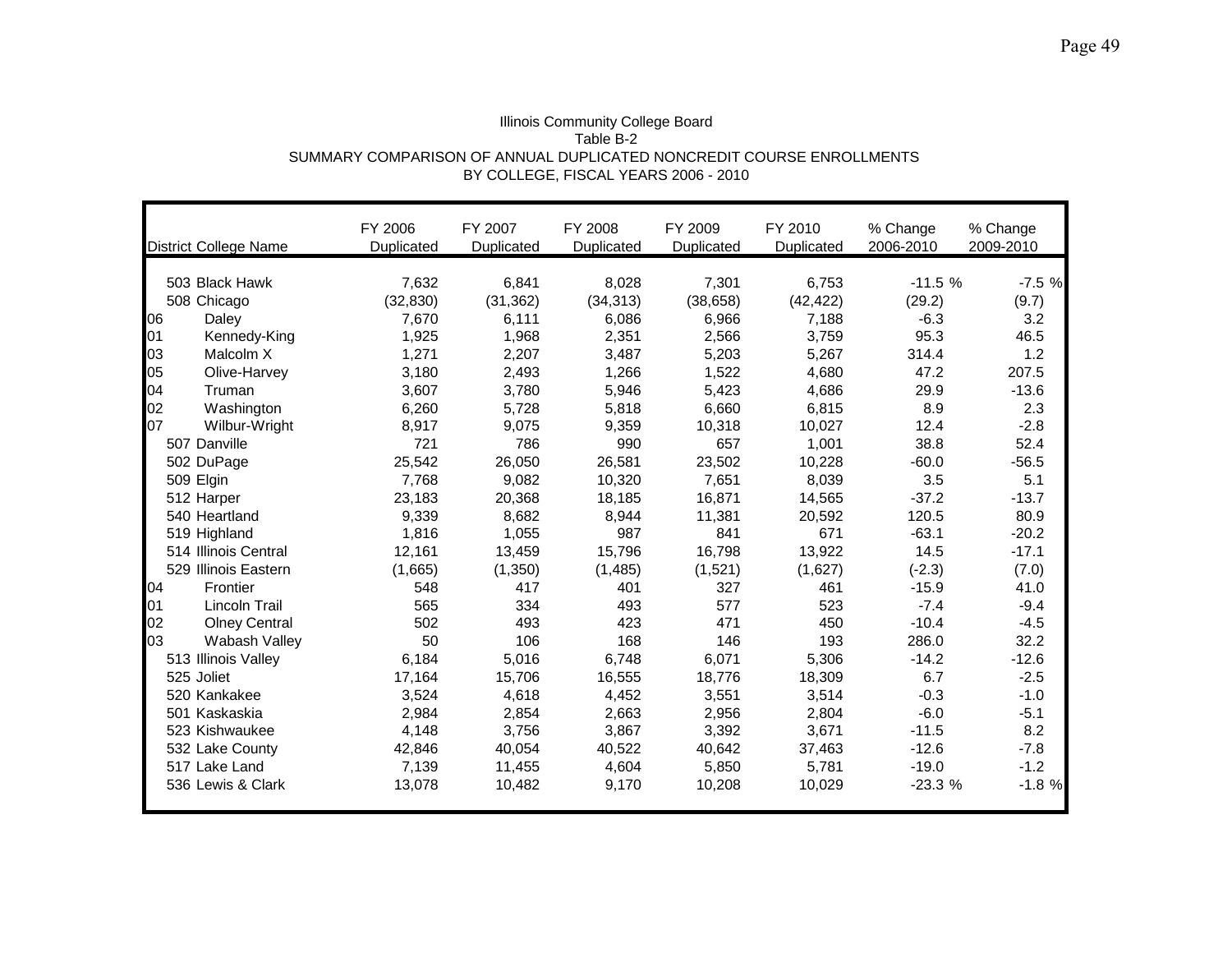Illinois Community College Board
Table B-2
SUMMARY COMPARISON OF ANNUAL DUPLICATED NONCREDIT COURSE ENROLLMENTS
BY COLLEGE, FISCAL YEARS 2006 - 2010

| District | College Name | FY 2006 Duplicated | FY 2007 Duplicated | FY 2008 Duplicated | FY 2009 Duplicated | FY 2010 Duplicated | % Change 2006-2010 | % Change 2009-2010 |
|---|---|---|---|---|---|---|---|---|
| 503 | Black Hawk | 7,632 | 6,841 | 8,028 | 7,301 | 6,753 | -11.5 % | -7.5 % |
| 508 | Chicago | (32,830) | (31,362) | (34,313) | (38,658) | (42,422) | (29.2) | (9.7) |
| 06 | Daley | 7,670 | 6,111 | 6,086 | 6,966 | 7,188 | -6.3 | 3.2 |
| 01 | Kennedy-King | 1,925 | 1,968 | 2,351 | 2,566 | 3,759 | 95.3 | 46.5 |
| 03 | Malcolm X | 1,271 | 2,207 | 3,487 | 5,203 | 5,267 | 314.4 | 1.2 |
| 05 | Olive-Harvey | 3,180 | 2,493 | 1,266 | 1,522 | 4,680 | 47.2 | 207.5 |
| 04 | Truman | 3,607 | 3,780 | 5,946 | 5,423 | 4,686 | 29.9 | -13.6 |
| 02 | Washington | 6,260 | 5,728 | 5,818 | 6,660 | 6,815 | 8.9 | 2.3 |
| 07 | Wilbur-Wright | 8,917 | 9,075 | 9,359 | 10,318 | 10,027 | 12.4 | -2.8 |
| 507 | Danville | 721 | 786 | 990 | 657 | 1,001 | 38.8 | 52.4 |
| 502 | DuPage | 25,542 | 26,050 | 26,581 | 23,502 | 10,228 | -60.0 | -56.5 |
| 509 | Elgin | 7,768 | 9,082 | 10,320 | 7,651 | 8,039 | 3.5 | 5.1 |
| 512 | Harper | 23,183 | 20,368 | 18,185 | 16,871 | 14,565 | -37.2 | -13.7 |
| 540 | Heartland | 9,339 | 8,682 | 8,944 | 11,381 | 20,592 | 120.5 | 80.9 |
| 519 | Highland | 1,816 | 1,055 | 987 | 841 | 671 | -63.1 | -20.2 |
| 514 | Illinois Central | 12,161 | 13,459 | 15,796 | 16,798 | 13,922 | 14.5 | -17.1 |
| 529 | Illinois Eastern | (1,665) | (1,350) | (1,485) | (1,521) | (1,627) | (-2.3) | (7.0) |
| 04 | Frontier | 548 | 417 | 401 | 327 | 461 | -15.9 | 41.0 |
| 01 | Lincoln Trail | 565 | 334 | 493 | 577 | 523 | -7.4 | -9.4 |
| 02 | Olney Central | 502 | 493 | 423 | 471 | 450 | -10.4 | -4.5 |
| 03 | Wabash Valley | 50 | 106 | 168 | 146 | 193 | 286.0 | 32.2 |
| 513 | Illinois Valley | 6,184 | 5,016 | 6,748 | 6,071 | 5,306 | -14.2 | -12.6 |
| 525 | Joliet | 17,164 | 15,706 | 16,555 | 18,776 | 18,309 | 6.7 | -2.5 |
| 520 | Kankakee | 3,524 | 4,618 | 4,452 | 3,551 | 3,514 | -0.3 | -1.0 |
| 501 | Kaskaskia | 2,984 | 2,854 | 2,663 | 2,956 | 2,804 | -6.0 | -5.1 |
| 523 | Kishwaukee | 4,148 | 3,756 | 3,867 | 3,392 | 3,671 | -11.5 | 8.2 |
| 532 | Lake County | 42,846 | 40,054 | 40,522 | 40,642 | 37,463 | -12.6 | -7.8 |
| 517 | Lake Land | 7,139 | 11,455 | 4,604 | 5,850 | 5,781 | -19.0 | -1.2 |
| 536 | Lewis & Clark | 13,078 | 10,482 | 9,170 | 10,208 | 10,029 | -23.3 % | -1.8 % |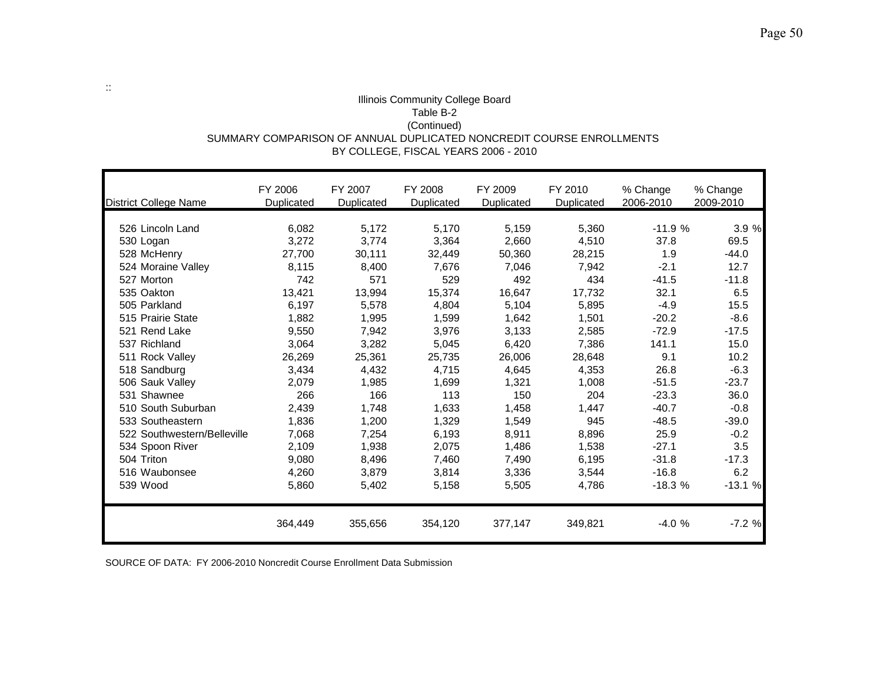::

Illinois Community College Board
Table B-2
(Continued)
SUMMARY COMPARISON OF ANNUAL DUPLICATED NONCREDIT COURSE ENROLLMENTS
BY COLLEGE, FISCAL YEARS 2006 - 2010

| District College Name | FY 2006 Duplicated | FY 2007 Duplicated | FY 2008 Duplicated | FY 2009 Duplicated | FY 2010 Duplicated | % Change 2006-2010 | % Change 2009-2010 |
|---|---|---|---|---|---|---|---|
| 526 Lincoln Land | 6,082 | 5,172 | 5,170 | 5,159 | 5,360 | -11.9 % | 3.9 % |
| 530 Logan | 3,272 | 3,774 | 3,364 | 2,660 | 4,510 | 37.8 | 69.5 |
| 528 McHenry | 27,700 | 30,111 | 32,449 | 50,360 | 28,215 | 1.9 | -44.0 |
| 524 Moraine Valley | 8,115 | 8,400 | 7,676 | 7,046 | 7,942 | -2.1 | 12.7 |
| 527 Morton | 742 | 571 | 529 | 492 | 434 | -41.5 | -11.8 |
| 535 Oakton | 13,421 | 13,994 | 15,374 | 16,647 | 17,732 | 32.1 | 6.5 |
| 505 Parkland | 6,197 | 5,578 | 4,804 | 5,104 | 5,895 | -4.9 | 15.5 |
| 515 Prairie State | 1,882 | 1,995 | 1,599 | 1,642 | 1,501 | -20.2 | -8.6 |
| 521 Rend Lake | 9,550 | 7,942 | 3,976 | 3,133 | 2,585 | -72.9 | -17.5 |
| 537 Richland | 3,064 | 3,282 | 5,045 | 6,420 | 7,386 | 141.1 | 15.0 |
| 511 Rock Valley | 26,269 | 25,361 | 25,735 | 26,006 | 28,648 | 9.1 | 10.2 |
| 518 Sandburg | 3,434 | 4,432 | 4,715 | 4,645 | 4,353 | 26.8 | -6.3 |
| 506 Sauk Valley | 2,079 | 1,985 | 1,699 | 1,321 | 1,008 | -51.5 | -23.7 |
| 531 Shawnee | 266 | 166 | 113 | 150 | 204 | -23.3 | 36.0 |
| 510 South Suburban | 2,439 | 1,748 | 1,633 | 1,458 | 1,447 | -40.7 | -0.8 |
| 533 Southeastern | 1,836 | 1,200 | 1,329 | 1,549 | 945 | -48.5 | -39.0 |
| 522 Southwestern/Belleville | 7,068 | 7,254 | 6,193 | 8,911 | 8,896 | 25.9 | -0.2 |
| 534 Spoon River | 2,109 | 1,938 | 2,075 | 1,486 | 1,538 | -27.1 | 3.5 |
| 504 Triton | 9,080 | 8,496 | 7,460 | 7,490 | 6,195 | -31.8 | -17.3 |
| 516 Waubonsee | 4,260 | 3,879 | 3,814 | 3,336 | 3,544 | -16.8 | 6.2 |
| 539 Wood | 5,860 | 5,402 | 5,158 | 5,505 | 4,786 | -18.3 % | -13.1 % |
| | 364,449 | 355,656 | 354,120 | 377,147 | 349,821 | -4.0 % | -7.2 % |

SOURCE OF DATA: FY 2006-2010 Noncredit Course Enrollment Data Submission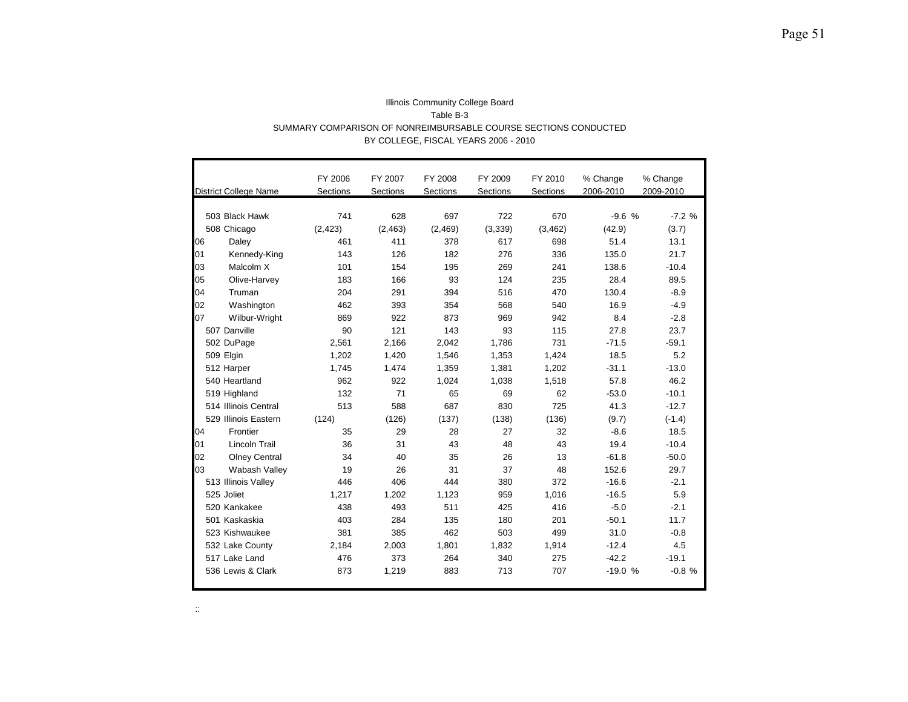Illinois Community College Board

Table B-3

SUMMARY COMPARISON OF NONREIMBURSABLE COURSE SECTIONS CONDUCTED BY COLLEGE, FISCAL YEARS 2006 - 2010

| District College Name | FY 2006 Sections | FY 2007 Sections | FY 2008 Sections | FY 2009 Sections | FY 2010 Sections | % Change 2006-2010 | % Change 2009-2010 |
|---|---|---|---|---|---|---|---|
| 503 Black Hawk | 741 | 628 | 697 | 722 | 670 | -9.6 % | -7.2 % |
| 508 Chicago | (2,423) | (2,463) | (2,469) | (3,339) | (3,462) | (42.9) | (3.7) |
| 06 Daley | 461 | 411 | 378 | 617 | 698 | 51.4 | 13.1 |
| 01 Kennedy-King | 143 | 126 | 182 | 276 | 336 | 135.0 | 21.7 |
| 03 Malcolm X | 101 | 154 | 195 | 269 | 241 | 138.6 | -10.4 |
| 05 Olive-Harvey | 183 | 166 | 93 | 124 | 235 | 28.4 | 89.5 |
| 04 Truman | 204 | 291 | 394 | 516 | 470 | 130.4 | -8.9 |
| 02 Washington | 462 | 393 | 354 | 568 | 540 | 16.9 | -4.9 |
| 07 Wilbur-Wright | 869 | 922 | 873 | 969 | 942 | 8.4 | -2.8 |
| 507 Danville | 90 | 121 | 143 | 93 | 115 | 27.8 | 23.7 |
| 502 DuPage | 2,561 | 2,166 | 2,042 | 1,786 | 731 | -71.5 | -59.1 |
| 509 Elgin | 1,202 | 1,420 | 1,546 | 1,353 | 1,424 | 18.5 | 5.2 |
| 512 Harper | 1,745 | 1,474 | 1,359 | 1,381 | 1,202 | -31.1 | -13.0 |
| 540 Heartland | 962 | 922 | 1,024 | 1,038 | 1,518 | 57.8 | 46.2 |
| 519 Highland | 132 | 71 | 65 | 69 | 62 | -53.0 | -10.1 |
| 514 Illinois Central | 513 | 588 | 687 | 830 | 725 | 41.3 | -12.7 |
| 529 Illinois Eastern | (124) | (126) | (137) | (138) | (136) | (9.7) | (-1.4) |
| 04 Frontier | 35 | 29 | 28 | 27 | 32 | -8.6 | 18.5 |
| 01 Lincoln Trail | 36 | 31 | 43 | 48 | 43 | 19.4 | -10.4 |
| 02 Olney Central | 34 | 40 | 35 | 26 | 13 | -61.8 | -50.0 |
| 03 Wabash Valley | 19 | 26 | 31 | 37 | 48 | 152.6 | 29.7 |
| 513 Illinois Valley | 446 | 406 | 444 | 380 | 372 | -16.6 | -2.1 |
| 525 Joliet | 1,217 | 1,202 | 1,123 | 959 | 1,016 | -16.5 | 5.9 |
| 520 Kankakee | 438 | 493 | 511 | 425 | 416 | -5.0 | -2.1 |
| 501 Kaskaskia | 403 | 284 | 135 | 180 | 201 | -50.1 | 11.7 |
| 523 Kishwaukee | 381 | 385 | 462 | 503 | 499 | 31.0 | -0.8 |
| 532 Lake County | 2,184 | 2,003 | 1,801 | 1,832 | 1,914 | -12.4 | 4.5 |
| 517 Lake Land | 476 | 373 | 264 | 340 | 275 | -42.2 | -19.1 |
| 536 Lewis & Clark | 873 | 1,219 | 883 | 713 | 707 | -19.0 % | -0.8 % |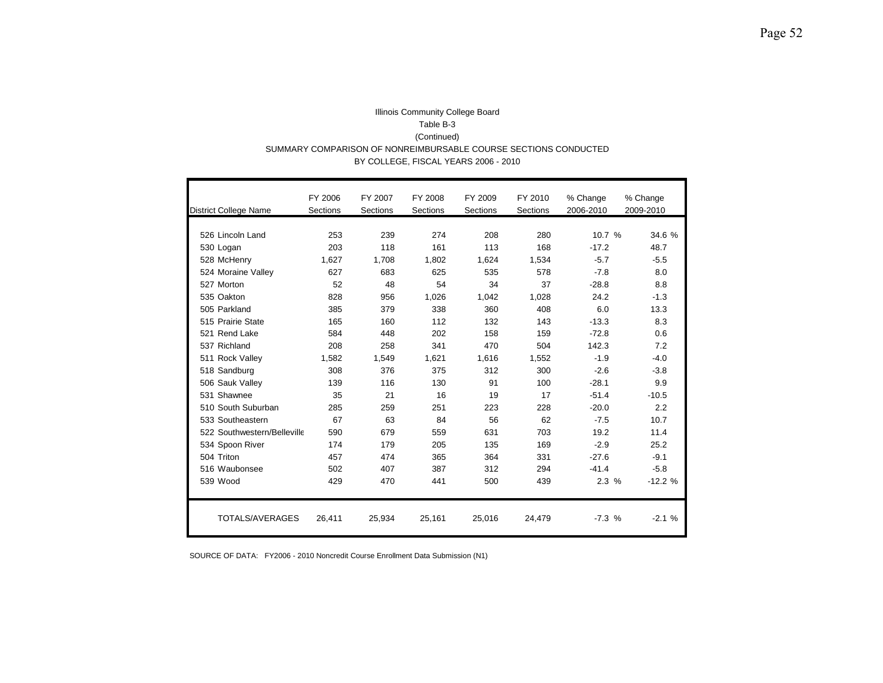Illinois Community College Board

Table B-3

(Continued)

SUMMARY COMPARISON OF NONREIMBURSABLE COURSE SECTIONS CONDUCTED

BY COLLEGE, FISCAL YEARS 2006 - 2010

| District College Name | FY 2006 Sections | FY 2007 Sections | FY 2008 Sections | FY 2009 Sections | FY 2010 Sections | % Change 2006-2010 | % Change 2009-2010 |
|---|---|---|---|---|---|---|---|
| 526 Lincoln Land | 253 | 239 | 274 | 208 | 280 | 10.7 % | 34.6 % |
| 530 Logan | 203 | 118 | 161 | 113 | 168 | -17.2 | 48.7 |
| 528 McHenry | 1,627 | 1,708 | 1,802 | 1,624 | 1,534 | -5.7 | -5.5 |
| 524 Moraine Valley | 627 | 683 | 625 | 535 | 578 | -7.8 | 8.0 |
| 527 Morton | 52 | 48 | 54 | 34 | 37 | -28.8 | 8.8 |
| 535 Oakton | 828 | 956 | 1,026 | 1,042 | 1,028 | 24.2 | -1.3 |
| 505 Parkland | 385 | 379 | 338 | 360 | 408 | 6.0 | 13.3 |
| 515 Prairie State | 165 | 160 | 112 | 132 | 143 | -13.3 | 8.3 |
| 521 Rend Lake | 584 | 448 | 202 | 158 | 159 | -72.8 | 0.6 |
| 537 Richland | 208 | 258 | 341 | 470 | 504 | 142.3 | 7.2 |
| 511 Rock Valley | 1,582 | 1,549 | 1,621 | 1,616 | 1,552 | -1.9 | -4.0 |
| 518 Sandburg | 308 | 376 | 375 | 312 | 300 | -2.6 | -3.8 |
| 506 Sauk Valley | 139 | 116 | 130 | 91 | 100 | -28.1 | 9.9 |
| 531 Shawnee | 35 | 21 | 16 | 19 | 17 | -51.4 | -10.5 |
| 510 South Suburban | 285 | 259 | 251 | 223 | 228 | -20.0 | 2.2 |
| 533 Southeastern | 67 | 63 | 84 | 56 | 62 | -7.5 | 10.7 |
| 522 Southwestern/Belleville | 590 | 679 | 559 | 631 | 703 | 19.2 | 11.4 |
| 534 Spoon River | 174 | 179 | 205 | 135 | 169 | -2.9 | 25.2 |
| 504 Triton | 457 | 474 | 365 | 364 | 331 | -27.6 | -9.1 |
| 516 Waubonsee | 502 | 407 | 387 | 312 | 294 | -41.4 | -5.8 |
| 539 Wood | 429 | 470 | 441 | 500 | 439 | 2.3 % | -12.2 % |
| TOTALS/AVERAGES | 26,411 | 25,934 | 25,161 | 25,016 | 24,479 | -7.3 % | -2.1 % |

SOURCE OF DATA: FY2006 - 2010 Noncredit Course Enrollment Data Submission (N1)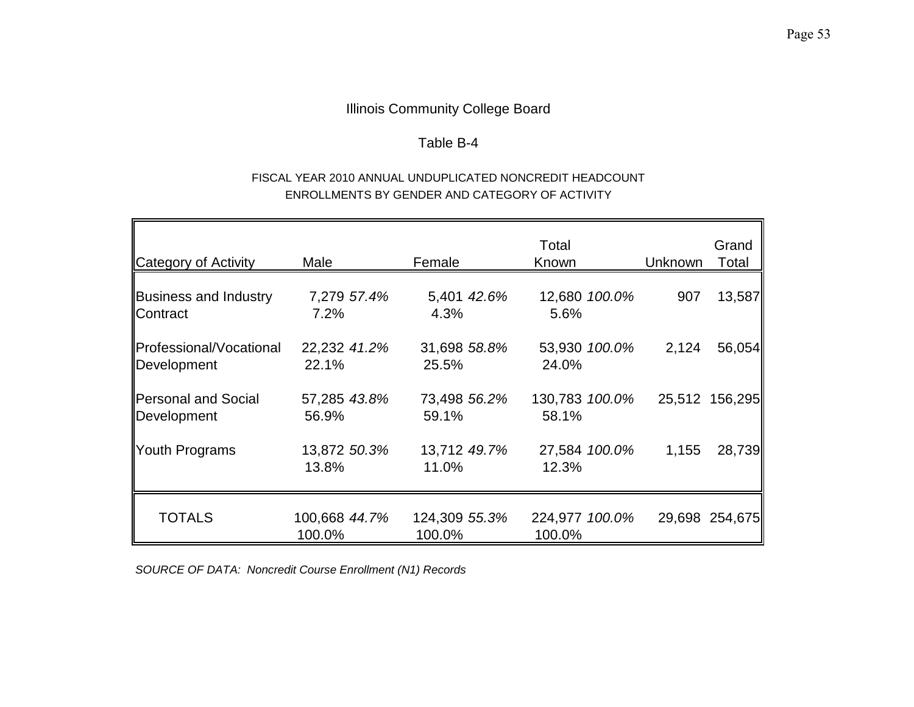Illinois Community College Board

Table B-4

FISCAL YEAR 2010 ANNUAL UNDUPLICATED NONCREDIT HEADCOUNT ENROLLMENTS BY GENDER AND CATEGORY OF ACTIVITY

| Category of Activity | Male | | Female | | Total Known | | Unknown | Grand Total |
|---|---|---|---|---|---|---|---|---|
| Business and Industry Contract | 7,279 | *57.4%* | 5,401 | *42.6%* | 12,680 | *100.0%* | 907 | 13,587 |
| | 7.2% | | 4.3% | | 5.6% | | | |
| Professional/Vocational Development | 22,232 | *41.2%* | 31,698 | *58.8%* | 53,930 | *100.0%* | 2,124 | 56,054 |
| | 22.1% | | 25.5% | | 24.0% | | | |
| Personal and Social Development | 57,285 | *43.8%* | 73,498 | *56.2%* | 130,783 | *100.0%* | 25,512 | 156,295 |
| | 56.9% | | 59.1% | | 58.1% | | | |
| Youth Programs | 13,872 | *50.3%* | 13,712 | *49.7%* | 27,584 | *100.0%* | 1,155 | 28,739 |
| | 13.8% | | 11.0% | | 12.3% | | | |
| TOTALS | 100,668 | *44.7%* | 124,309 | *55.3%* | 224,977 | *100.0%* | 29,698 | 254,675 |
| | 100.0% | | 100.0% | | 100.0% | | | |

*SOURCE OF DATA: Noncredit Course Enrollment (N1) Records*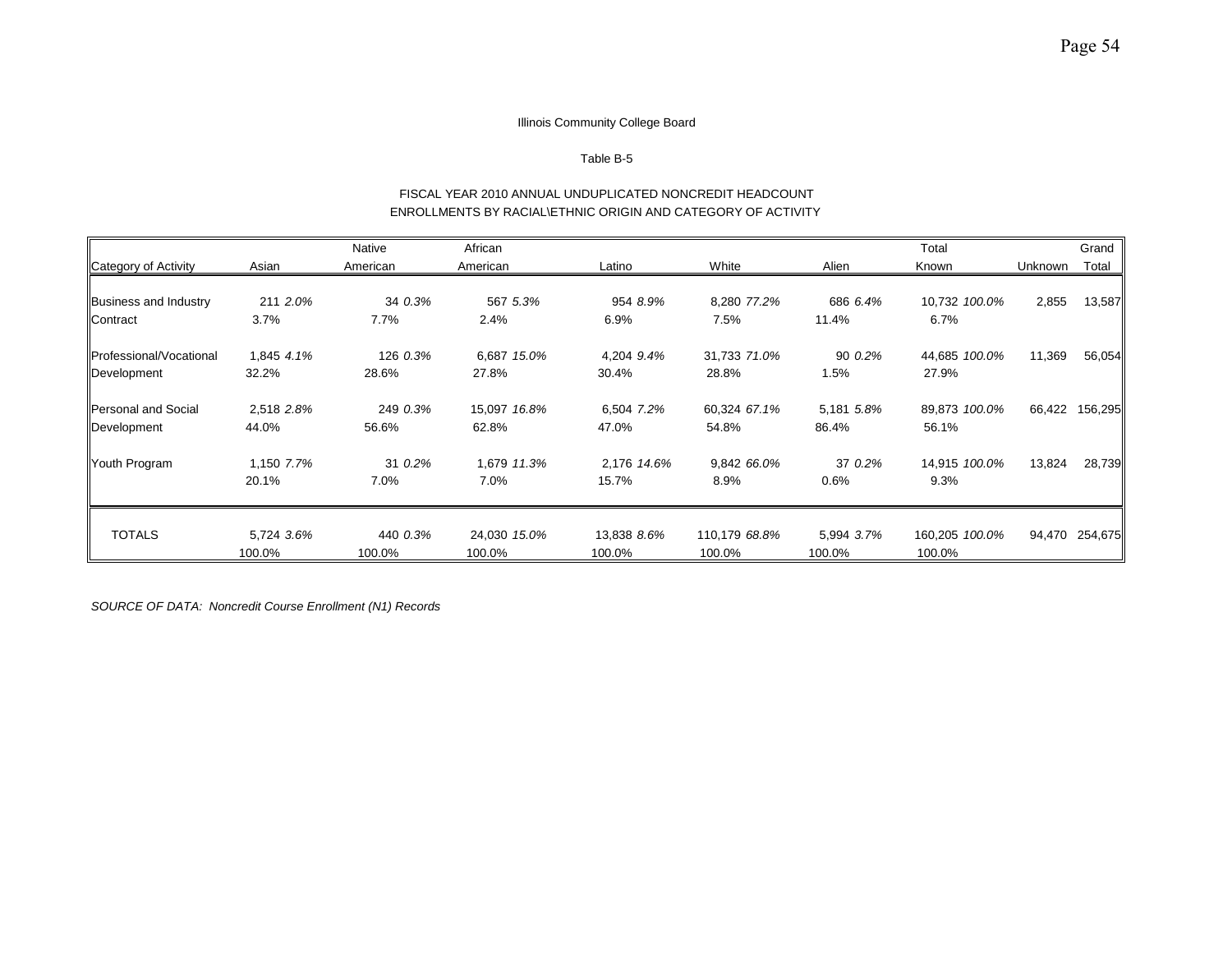Illinois Community College Board

Table B-5

FISCAL YEAR 2010 ANNUAL UNDUPLICATED NONCREDIT HEADCOUNT
ENROLLMENTS BY RACIAL\ETHNIC ORIGIN AND CATEGORY OF ACTIVITY

| Category of Activity | Asian | Native American | African American | Latino | White | Alien | Total Known | Unknown | Grand Total |
|---|---|---|---|---|---|---|---|---|---|
| Business and Industry Contract | 211 *2.0%* 3.7% | 34 *0.3%* 7.7% | 567 *5.3%* 2.4% | 954 *8.9%* 6.9% | 8,280 *77.2%* 7.5% | 686 *6.4%* 11.4% | 10,732 *100.0%* 6.7% | 2,855 | 13,587 |
| Professional/Vocational Development | 1,845 *4.1%* 32.2% | 126 *0.3%* 28.6% | 6,687 *15.0%* 27.8% | 4,204 *9.4%* 30.4% | 31,733 *71.0%* 28.8% | 90 *0.2%* 1.5% | 44,685 *100.0%* 27.9% | 11,369 | 56,054 |
| Personal and Social Development | 2,518 *2.8%* 44.0% | 249 *0.3%* 56.6% | 15,097 *16.8%* 62.8% | 6,504 *7.2%* 47.0% | 60,324 *67.1%* 54.8% | 5,181 *5.8%* 86.4% | 89,873 *100.0%* 56.1% | 66,422 | 156,295 |
| Youth Program | 1,150 *7.7%* 20.1% | 31 *0.2%* 7.0% | 1,679 *11.3%* 7.0% | 2,176 *14.6%* 15.7% | 9,842 *66.0%* 8.9% | 37 *0.2%* 0.6% | 14,915 *100.0%* 9.3% | 13,824 | 28,739 |
| TOTALS | 5,724 *3.6%* 100.0% | 440 *0.3%* 100.0% | 24,030 *15.0%* 100.0% | 13,838 *8.6%* 100.0% | 110,179 *68.8%* 100.0% | 5,994 *3.7%* 100.0% | 160,205 *100.0%* 100.0% | 94,470 | 254,675 |

*SOURCE OF DATA: Noncredit Course Enrollment (N1) Records*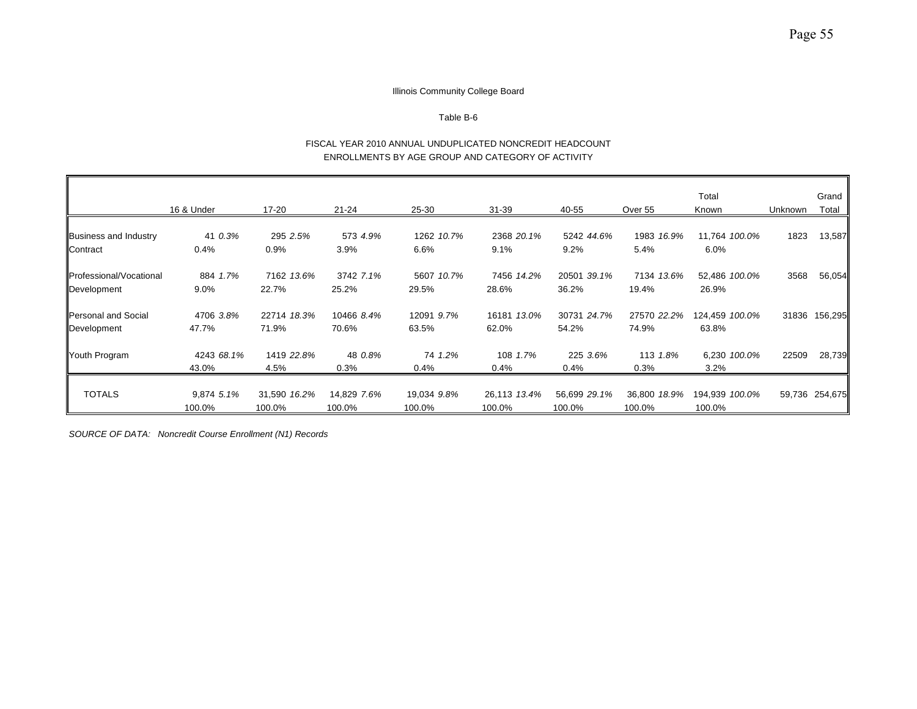Illinois Community College Board

Table B-6

FISCAL YEAR 2010 ANNUAL UNDUPLICATED NONCREDIT HEADCOUNT
ENROLLMENTS BY AGE GROUP AND CATEGORY OF ACTIVITY

| | 16 & Under | 17-20 | 21-24 | 25-30 | 31-39 | 40-55 | Over 55 | Total Known | Unknown | Grand Total |
|---|---|---|---|---|---|---|---|---|---|---|
| Business and Industry Contract | 41 *0.3%*<br>0.4% | 295 *2.5%*<br>0.9% | 573 *4.9%*<br>3.9% | 1262 *10.7%*<br>6.6% | 2368 *20.1%*<br>9.1% | 5242 *44.6%*<br>9.2% | 1983 *16.9%*<br>5.4% | 11,764 *100.0%*<br>6.0% | 1823 | 13,587 |
| Professional/Vocational Development | 884 *1.7%*<br>9.0% | 7162 *13.6%*<br>22.7% | 3742 *7.1%*<br>25.2% | 5607 *10.7%*<br>29.5% | 7456 *14.2%*<br>28.6% | 20501 *39.1%*<br>36.2% | 7134 *13.6%*<br>19.4% | 52,486 *100.0%*<br>26.9% | 3568 | 56,054 |
| Personal and Social Development | 4706 *3.8%*<br>47.7% | 22714 *18.3%*<br>71.9% | 10466 *8.4%*<br>70.6% | 12091 *9.7%*<br>63.5% | 16181 *13.0%*<br>62.0% | 30731 *24.7%*<br>54.2% | 27570 *22.2%*<br>74.9% | 124,459 *100.0%*<br>63.8% | 31836 | 156,295 |
| Youth Program | 4243 *68.1%*<br>43.0% | 1419 *22.8%*<br>4.5% | 48 *0.8%*<br>0.3% | 74 *1.2%*<br>0.4% | 108 *1.7%*<br>0.4% | 225 *3.6%*<br>0.4% | 113 *1.8%*<br>0.3% | 6,230 *100.0%*<br>3.2% | 22509 | 28,739 |
| TOTALS | 9,874 *5.1%*<br>100.0% | 31,590 *16.2%*<br>100.0% | 14,829 *7.6%*<br>100.0% | 19,034 *9.8%*<br>100.0% | 26,113 *13.4%*<br>100.0% | 56,699 *29.1%*<br>100.0% | 36,800 *18.9%*<br>100.0% | 194,939 *100.0%*<br>100.0% | 59,736 | 254,675 |

*SOURCE OF DATA: Noncredit Course Enrollment (N1) Records*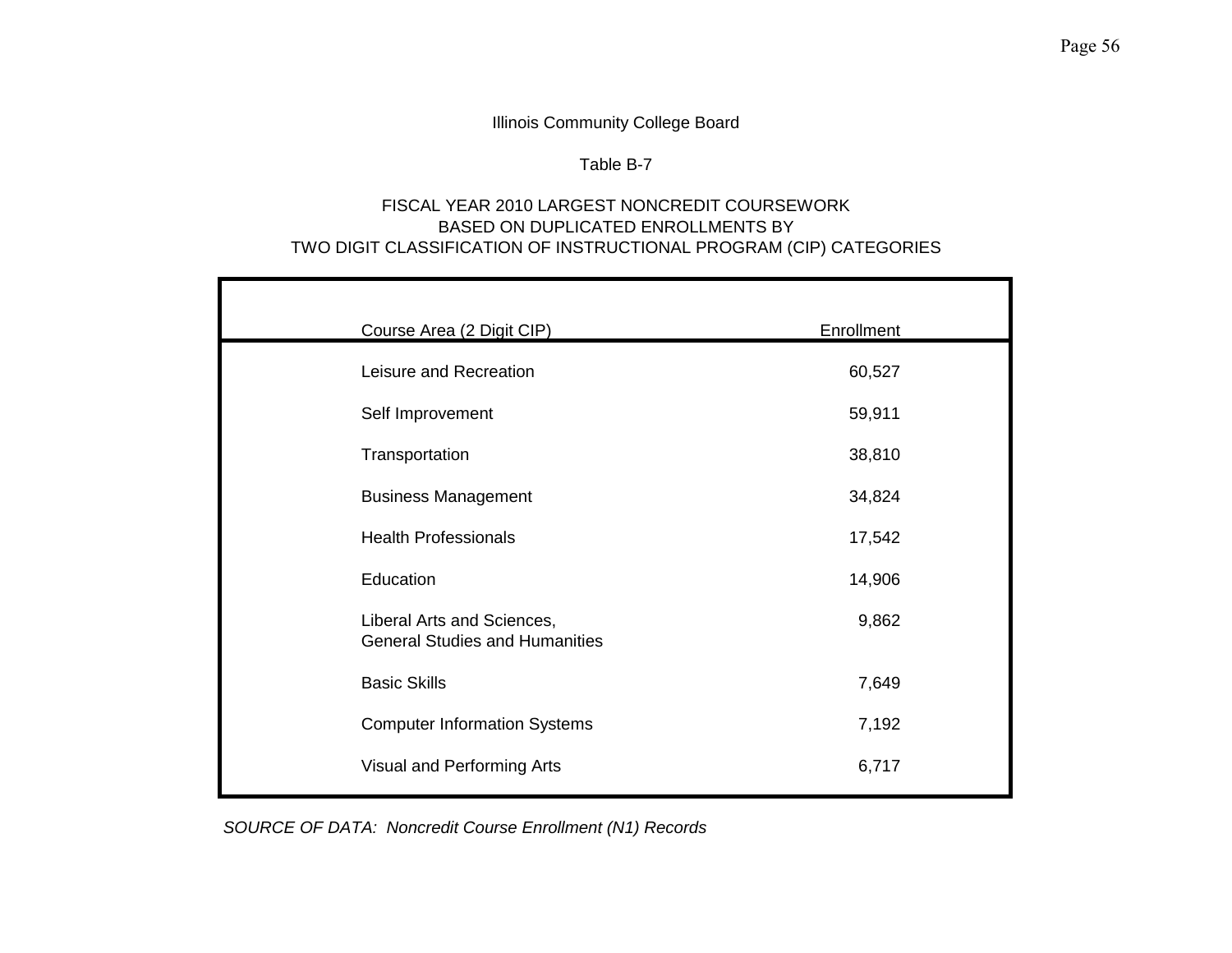Illinois Community College Board

Table B-7

FISCAL YEAR 2010 LARGEST NONCREDIT COURSEWORK
BASED ON DUPLICATED ENROLLMENTS BY
TWO DIGIT CLASSIFICATION OF INSTRUCTIONAL PROGRAM (CIP) CATEGORIES

| Course Area (2 Digit CIP) | Enrollment |
|---|---|
| Leisure and Recreation | 60,527 |
| Self Improvement | 59,911 |
| Transportation | 38,810 |
| Business Management | 34,824 |
| Health Professionals | 17,542 |
| Education | 14,906 |
| Liberal Arts and Sciences, General Studies and Humanities | 9,862 |
| Basic Skills | 7,649 |
| Computer Information Systems | 7,192 |
| Visual and Performing Arts | 6,717 |

*SOURCE OF DATA: Noncredit Course Enrollment (N1) Records*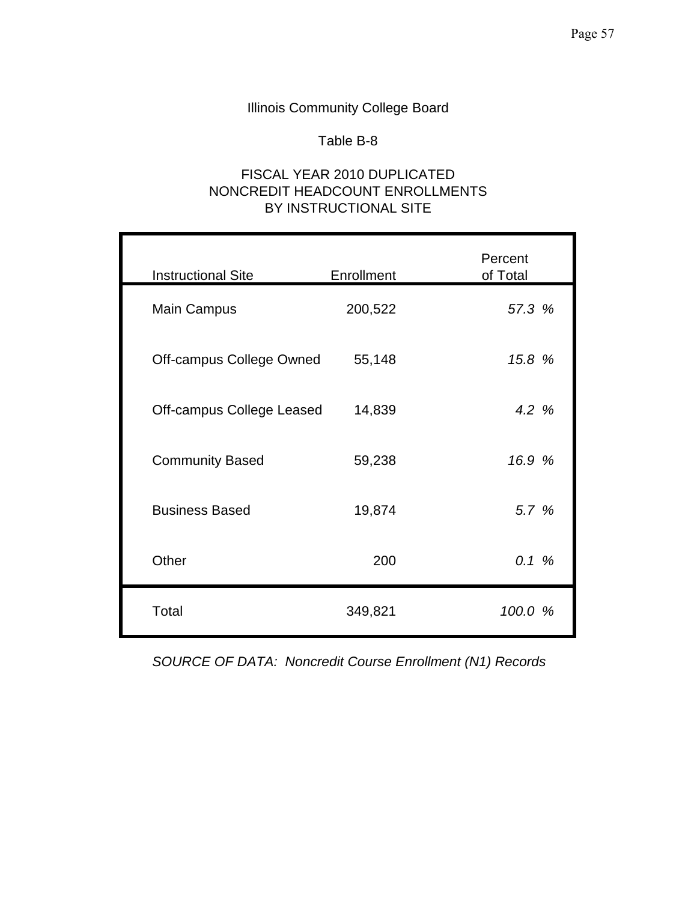Illinois Community College Board

Table B-8

FISCAL YEAR 2010 DUPLICATED
NONCREDIT HEADCOUNT ENROLLMENTS
BY INSTRUCTIONAL SITE

| Instructional Site | Enrollment | Percent of Total |
|---|---|---|
| Main Campus | 200,522 | *57.3 %* |
| Off-campus College Owned | 55,148 | *15.8 %* |
| Off-campus College Leased | 14,839 | *4.2 %* |
| Community Based | 59,238 | *16.9 %* |
| Business Based | 19,874 | *5.7 %* |
| Other | 200 | *0.1 %* |
| Total | 349,821 | *100.0 %* |

*SOURCE OF DATA: Noncredit Course Enrollment (N1) Records*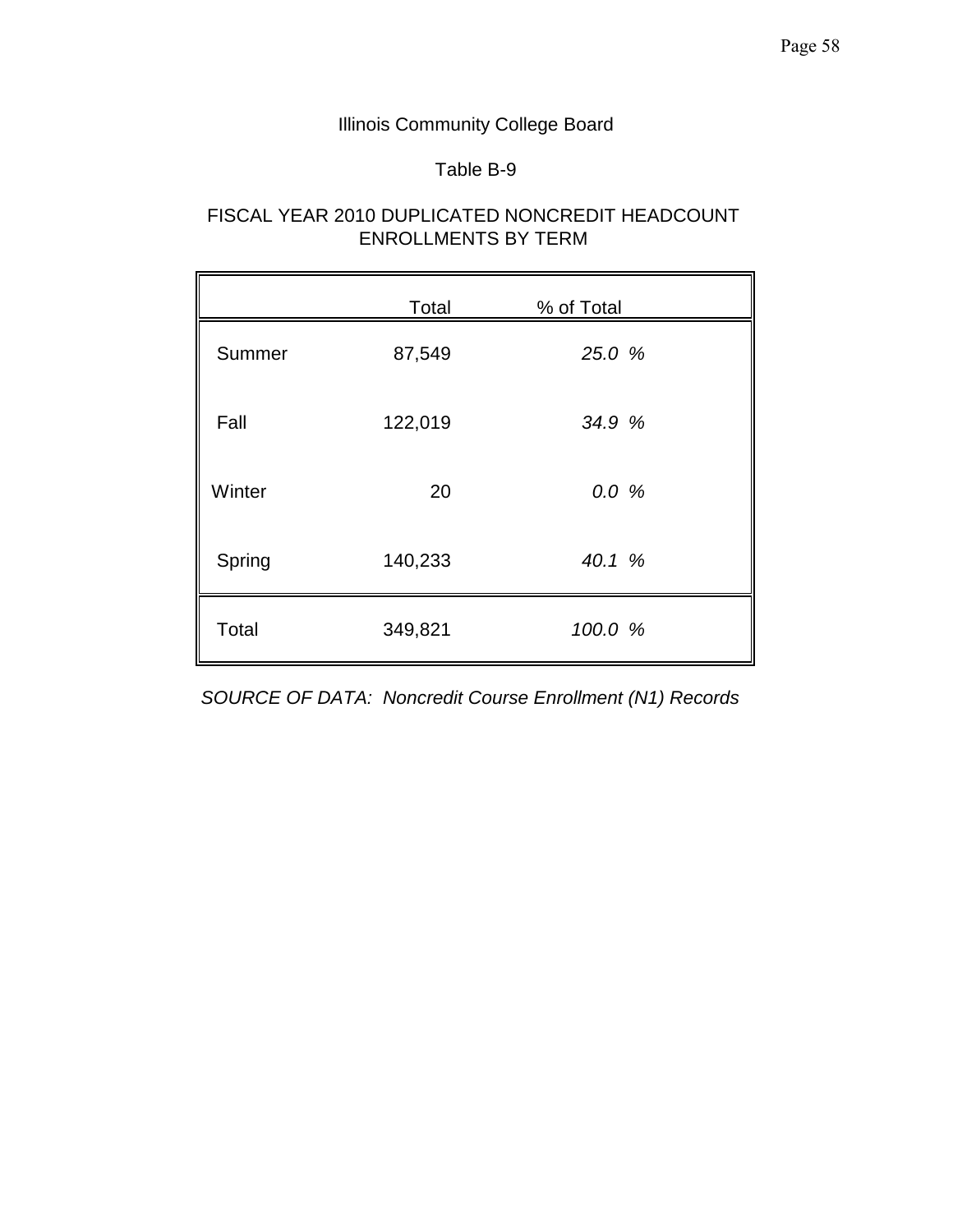Illinois Community College Board

Table B-9

FISCAL YEAR 2010 DUPLICATED NONCREDIT HEADCOUNT ENROLLMENTS BY TERM

| | Total | % of Total |
|---|---|---|
| Summer | 87,549 | *25.0 %* |
| Fall | 122,019 | *34.9 %* |
| Winter | 20 | *0.0 %* |
| Spring | 140,233 | *40.1 %* |
| Total | 349,821 | *100.0 %* |

*SOURCE OF DATA: Noncredit Course Enrollment (N1) Records*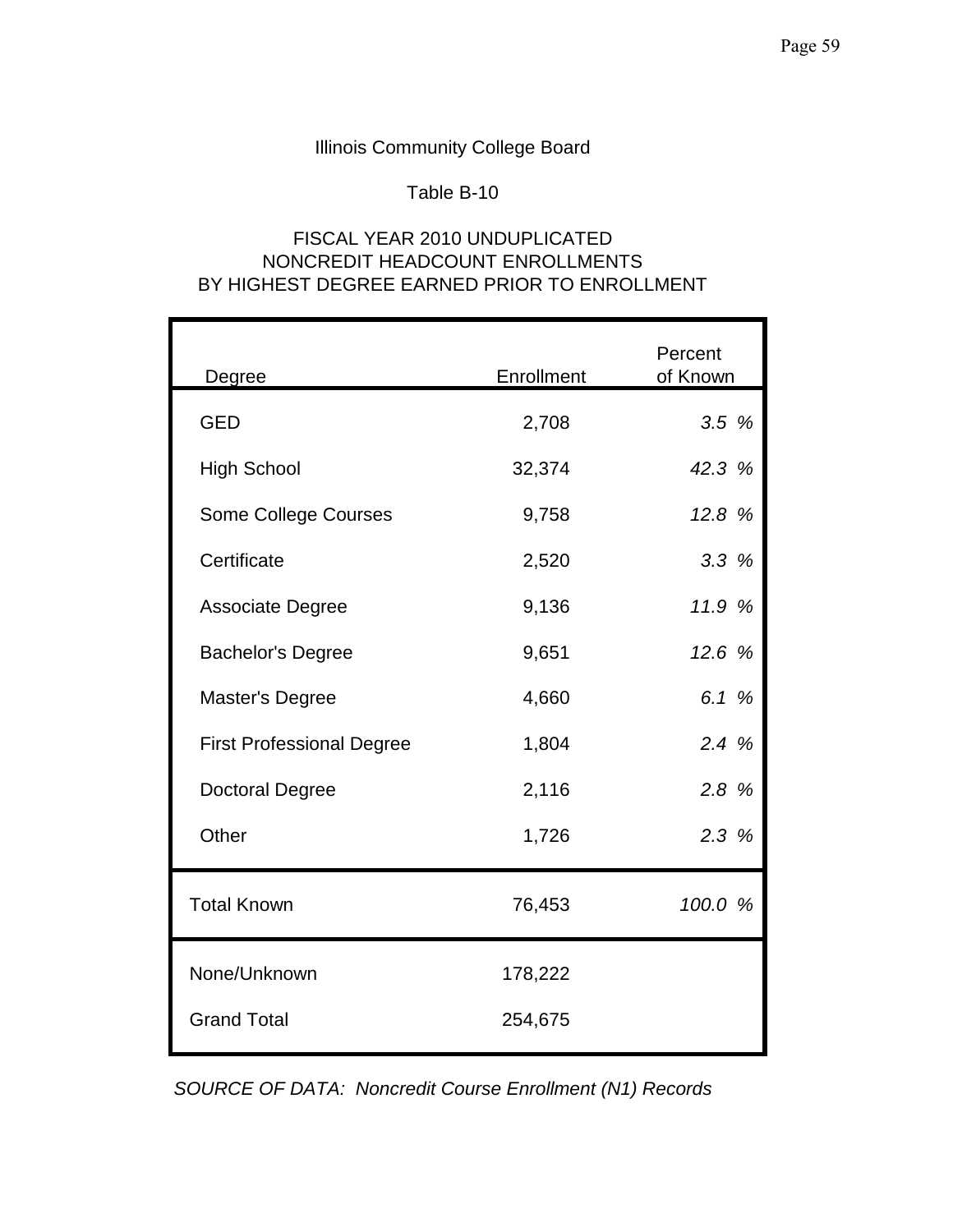Illinois Community College Board

Table B-10

FISCAL YEAR 2010 UNDUPLICATED
NONCREDIT HEADCOUNT ENROLLMENTS
BY HIGHEST DEGREE EARNED PRIOR TO ENROLLMENT

| Degree | Enrollment | Percent of Known |
|---|---|---|
| GED | 2,708 | *3.5 %* |
| High School | 32,374 | *42.3 %* |
| Some College Courses | 9,758 | *12.8 %* |
| Certificate | 2,520 | *3.3 %* |
| Associate Degree | 9,136 | *11.9 %* |
| Bachelor's Degree | 9,651 | *12.6 %* |
| Master's Degree | 4,660 | *6.1 %* |
| First Professional Degree | 1,804 | *2.4 %* |
| Doctoral Degree | 2,116 | *2.8 %* |
| Other | 1,726 | *2.3 %* |
| Total Known | 76,453 | *100.0 %* |
| None/Unknown | 178,222 | |
| Grand Total | 254,675 | |

*SOURCE OF DATA: Noncredit Course Enrollment (N1) Records*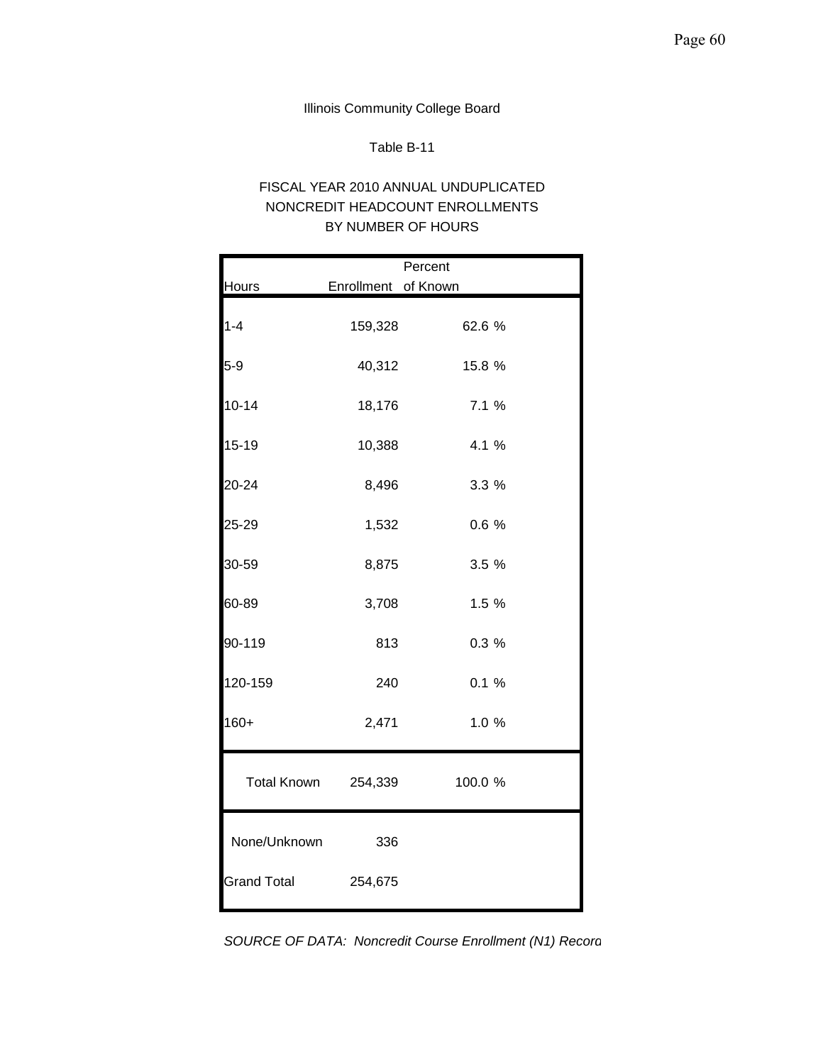Illinois Community College Board

Table B-11

FISCAL YEAR 2010 ANNUAL UNDUPLICATED
NONCREDIT HEADCOUNT ENROLLMENTS
BY NUMBER OF HOURS

| Hours | Enrollment | Percent of Known |
|---|---|---|
| 1-4 | 159,328 | 62.6 % |
| 5-9 | 40,312 | 15.8 % |
| 10-14 | 18,176 | 7.1 % |
| 15-19 | 10,388 | 4.1 % |
| 20-24 | 8,496 | 3.3 % |
| 25-29 | 1,532 | 0.6 % |
| 30-59 | 8,875 | 3.5 % |
| 60-89 | 3,708 | 1.5 % |
| 90-119 | 813 | 0.3 % |
| 120-159 | 240 | 0.1 % |
| 160+ | 2,471 | 1.0 % |
| Total Known | 254,339 | 100.0 % |
| None/Unknown | 336 | |
| Grand Total | 254,675 | |

*SOURCE OF DATA: Noncredit Course Enrollment (N1) Record*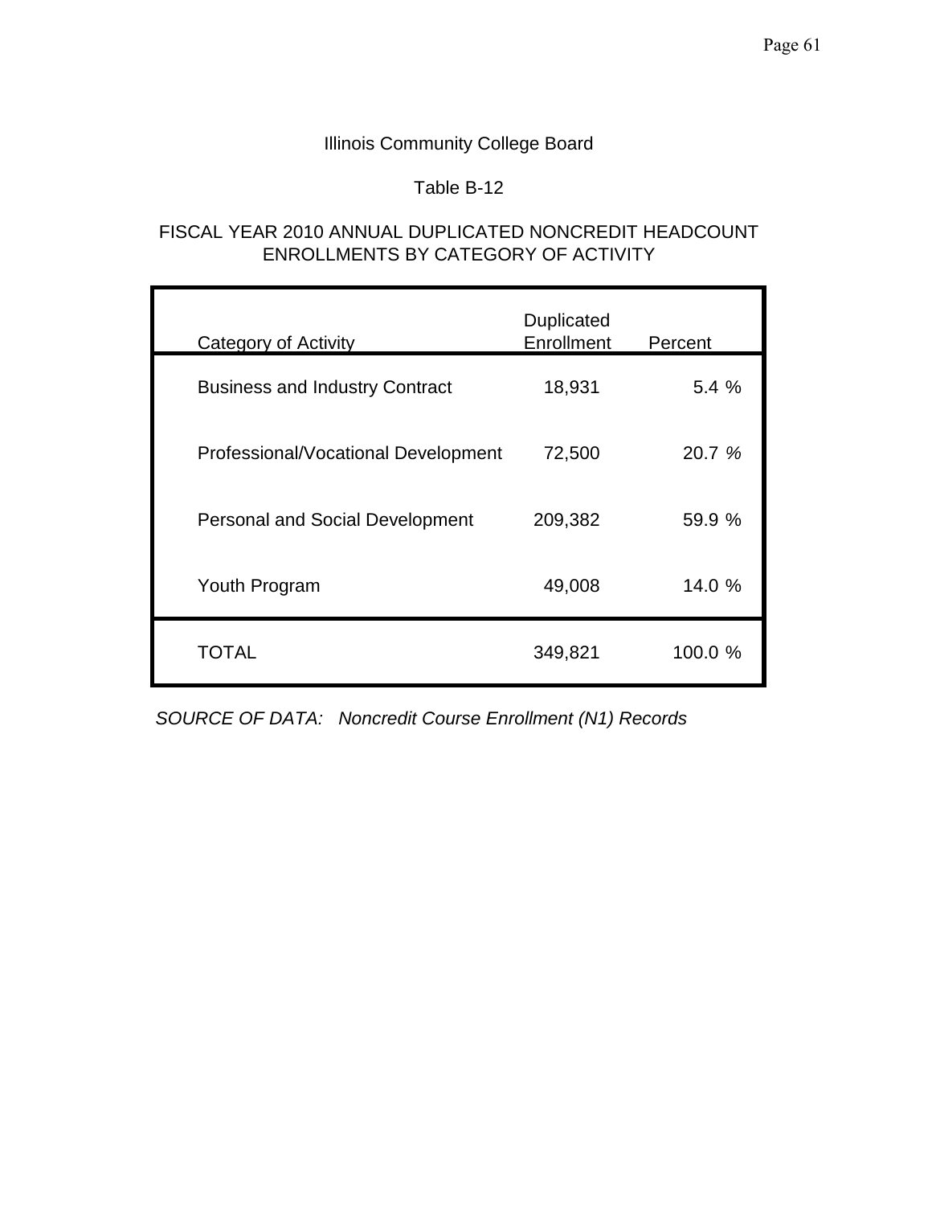Illinois Community College Board

Table B-12

FISCAL YEAR 2010 ANNUAL DUPLICATED NONCREDIT HEADCOUNT ENROLLMENTS BY CATEGORY OF ACTIVITY

| Category of Activity | Duplicated Enrollment | Percent |
|---|---|---|
| Business and Industry Contract | 18,931 | 5.4 % |
| Professional/Vocational Development | 72,500 | 20.7 % |
| Personal and Social Development | 209,382 | 59.9 % |
| Youth Program | 49,008 | 14.0 % |
| TOTAL | 349,821 | 100.0 % |

*SOURCE OF DATA: Noncredit Course Enrollment (N1) Records*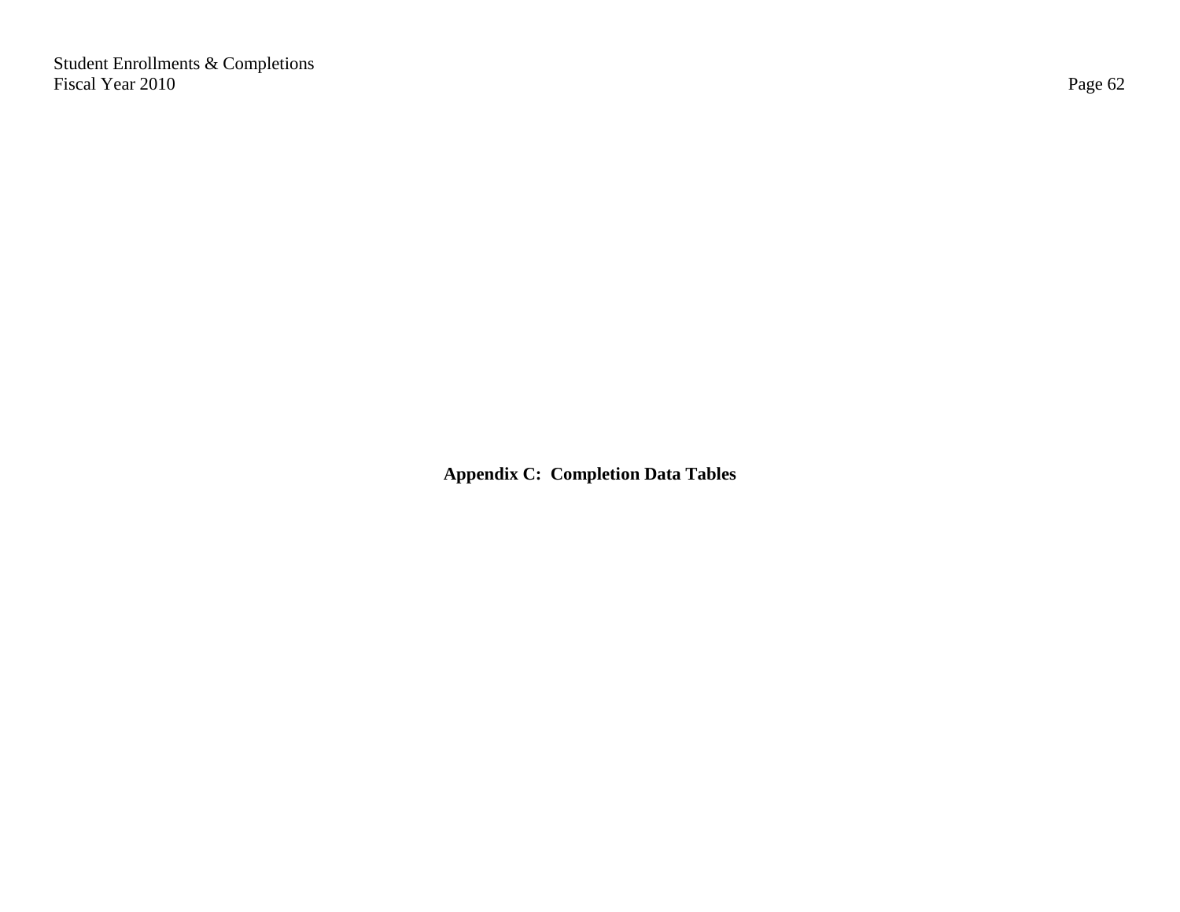# Appendix C: Completion Data Tables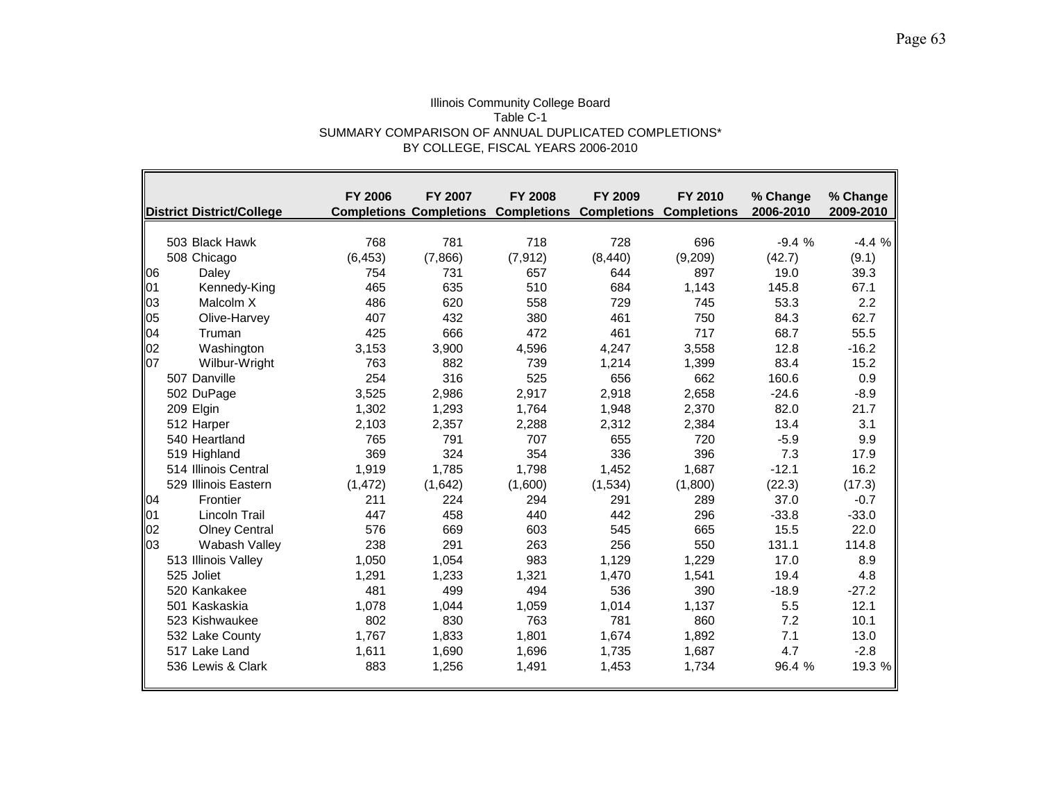Illinois Community College Board
Table C-1
SUMMARY COMPARISON OF ANNUAL DUPLICATED COMPLETIONS*
BY COLLEGE, FISCAL YEARS 2006-2010

| District | District/College | FY 2006 Completions | FY 2007 Completions | FY 2008 Completions | FY 2009 Completions | FY 2010 Completions | % Change 2006-2010 | % Change 2009-2010 |
|---|---|---|---|---|---|---|---|---|
| | 503 Black Hawk | 768 | 781 | 718 | 728 | 696 | -9.4 % | -4.4 % |
| | 508 Chicago | (6,453) | (7,866) | (7,912) | (8,440) | (9,209) | (42.7) | (9.1) |
| 06 | Daley | 754 | 731 | 657 | 644 | 897 | 19.0 | 39.3 |
| 01 | Kennedy-King | 465 | 635 | 510 | 684 | 1,143 | 145.8 | 67.1 |
| 03 | Malcolm X | 486 | 620 | 558 | 729 | 745 | 53.3 | 2.2 |
| 05 | Olive-Harvey | 407 | 432 | 380 | 461 | 750 | 84.3 | 62.7 |
| 04 | Truman | 425 | 666 | 472 | 461 | 717 | 68.7 | 55.5 |
| 02 | Washington | 3,153 | 3,900 | 4,596 | 4,247 | 3,558 | 12.8 | -16.2 |
| 07 | Wilbur-Wright | 763 | 882 | 739 | 1,214 | 1,399 | 83.4 | 15.2 |
| | 507 Danville | 254 | 316 | 525 | 656 | 662 | 160.6 | 0.9 |
| | 502 DuPage | 3,525 | 2,986 | 2,917 | 2,918 | 2,658 | -24.6 | -8.9 |
| | 209 Elgin | 1,302 | 1,293 | 1,764 | 1,948 | 2,370 | 82.0 | 21.7 |
| | 512 Harper | 2,103 | 2,357 | 2,288 | 2,312 | 2,384 | 13.4 | 3.1 |
| | 540 Heartland | 765 | 791 | 707 | 655 | 720 | -5.9 | 9.9 |
| | 519 Highland | 369 | 324 | 354 | 336 | 396 | 7.3 | 17.9 |
| | 514 Illinois Central | 1,919 | 1,785 | 1,798 | 1,452 | 1,687 | -12.1 | 16.2 |
| | 529 Illinois Eastern | (1,472) | (1,642) | (1,600) | (1,534) | (1,800) | (22.3) | (17.3) |
| 04 | Frontier | 211 | 224 | 294 | 291 | 289 | 37.0 | -0.7 |
| 01 | Lincoln Trail | 447 | 458 | 440 | 442 | 296 | -33.8 | -33.0 |
| 02 | Olney Central | 576 | 669 | 603 | 545 | 665 | 15.5 | 22.0 |
| 03 | Wabash Valley | 238 | 291 | 263 | 256 | 550 | 131.1 | 114.8 |
| | 513 Illinois Valley | 1,050 | 1,054 | 983 | 1,129 | 1,229 | 17.0 | 8.9 |
| | 525 Joliet | 1,291 | 1,233 | 1,321 | 1,470 | 1,541 | 19.4 | 4.8 |
| | 520 Kankakee | 481 | 499 | 494 | 536 | 390 | -18.9 | -27.2 |
| | 501 Kaskaskia | 1,078 | 1,044 | 1,059 | 1,014 | 1,137 | 5.5 | 12.1 |
| | 523 Kishwaukee | 802 | 830 | 763 | 781 | 860 | 7.2 | 10.1 |
| | 532 Lake County | 1,767 | 1,833 | 1,801 | 1,674 | 1,892 | 7.1 | 13.0 |
| | 517 Lake Land | 1,611 | 1,690 | 1,696 | 1,735 | 1,687 | 4.7 | -2.8 |
| | 536 Lewis & Clark | 883 | 1,256 | 1,491 | 1,453 | 1,734 | 96.4 % | 19.3 % |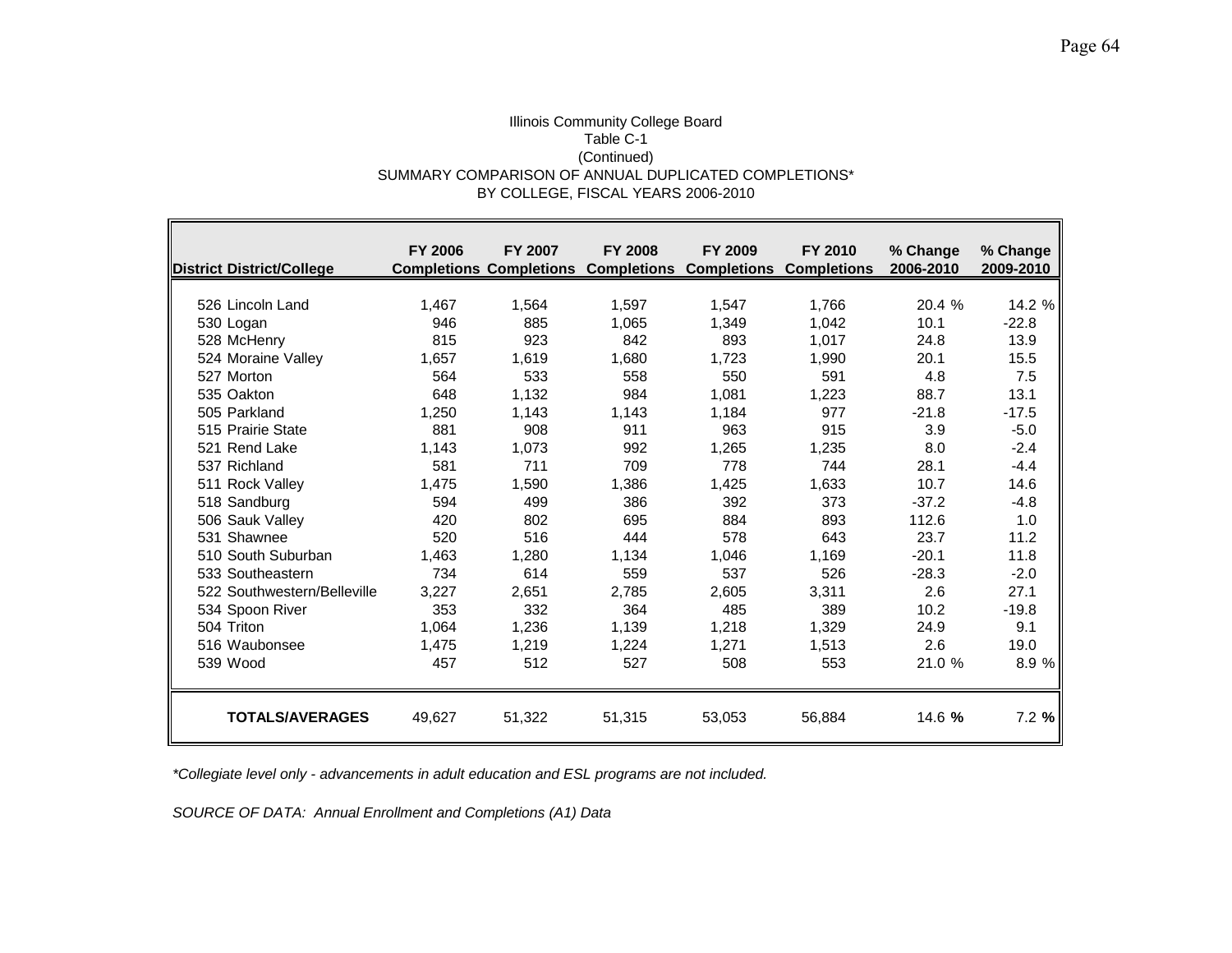Illinois Community College Board
Table C-1
(Continued)
SUMMARY COMPARISON OF ANNUAL DUPLICATED COMPLETIONS*
BY COLLEGE, FISCAL YEARS 2006-2010

| District | District/College | FY 2006 Completions | FY 2007 Completions | FY 2008 Completions | FY 2009 Completions | FY 2010 Completions | % Change 2006-2010 | % Change 2009-2010 |
|---|---|---|---|---|---|---|---|---|
| 526 | Lincoln Land | 1,467 | 1,564 | 1,597 | 1,547 | 1,766 | 20.4 % | 14.2 % |
| 530 | Logan | 946 | 885 | 1,065 | 1,349 | 1,042 | 10.1 | -22.8 |
| 528 | McHenry | 815 | 923 | 842 | 893 | 1,017 | 24.8 | 13.9 |
| 524 | Moraine Valley | 1,657 | 1,619 | 1,680 | 1,723 | 1,990 | 20.1 | 15.5 |
| 527 | Morton | 564 | 533 | 558 | 550 | 591 | 4.8 | 7.5 |
| 535 | Oakton | 648 | 1,132 | 984 | 1,081 | 1,223 | 88.7 | 13.1 |
| 505 | Parkland | 1,250 | 1,143 | 1,143 | 1,184 | 977 | -21.8 | -17.5 |
| 515 | Prairie State | 881 | 908 | 911 | 963 | 915 | 3.9 | -5.0 |
| 521 | Rend Lake | 1,143 | 1,073 | 992 | 1,265 | 1,235 | 8.0 | -2.4 |
| 537 | Richland | 581 | 711 | 709 | 778 | 744 | 28.1 | -4.4 |
| 511 | Rock Valley | 1,475 | 1,590 | 1,386 | 1,425 | 1,633 | 10.7 | 14.6 |
| 518 | Sandburg | 594 | 499 | 386 | 392 | 373 | -37.2 | -4.8 |
| 506 | Sauk Valley | 420 | 802 | 695 | 884 | 893 | 112.6 | 1.0 |
| 531 | Shawnee | 520 | 516 | 444 | 578 | 643 | 23.7 | 11.2 |
| 510 | South Suburban | 1,463 | 1,280 | 1,134 | 1,046 | 1,169 | -20.1 | 11.8 |
| 533 | Southeastern | 734 | 614 | 559 | 537 | 526 | -28.3 | -2.0 |
| 522 | Southwestern/Belleville | 3,227 | 2,651 | 2,785 | 2,605 | 3,311 | 2.6 | 27.1 |
| 534 | Spoon River | 353 | 332 | 364 | 485 | 389 | 10.2 | -19.8 |
| 504 | Triton | 1,064 | 1,236 | 1,139 | 1,218 | 1,329 | 24.9 | 9.1 |
| 516 | Waubonsee | 1,475 | 1,219 | 1,224 | 1,271 | 1,513 | 2.6 | 19.0 |
| 539 | Wood | 457 | 512 | 527 | 508 | 553 | 21.0 % | 8.9 % |
| | **TOTALS/AVERAGES** | 49,627 | 51,322 | 51,315 | 53,053 | 56,884 | 14.6 **%** | 7.2 **%** |

*\*Collegiate level only - advancements in adult education and ESL programs are not included.*

*SOURCE OF DATA: Annual Enrollment and Completions (A1) Data*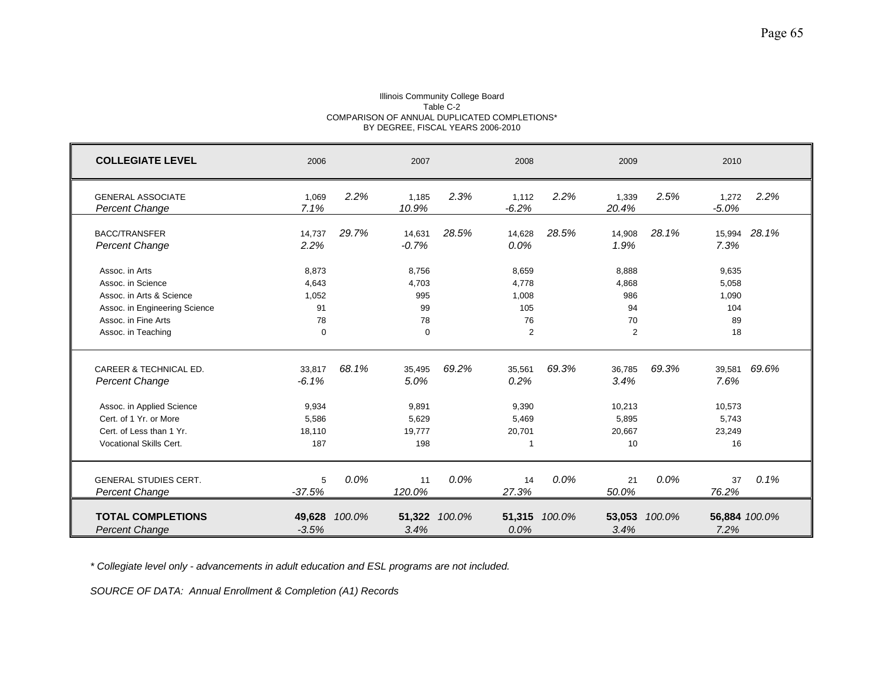Illinois Community College Board
Table C-2
COMPARISON OF ANNUAL DUPLICATED COMPLETIONS*
BY DEGREE, FISCAL YEARS 2006-2010

| **COLLEGIATE LEVEL** | 2006 | | 2007 | | 2008 | | 2009 | | 2010 | |
|---|---|---|---|---|---|---|---|---|---|---|
| GENERAL ASSOCIATE | 1,069 | *2.2%* | 1,185 | *2.3%* | 1,112 | *2.2%* | 1,339 | *2.5%* | 1,272 | *2.2%* |
| *Percent Change* | *7.1%* | | *10.9%* | | *-6.2%* | | *20.4%* | | *-5.0%* | |
| BACC/TRANSFER | 14,737 | *29.7%* | 14,631 | *28.5%* | 14,628 | *28.5%* | 14,908 | *28.1%* | 15,994 | *28.1%* |
| *Percent Change* | *2.2%* | | *-0.7%* | | *0.0%* | | *1.9%* | | *7.3%* | |
| Assoc. in Arts | 8,873 | | 8,756 | | 8,659 | | 8,888 | | 9,635 | |
| Assoc. in Science | 4,643 | | 4,703 | | 4,778 | | 4,868 | | 5,058 | |
| Assoc. in Arts & Science | 1,052 | | 995 | | 1,008 | | 986 | | 1,090 | |
| Assoc. in Engineering Science | 91 | | 99 | | 105 | | 94 | | 104 | |
| Assoc. in Fine Arts | 78 | | 78 | | 76 | | 70 | | 89 | |
| Assoc. in Teaching | 0 | | 0 | | 2 | | 2 | | 18 | |
| CAREER & TECHNICAL ED. | 33,817 | *68.1%* | 35,495 | *69.2%* | 35,561 | *69.3%* | 36,785 | *69.3%* | 39,581 | *69.6%* |
| *Percent Change* | *-6.1%* | | *5.0%* | | *0.2%* | | *3.4%* | | *7.6%* | |
| Assoc. in Applied Science | 9,934 | | 9,891 | | 9,390 | | 10,213 | | 10,573 | |
| Cert. of 1 Yr. or More | 5,586 | | 5,629 | | 5,469 | | 5,895 | | 5,743 | |
| Cert. of Less than 1 Yr. | 18,110 | | 19,777 | | 20,701 | | 20,667 | | 23,249 | |
| Vocational Skills Cert. | 187 | | 198 | | 1 | | 10 | | 16 | |
| GENERAL STUDIES CERT. | 5 | *0.0%* | 11 | *0.0%* | 14 | *0.0%* | 21 | *0.0%* | 37 | *0.1%* |
| *Percent Change* | *-37.5%* | | *120.0%* | | *27.3%* | | *50.0%* | | *76.2%* | |
| **TOTAL COMPLETIONS** | **49,628** | *100.0%* | **51,322** | *100.0%* | **51,315** | *100.0%* | **53,053** | *100.0%* | **56,884** | *100.0%* |
| *Percent Change* | *-3.5%* | | *3.4%* | | *0.0%* | | *3.4%* | | *7.2%* | |

*\* Collegiate level only - advancements in adult education and ESL programs are not included.*

*SOURCE OF DATA: Annual Enrollment & Completion (A1) Records*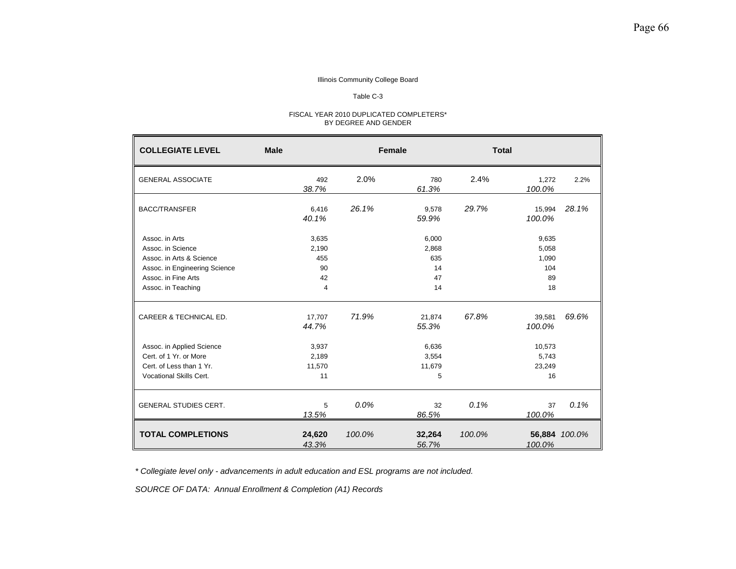Illinois Community College Board

Table C-3

FISCAL YEAR 2010 DUPLICATED COMPLETERS*
BY DEGREE AND GENDER

| COLLEGIATE LEVEL | Male | | Female | | Total | |
|---|---|---|---|---|---|---|
| GENERAL ASSOCIATE | 492 | 2.0% | 780 | 2.4% | 1,272 | 2.2% |
| | *38.7%* | | *61.3%* | | *100.0%* | |
| BACC/TRANSFER | 6,416 | *26.1%* | 9,578 | *29.7%* | 15,994 | *28.1%* |
| | *40.1%* | | *59.9%* | | *100.0%* | |
| Assoc. in Arts | 3,635 | | 6,000 | | 9,635 | |
| Assoc. in Science | 2,190 | | 2,868 | | 5,058 | |
| Assoc. in Arts & Science | 455 | | 635 | | 1,090 | |
| Assoc. in Engineering Science | 90 | | 14 | | 104 | |
| Assoc. in Fine Arts | 42 | | 47 | | 89 | |
| Assoc. in Teaching | 4 | | 14 | | 18 | |
| CAREER & TECHNICAL ED. | 17,707 | *71.9%* | 21,874 | *67.8%* | 39,581 | *69.6%* |
| | *44.7%* | | *55.3%* | | *100.0%* | |
| Assoc. in Applied Science | 3,937 | | 6,636 | | 10,573 | |
| Cert. of 1 Yr. or More | 2,189 | | 3,554 | | 5,743 | |
| Cert. of Less than 1 Yr. | 11,570 | | 11,679 | | 23,249 | |
| Vocational Skills Cert. | 11 | | 5 | | 16 | |
| GENERAL STUDIES CERT. | 5 | *0.0%* | 32 | *0.1%* | 37 | *0.1%* |
| | *13.5%* | | *86.5%* | | *100.0%* | |
| **TOTAL COMPLETIONS** | **24,620** | *100.0%* | **32,264** | *100.0%* | **56,884** | *100.0%* |
| | *43.3%* | | *56.7%* | | *100.0%* | |

*\* Collegiate level only - advancements in adult education and ESL programs are not included.*

*SOURCE OF DATA: Annual Enrollment & Completion (A1) Records*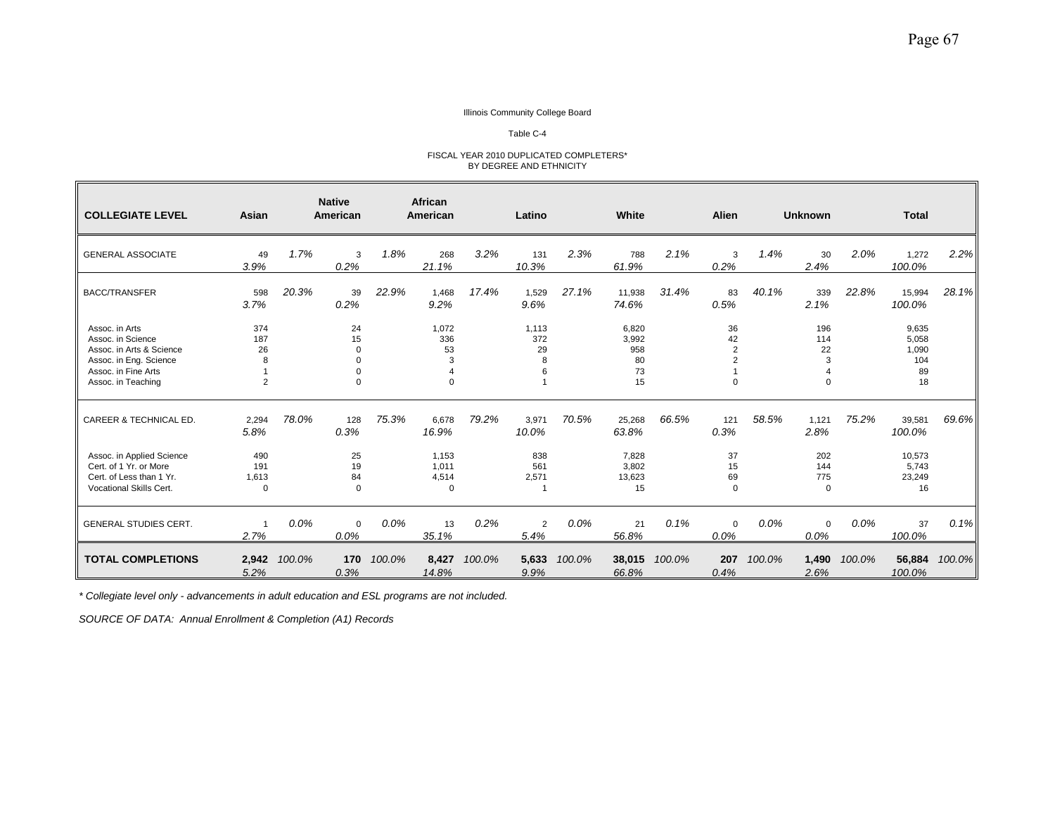Illinois Community College Board

Table C-4

FISCAL YEAR 2010 DUPLICATED COMPLETERS*
BY DEGREE AND ETHNICITY

| COLLEGIATE LEVEL | Asian | | Native American | | African American | | Latino | | White | | Alien | | Unknown | | Total | |
|---|---|---|---|---|---|---|---|---|---|---|---|---|---|---|---|---|
| GENERAL ASSOCIATE | 49 | *1.7%* | 3 | *1.8%* | 268 | *3.2%* | 131 | *2.3%* | 788 | *2.1%* | 3 | *1.4%* | 30 | *2.0%* | 1,272 | *2.2%* |
| | *3.9%* | | *0.2%* | | *21.1%* | | *10.3%* | | *61.9%* | | *0.2%* | | *2.4%* | | *100.0%* | |
| BACC/TRANSFER | 598 | *20.3%* | 39 | *22.9%* | 1,468 | *17.4%* | 1,529 | *27.1%* | 11,938 | *31.4%* | 83 | *40.1%* | 339 | *22.8%* | 15,994 | *28.1%* |
| | *3.7%* | | *0.2%* | | *9.2%* | | *9.6%* | | *74.6%* | | *0.5%* | | *2.1%* | | *100.0%* | |
| Assoc. in Arts | 374 | | 24 | | 1,072 | | 1,113 | | 6,820 | | 36 | | 196 | | 9,635 | |
| Assoc. in Science | 187 | | 15 | | 336 | | 372 | | 3,992 | | 42 | | 114 | | 5,058 | |
| Assoc. in Arts & Science | 26 | | 0 | | 53 | | 29 | | 958 | | 2 | | 22 | | 1,090 | |
| Assoc. in Eng. Science | 8 | | 0 | | 3 | | 8 | | 80 | | 2 | | 3 | | 104 | |
| Assoc. in Fine Arts | 1 | | 0 | | 4 | | 6 | | 73 | | 1 | | 4 | | 89 | |
| Assoc. in Teaching | 2 | | 0 | | 0 | | 1 | | 15 | | 0 | | 0 | | 18 | |
| CAREER & TECHNICAL ED. | 2,294 | *78.0%* | 128 | *75.3%* | 6,678 | *79.2%* | 3,971 | *70.5%* | 25,268 | *66.5%* | 121 | *58.5%* | 1,121 | *75.2%* | 39,581 | *69.6%* |
| | *5.8%* | | *0.3%* | | *16.9%* | | *10.0%* | | *63.8%* | | *0.3%* | | *2.8%* | | *100.0%* | |
| Assoc. in Applied Science | 490 | | 25 | | 1,153 | | 838 | | 7,828 | | 37 | | 202 | | 10,573 | |
| Cert. of 1 Yr. or More | 191 | | 19 | | 1,011 | | 561 | | 3,802 | | 15 | | 144 | | 5,743 | |
| Cert. of Less than 1 Yr. | 1,613 | | 84 | | 4,514 | | 2,571 | | 13,623 | | 69 | | 775 | | 23,249 | |
| Vocational Skills Cert. | 0 | | 0 | | 0 | | 1 | | 15 | | 0 | | 0 | | 16 | |
| GENERAL STUDIES CERT. | 1 | *0.0%* | 0 | *0.0%* | 13 | *0.2%* | 2 | *0.0%* | 21 | *0.1%* | 0 | *0.0%* | 0 | *0.0%* | 37 | *0.1%* |
| | *2.7%* | | *0.0%* | | *35.1%* | | *5.4%* | | *56.8%* | | *0.0%* | | *0.0%* | | *100.0%* | |
| **TOTAL COMPLETIONS** | **2,942** | *100.0%* | **170** | *100.0%* | **8,427** | *100.0%* | **5,633** | *100.0%* | **38,015** | *100.0%* | **207** | *100.0%* | **1,490** | *100.0%* | **56,884** | *100.0%* |
| | *5.2%* | | *0.3%* | | *14.8%* | | *9.9%* | | *66.8%* | | *0.4%* | | *2.6%* | | *100.0%* | |

*\* Collegiate level only - advancements in adult education and ESL programs are not included.*

*SOURCE OF DATA: Annual Enrollment & Completion (A1) Records*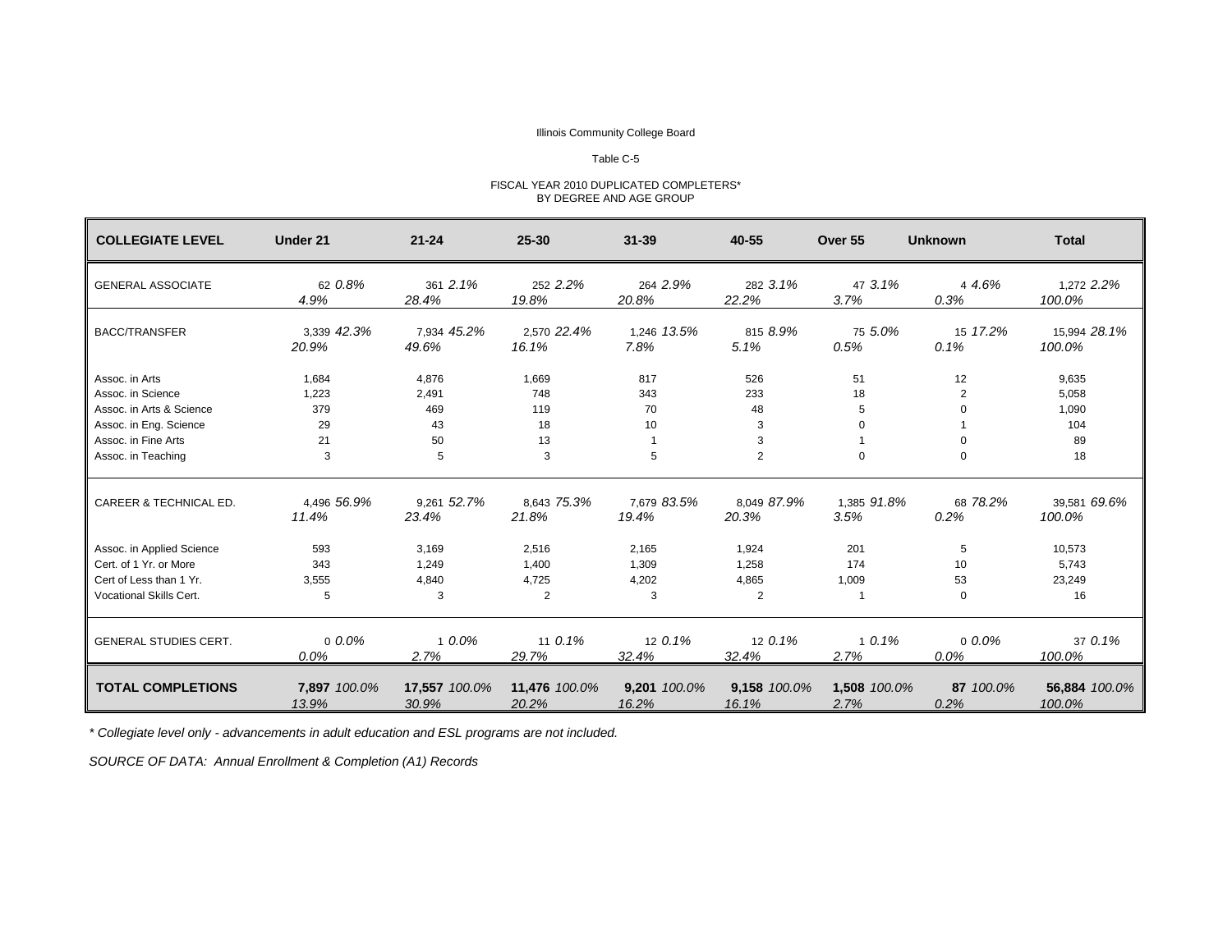Illinois Community College Board

Table C-5

FISCAL YEAR 2010 DUPLICATED COMPLETERS*
BY DEGREE AND AGE GROUP

| COLLEGIATE LEVEL | Under 21 | 21-24 | 25-30 | 31-39 | 40-55 | Over 55 | Unknown | Total |
|---|---|---|---|---|---|---|---|---|
| GENERAL ASSOCIATE | 62 *0.8%* *4.9%* | 361 *2.1%* *28.4%* | 252 *2.2%* *19.8%* | 264 *2.9%* *20.8%* | 282 *3.1%* *22.2%* | 47 *3.1%* *3.7%* | 4 *4.6%* *0.3%* | 1,272 *2.2%* *100.0%* |
| BACC/TRANSFER | 3,339 *42.3%* *20.9%* | 7,934 *45.2%* *49.6%* | 2,570 *22.4%* *16.1%* | 1,246 *13.5%* *7.8%* | 815 *8.9%* *5.1%* | 75 *5.0%* *0.5%* | 15 *17.2%* *0.1%* | 15,994 *28.1%* *100.0%* |
| Assoc. in Arts | 1,684 | 4,876 | 1,669 | 817 | 526 | 51 | 12 | 9,635 |
| Assoc. in Science | 1,223 | 2,491 | 748 | 343 | 233 | 18 | 2 | 5,058 |
| Assoc. in Arts & Science | 379 | 469 | 119 | 70 | 48 | 5 | 0 | 1,090 |
| Assoc. in Eng. Science | 29 | 43 | 18 | 10 | 3 | 0 | 1 | 104 |
| Assoc. in Fine Arts | 21 | 50 | 13 | 1 | 3 | 1 | 0 | 89 |
| Assoc. in Teaching | 3 | 5 | 3 | 5 | 2 | 0 | 0 | 18 |
| CAREER & TECHNICAL ED. | 4,496 *56.9%* *11.4%* | 9,261 *52.7%* *23.4%* | 8,643 *75.3%* *21.8%* | 7,679 *83.5%* *19.4%* | 8,049 *87.9%* *20.3%* | 1,385 *91.8%* *3.5%* | 68 *78.2%* *0.2%* | 39,581 *69.6%* *100.0%* |
| Assoc. in Applied Science | 593 | 3,169 | 2,516 | 2,165 | 1,924 | 201 | 5 | 10,573 |
| Cert. of 1 Yr. or More | 343 | 1,249 | 1,400 | 1,309 | 1,258 | 174 | 10 | 5,743 |
| Cert of Less than 1 Yr. | 3,555 | 4,840 | 4,725 | 4,202 | 4,865 | 1,009 | 53 | 23,249 |
| Vocational Skills Cert. | 5 | 3 | 2 | 3 | 2 | 1 | 0 | 16 |
| GENERAL STUDIES CERT. | 0 *0.0%* *0.0%* | 1 *0.0%* *2.7%* | 11 *0.1%* *29.7%* | 12 *0.1%* *32.4%* | 12 *0.1%* *32.4%* | 1 *0.1%* *2.7%* | 0 *0.0%* *0.0%* | 37 *0.1%* *100.0%* |
| **TOTAL COMPLETIONS** | **7,897** *100.0%* *13.9%* | **17,557** *100.0%* *30.9%* | **11,476** *100.0%* *20.2%* | **9,201** *100.0%* *16.2%* | **9,158** *100.0%* *16.1%* | **1,508** *100.0%* *2.7%* | **87** *100.0%* *0.2%* | **56,884** *100.0%* *100.0%* |

*\* Collegiate level only - advancements in adult education and ESL programs are not included.*

*SOURCE OF DATA: Annual Enrollment & Completion (A1) Records*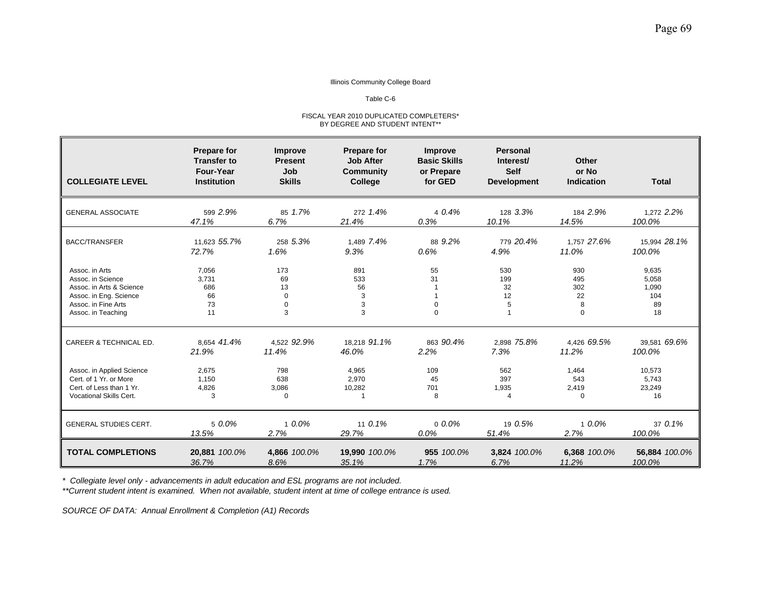Illinois Community College Board

Table C-6

FISCAL YEAR 2010 DUPLICATED COMPLETERS*
BY DEGREE AND STUDENT INTENT**

| COLLEGIATE LEVEL | Prepare for Transfer to Four-Year Institution | Improve Present Job Skills | Prepare for Job After Community College | Improve Basic Skills or Prepare for GED | Personal Interest/ Self Development | Other or No Indication | Total |
|---|---|---|---|---|---|---|---|
| GENERAL ASSOCIATE | 599 *2.9%* | 85 *1.7%* | 272 *1.4%* | 4 *0.4%* | 128 *3.3%* | 184 *2.9%* | 1,272 *2.2%* |
| | *47.1%* | *6.7%* | *21.4%* | *0.3%* | *10.1%* | *14.5%* | *100.0%* |
| BACC/TRANSFER | 11,623 *55.7%* | 258 *5.3%* | 1,489 *7.4%* | 88 *9.2%* | 779 *20.4%* | 1,757 *27.6%* | 15,994 *28.1%* |
| | *72.7%* | *1.6%* | *9.3%* | *0.6%* | *4.9%* | *11.0%* | *100.0%* |
| Assoc. in Arts | 7,056 | 173 | 891 | 55 | 530 | 930 | 9,635 |
| Assoc. in Science | 3,731 | 69 | 533 | 31 | 199 | 495 | 5,058 |
| Assoc. in Arts & Science | 686 | 13 | 56 | 1 | 32 | 302 | 1,090 |
| Assoc. in Eng. Science | 66 | 0 | 3 | 1 | 12 | 22 | 104 |
| Assoc. in Fine Arts | 73 | 0 | 3 | 0 | 5 | 8 | 89 |
| Assoc. in Teaching | 11 | 3 | 3 | 0 | 1 | 0 | 18 |
| CAREER & TECHNICAL ED. | 8,654 *41.4%* | 4,522 *92.9%* | 18,218 *91.1%* | 863 *90.4%* | 2,898 *75.8%* | 4,426 *69.5%* | 39,581 *69.6%* |
| | *21.9%* | *11.4%* | *46.0%* | *2.2%* | *7.3%* | *11.2%* | *100.0%* |
| Assoc. in Applied Science | 2,675 | 798 | 4,965 | 109 | 562 | 1,464 | 10,573 |
| Cert. of 1 Yr. or More | 1,150 | 638 | 2,970 | 45 | 397 | 543 | 5,743 |
| Cert. of Less than 1 Yr. | 4,826 | 3,086 | 10,282 | 701 | 1,935 | 2,419 | 23,249 |
| Vocational Skills Cert. | 3 | 0 | 1 | 8 | 4 | 0 | 16 |
| GENERAL STUDIES CERT. | 5 *0.0%* | 1 *0.0%* | 11 *0.1%* | 0 *0.0%* | 19 *0.5%* | 1 *0.0%* | 37 *0.1%* |
| | *13.5%* | *2.7%* | *29.7%* | *0.0%* | *51.4%* | *2.7%* | *100.0%* |
| **TOTAL COMPLETIONS** | **20,881** *100.0%* | **4,866** *100.0%* | **19,990** *100.0%* | **955** *100.0%* | **3,824** *100.0%* | **6,368** *100.0%* | **56,884** *100.0%* |
| | *36.7%* | *8.6%* | *35.1%* | *1.7%* | *6.7%* | *11.2%* | *100.0%* |

*\* Collegiate level only - advancements in adult education and ESL programs are not included.*

*\*\*Current student intent is examined. When not available, student intent at time of college entrance is used.*

*SOURCE OF DATA: Annual Enrollment & Completion (A1) Records*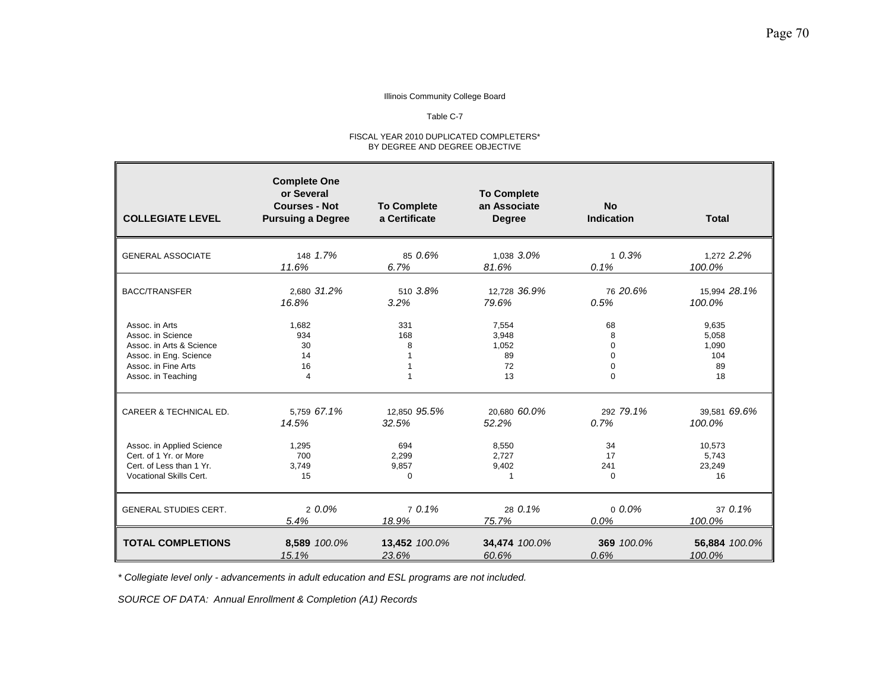Illinois Community College Board

Table C-7

FISCAL YEAR 2010 DUPLICATED COMPLETERS*
BY DEGREE AND DEGREE OBJECTIVE

| COLLEGIATE LEVEL | Complete One or Several Courses - Not Pursuing a Degree | To Complete a Certificate | To Complete an Associate Degree | No Indication | Total |
|---|---|---|---|---|---|
| GENERAL ASSOCIATE | 148 *1.7%* *11.6%* | 85 *0.6%* *6.7%* | 1,038 *3.0%* *81.6%* | 1 *0.3%* *0.1%* | 1,272 *2.2%* *100.0%* |
| BACC/TRANSFER | 2,680 *31.2%* *16.8%* | 510 *3.8%* *3.2%* | 12,728 *36.9%* *79.6%* | 76 *20.6%* *0.5%* | 15,994 *28.1%* *100.0%* |
| Assoc. in Arts | 1,682 | 331 | 7,554 | 68 | 9,635 |
| Assoc. in Science | 934 | 168 | 3,948 | 8 | 5,058 |
| Assoc. in Arts & Science | 30 | 8 | 1,052 | 0 | 1,090 |
| Assoc. in Eng. Science | 14 | 1 | 89 | 0 | 104 |
| Assoc. in Fine Arts | 16 | 1 | 72 | 0 | 89 |
| Assoc. in Teaching | 4 | 1 | 13 | 0 | 18 |
| CAREER & TECHNICAL ED. | 5,759 *67.1%* *14.5%* | 12,850 *95.5%* *32.5%* | 20,680 *60.0%* *52.2%* | 292 *79.1%* *0.7%* | 39,581 *69.6%* *100.0%* |
| Assoc. in Applied Science | 1,295 | 694 | 8,550 | 34 | 10,573 |
| Cert. of 1 Yr. or More | 700 | 2,299 | 2,727 | 17 | 5,743 |
| Cert. of Less than 1 Yr. | 3,749 | 9,857 | 9,402 | 241 | 23,249 |
| Vocational Skills Cert. | 15 | 0 | 1 | 0 | 16 |
| GENERAL STUDIES CERT. | 2 *0.0%* *5.4%* | 7 *0.1%* *18.9%* | 28 *0.1%* *75.7%* | 0 *0.0%* *0.0%* | 37 *0.1%* *100.0%* |
| **TOTAL COMPLETIONS** | **8,589** *100.0%* *15.1%* | **13,452** *100.0%* *23.6%* | **34,474** *100.0%* *60.6%* | **369** *100.0%* *0.6%* | **56,884** *100.0%* *100.0%* |

*\* Collegiate level only - advancements in adult education and ESL programs are not included.*

*SOURCE OF DATA: Annual Enrollment & Completion (A1) Records*